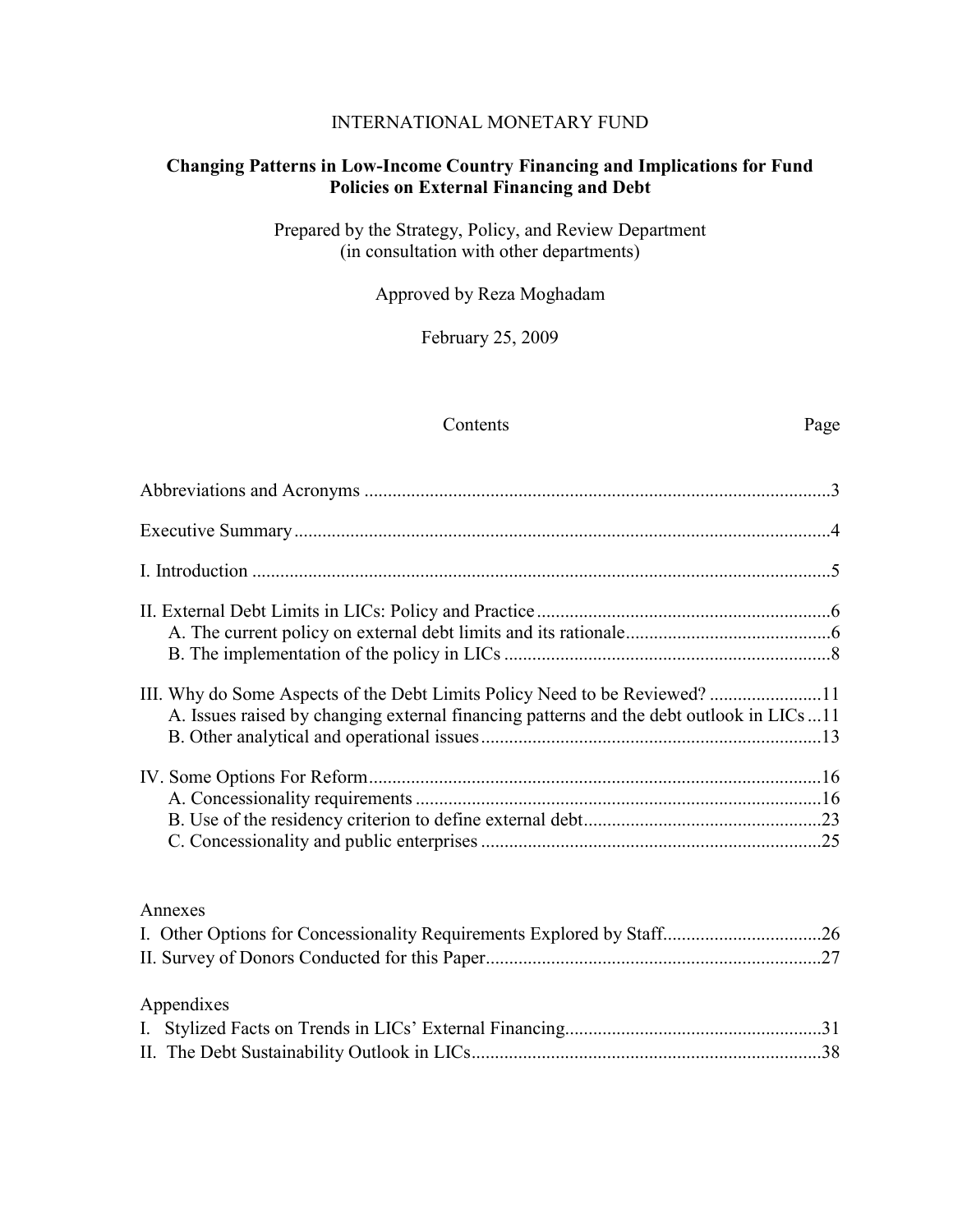INTERNATIONAL MONETARY FUND

# Changing Patterns in Low-Income Country Financing and Implications for Fund Policies on External Financing and Debt

Prepared by the Strategy, Policy, and Review Department
(in consultation with other departments)

Approved by Reza Moghadam

February 25, 2009

## Contents

| | Page |
|---|---|
| Abbreviations and Acronyms | 3 |
| Executive Summary | 4 |
| I. Introduction | 5 |
| II. External Debt Limits in LICs: Policy and Practice | 6 |
| A. The current policy on external debt limits and its rationale | 6 |
| B. The implementation of the policy in LICs | 8 |
| III. Why do Some Aspects of the Debt Limits Policy Need to be Reviewed? | 11 |
| A. Issues raised by changing external financing patterns and the debt outlook in LICs | 11 |
| B. Other analytical and operational issues | 13 |
| IV. Some Options For Reform | 16 |
| A. Concessionality requirements | 16 |
| B. Use of the residency criterion to define external debt | 23 |
| C. Concessionality and public enterprises | 25 |

Annexes

| | |
|---|---|
| I. Other Options for Concessionality Requirements Explored by Staff | 26 |
| II. Survey of Donors Conducted for this Paper | 27 |

Appendixes

| | |
|---|---|
| I. Stylized Facts on Trends in LICs' External Financing | 31 |
| II. The Debt Sustainability Outlook in LICs | 38 |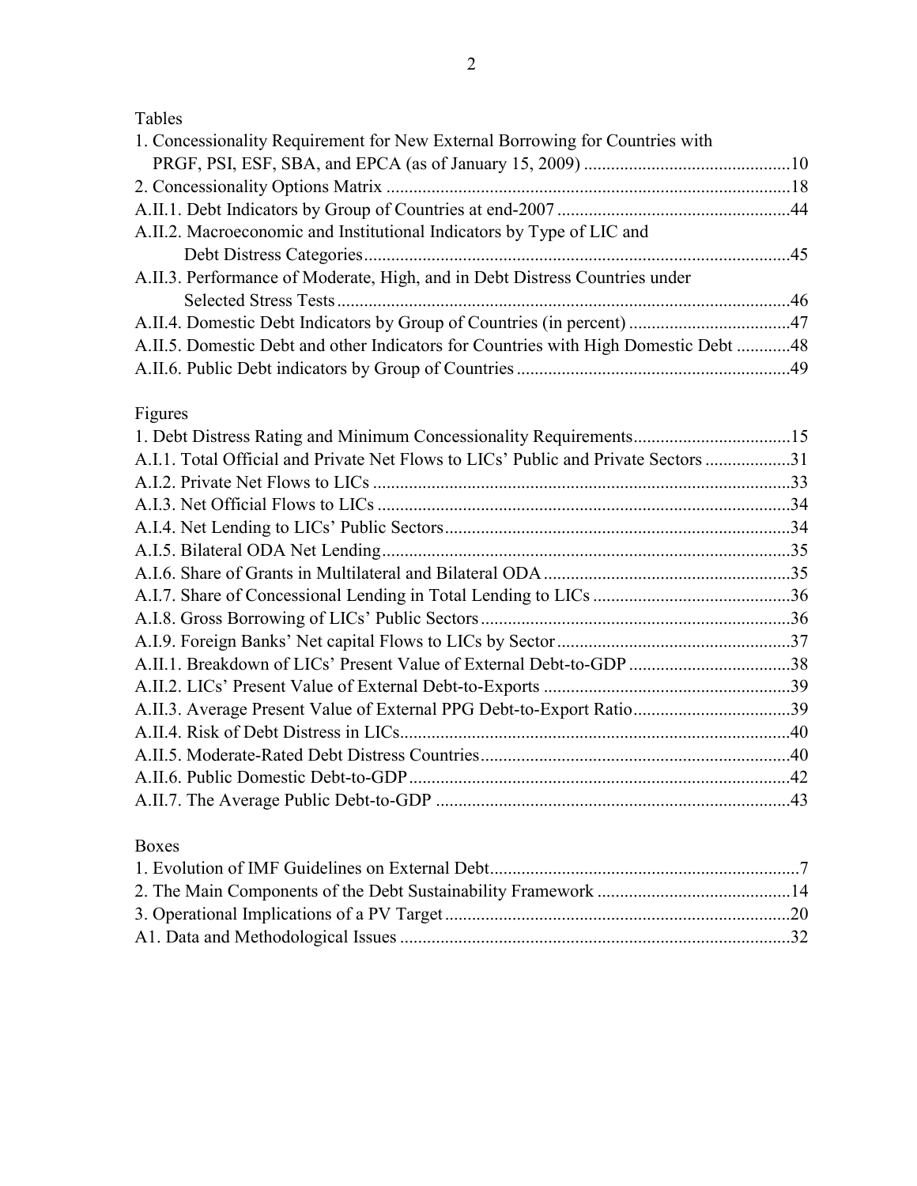Tables

1. Concessionality Requirement for New External Borrowing for Countries with PRGF, PSI, ESF, SBA, and EPCA (as of January 15, 2009) .............................................10
2. Concessionality Options Matrix .........................................................................................18
A.II.1. Debt Indicators by Group of Countries at end-2007 ....................................................44
A.II.2. Macroeconomic and Institutional Indicators by Type of LIC and Debt Distress Categories..............................................................................................45
A.II.3. Performance of Moderate, High, and in Debt Distress Countries under Selected Stress Tests ....................................................................................................46
A.II.4. Domestic Debt Indicators by Group of Countries (in percent) ....................................47
A.II.5. Domestic Debt and other Indicators for Countries with High Domestic Debt ............48
A.II.6. Public Debt indicators by Group of Countries ............................................................49

Figures

1. Debt Distress Rating and Minimum Concessionality Requirements...................................15
A.I.1. Total Official and Private Net Flows to LICs' Public and Private Sectors ...................31
A.I.2. Private Net Flows to LICs .............................................................................................33
A.I.3. Net Official Flows to LICs ............................................................................................34
A.I.4. Net Lending to LICs' Public Sectors.............................................................................34
A.I.5. Bilateral ODA Net Lending...........................................................................................35
A.I.6. Share of Grants in Multilateral and Bilateral ODA .......................................................35
A.I.7. Share of Concessional Lending in Total Lending to LICs ............................................36
A.I.8. Gross Borrowing of LICs' Public Sectors .....................................................................36
A.I.9. Foreign Banks' Net capital Flows to LICs by Sector ....................................................37
A.II.1. Breakdown of LICs' Present Value of External Debt-to-GDP ....................................38
A.II.2. LICs' Present Value of External Debt-to-Exports .......................................................39
A.II.3. Average Present Value of External PPG Debt-to-Export Ratio...................................39
A.II.4. Risk of Debt Distress in LICs.......................................................................................40
A.II.5. Moderate-Rated Debt Distress Countries.....................................................................40
A.II.6. Public Domestic Debt-to-GDP.....................................................................................42
A.II.7. The Average Public Debt-to-GDP ..............................................................................43

Boxes

1. Evolution of IMF Guidelines on External Debt.....................................................................7
2. The Main Components of the Debt Sustainability Framework ...........................................14
3. Operational Implications of a PV Target.............................................................................20
A1. Data and Methodological Issues .......................................................................................32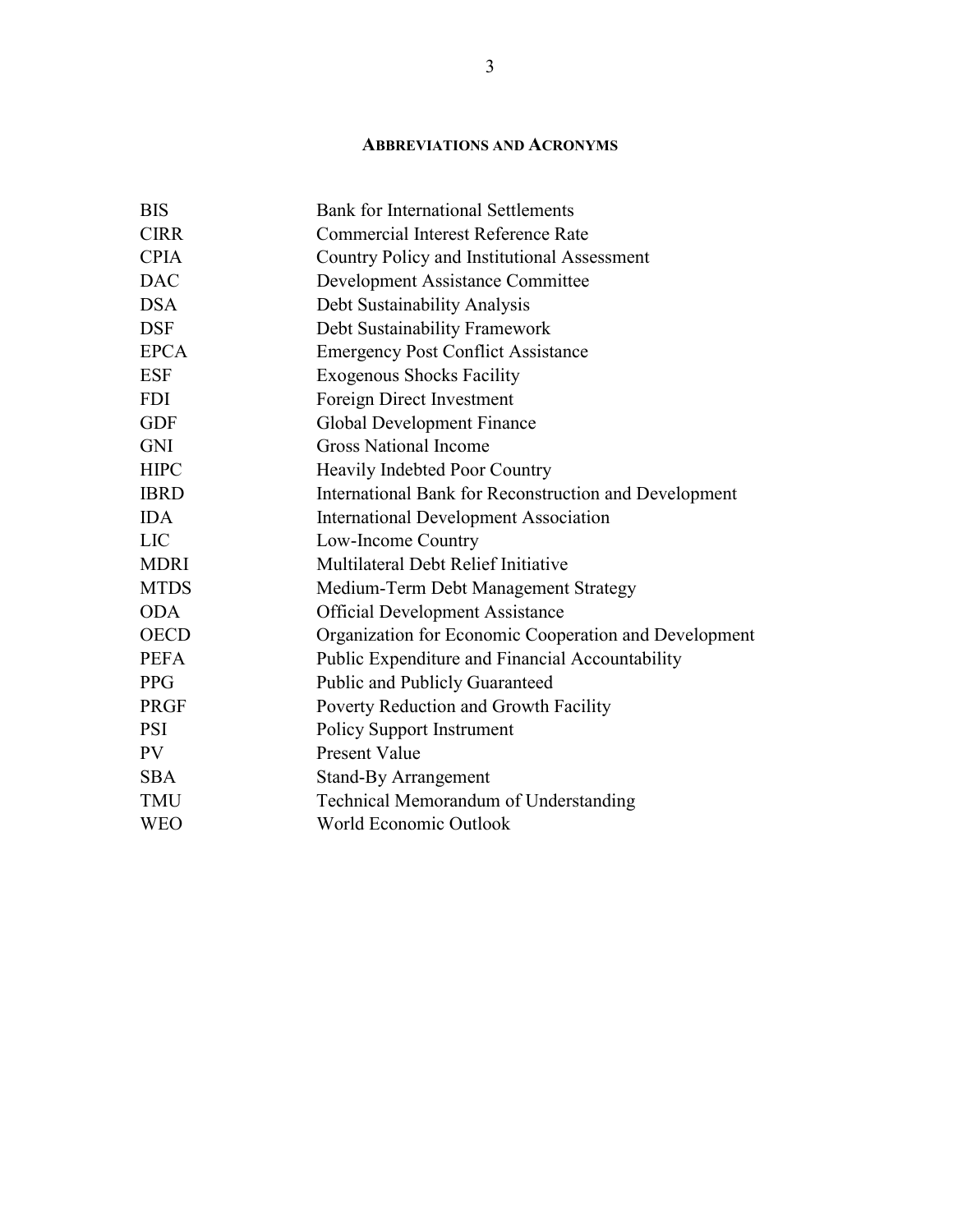## ABBREVIATIONS AND ACRONYMS

| | |
|---|---|
| BIS | Bank for International Settlements |
| CIRR | Commercial Interest Reference Rate |
| CPIA | Country Policy and Institutional Assessment |
| DAC | Development Assistance Committee |
| DSA | Debt Sustainability Analysis |
| DSF | Debt Sustainability Framework |
| EPCA | Emergency Post Conflict Assistance |
| ESF | Exogenous Shocks Facility |
| FDI | Foreign Direct Investment |
| GDF | Global Development Finance |
| GNI | Gross National Income |
| HIPC | Heavily Indebted Poor Country |
| IBRD | International Bank for Reconstruction and Development |
| IDA | International Development Association |
| LIC | Low-Income Country |
| MDRI | Multilateral Debt Relief Initiative |
| MTDS | Medium-Term Debt Management Strategy |
| ODA | Official Development Assistance |
| OECD | Organization for Economic Cooperation and Development |
| PEFA | Public Expenditure and Financial Accountability |
| PPG | Public and Publicly Guaranteed |
| PRGF | Poverty Reduction and Growth Facility |
| PSI | Policy Support Instrument |
| PV | Present Value |
| SBA | Stand-By Arrangement |
| TMU | Technical Memorandum of Understanding |
| WEO | World Economic Outlook |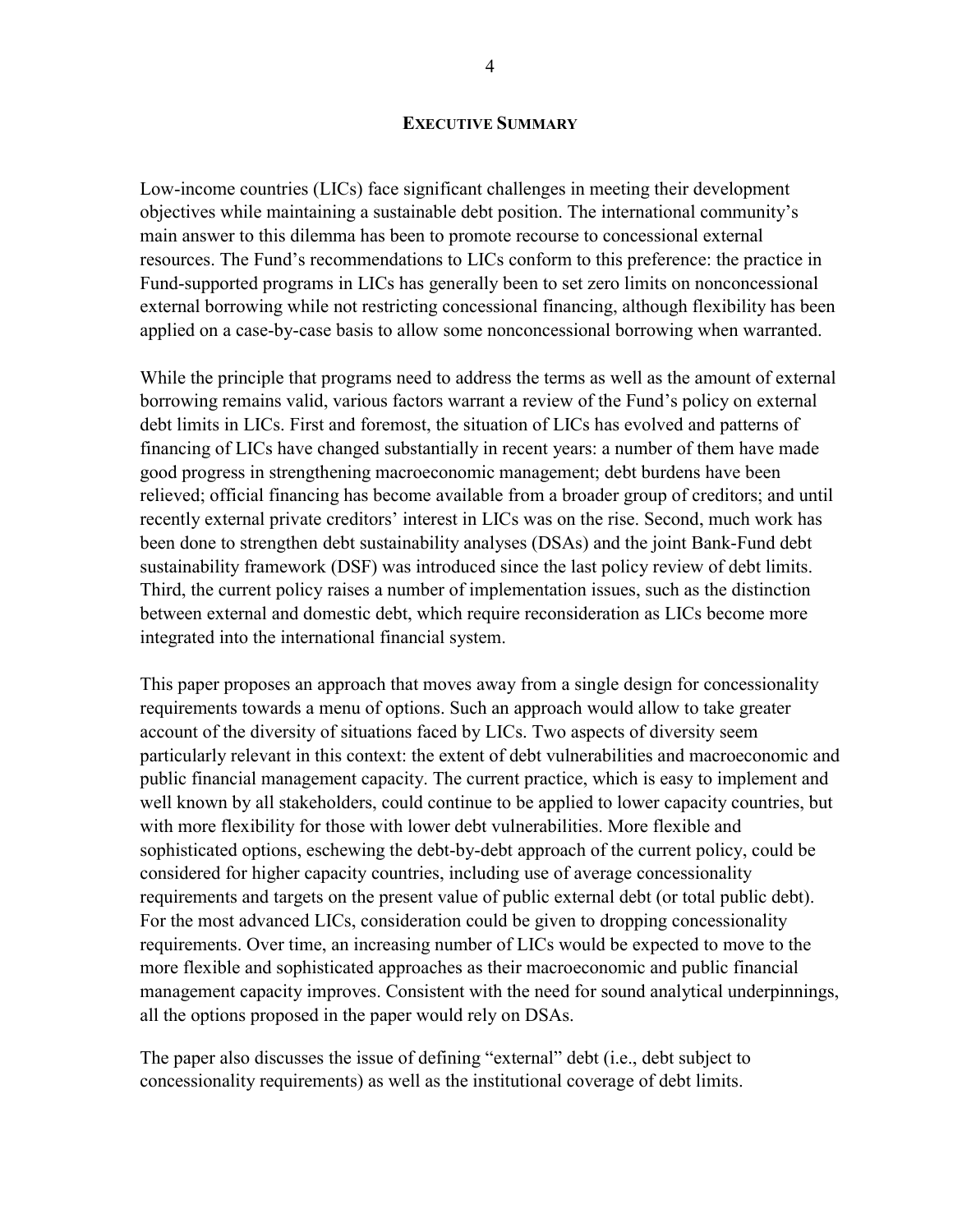## EXECUTIVE SUMMARY

Low-income countries (LICs) face significant challenges in meeting their development objectives while maintaining a sustainable debt position. The international community's main answer to this dilemma has been to promote recourse to concessional external resources. The Fund's recommendations to LICs conform to this preference: the practice in Fund-supported programs in LICs has generally been to set zero limits on nonconcessional external borrowing while not restricting concessional financing, although flexibility has been applied on a case-by-case basis to allow some nonconcessional borrowing when warranted.

While the principle that programs need to address the terms as well as the amount of external borrowing remains valid, various factors warrant a review of the Fund's policy on external debt limits in LICs. First and foremost, the situation of LICs has evolved and patterns of financing of LICs have changed substantially in recent years: a number of them have made good progress in strengthening macroeconomic management; debt burdens have been relieved; official financing has become available from a broader group of creditors; and until recently external private creditors' interest in LICs was on the rise. Second, much work has been done to strengthen debt sustainability analyses (DSAs) and the joint Bank-Fund debt sustainability framework (DSF) was introduced since the last policy review of debt limits. Third, the current policy raises a number of implementation issues, such as the distinction between external and domestic debt, which require reconsideration as LICs become more integrated into the international financial system.

This paper proposes an approach that moves away from a single design for concessionality requirements towards a menu of options. Such an approach would allow to take greater account of the diversity of situations faced by LICs. Two aspects of diversity seem particularly relevant in this context: the extent of debt vulnerabilities and macroeconomic and public financial management capacity. The current practice, which is easy to implement and well known by all stakeholders, could continue to be applied to lower capacity countries, but with more flexibility for those with lower debt vulnerabilities. More flexible and sophisticated options, eschewing the debt-by-debt approach of the current policy, could be considered for higher capacity countries, including use of average concessionality requirements and targets on the present value of public external debt (or total public debt). For the most advanced LICs, consideration could be given to dropping concessionality requirements. Over time, an increasing number of LICs would be expected to move to the more flexible and sophisticated approaches as their macroeconomic and public financial management capacity improves. Consistent with the need for sound analytical underpinnings, all the options proposed in the paper would rely on DSAs.

The paper also discusses the issue of defining "external" debt (i.e., debt subject to concessionality requirements) as well as the institutional coverage of debt limits.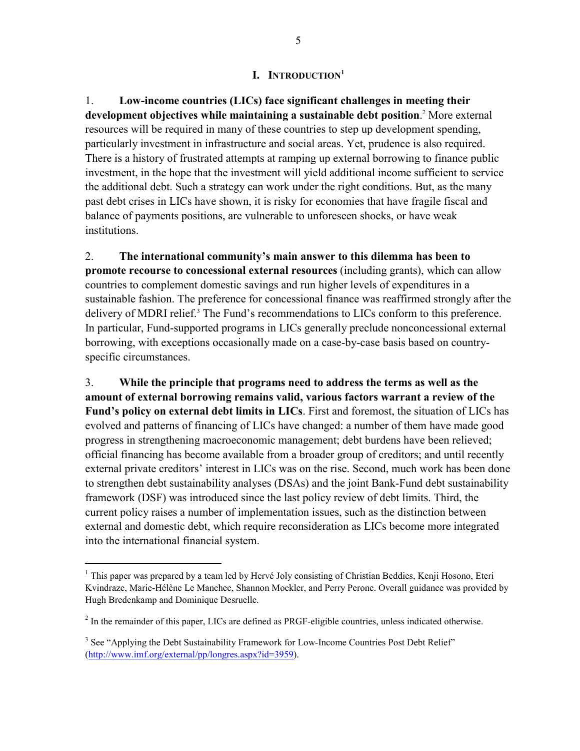# I. INTRODUCTION[1]

1. **Low-income countries (LICs) face significant challenges in meeting their development objectives while maintaining a sustainable debt position**.[2] More external resources will be required in many of these countries to step up development spending, particularly investment in infrastructure and social areas. Yet, prudence is also required. There is a history of frustrated attempts at ramping up external borrowing to finance public investment, in the hope that the investment will yield additional income sufficient to service the additional debt. Such a strategy can work under the right conditions. But, as the many past debt crises in LICs have shown, it is risky for economies that have fragile fiscal and balance of payments positions, are vulnerable to unforeseen shocks, or have weak institutions.

2. **The international community's main answer to this dilemma has been to promote recourse to concessional external resources** (including grants), which can allow countries to complement domestic savings and run higher levels of expenditures in a sustainable fashion. The preference for concessional finance was reaffirmed strongly after the delivery of MDRI relief.[3] The Fund's recommendations to LICs conform to this preference. In particular, Fund-supported programs in LICs generally preclude nonconcessional external borrowing, with exceptions occasionally made on a case-by-case basis based on country-specific circumstances.

3. **While the principle that programs need to address the terms as well as the amount of external borrowing remains valid, various factors warrant a review of the Fund's policy on external debt limits in LICs**. First and foremost, the situation of LICs has evolved and patterns of financing of LICs have changed: a number of them have made good progress in strengthening macroeconomic management; debt burdens have been relieved; official financing has become available from a broader group of creditors; and until recently external private creditors' interest in LICs was on the rise. Second, much work has been done to strengthen debt sustainability analyses (DSAs) and the joint Bank-Fund debt sustainability framework (DSF) was introduced since the last policy review of debt limits. Third, the current policy raises a number of implementation issues, such as the distinction between external and domestic debt, which require reconsideration as LICs become more integrated into the international financial system.

---

[1] This paper was prepared by a team led by Hervé Joly consisting of Christian Beddies, Kenji Hosono, Eteri Kvindraze, Marie-Hélène Le Manchec, Shannon Mockler, and Perry Perone. Overall guidance was provided by Hugh Bredenkamp and Dominique Desruelle.

[2] In the remainder of this paper, LICs are defined as PRGF-eligible countries, unless indicated otherwise.

[3] See "Applying the Debt Sustainability Framework for Low-Income Countries Post Debt Relief" (http://www.imf.org/external/pp/longres.aspx?id=3959).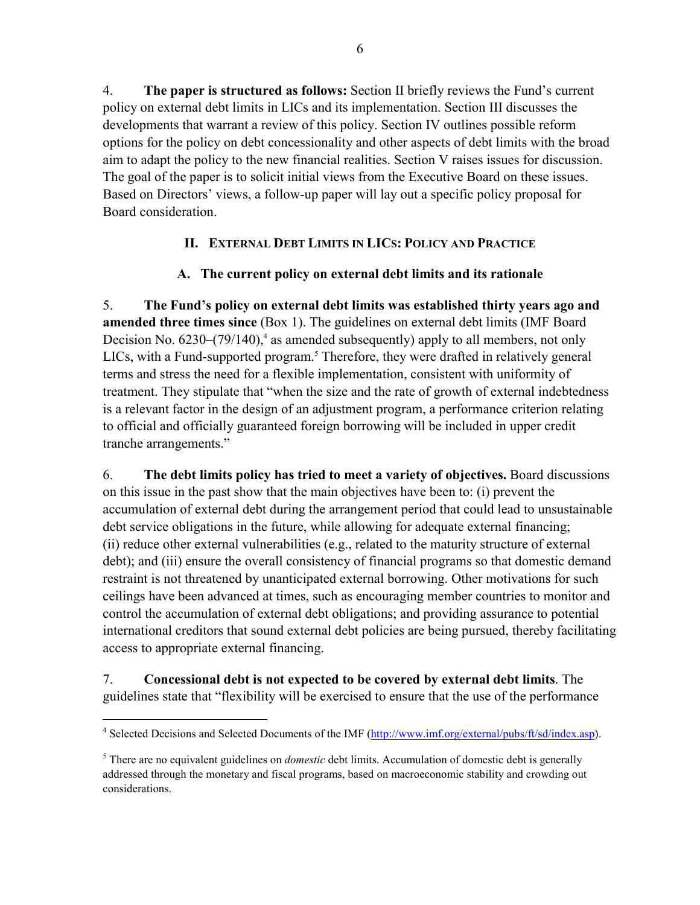4. **The paper is structured as follows:** Section II briefly reviews the Fund's current policy on external debt limits in LICs and its implementation. Section III discusses the developments that warrant a review of this policy. Section IV outlines possible reform options for the policy on debt concessionality and other aspects of debt limits with the broad aim to adapt the policy to the new financial realities. Section V raises issues for discussion. The goal of the paper is to solicit initial views from the Executive Board on these issues. Based on Directors' views, a follow-up paper will lay out a specific policy proposal for Board consideration.

## II. External Debt Limits in LICs: Policy and Practice

### A. The current policy on external debt limits and its rationale

5. **The Fund's policy on external debt limits was established thirty years ago and amended three times since** (Box 1). The guidelines on external debt limits (IMF Board Decision No. 6230–(79/140),[4] as amended subsequently) apply to all members, not only LICs, with a Fund-supported program.[5] Therefore, they were drafted in relatively general terms and stress the need for a flexible implementation, consistent with uniformity of treatment. They stipulate that "when the size and the rate of growth of external indebtedness is a relevant factor in the design of an adjustment program, a performance criterion relating to official and officially guaranteed foreign borrowing will be included in upper credit tranche arrangements."

6. **The debt limits policy has tried to meet a variety of objectives.** Board discussions on this issue in the past show that the main objectives have been to: (i) prevent the accumulation of external debt during the arrangement period that could lead to unsustainable debt service obligations in the future, while allowing for adequate external financing; (ii) reduce other external vulnerabilities (e.g., related to the maturity structure of external debt); and (iii) ensure the overall consistency of financial programs so that domestic demand restraint is not threatened by unanticipated external borrowing. Other motivations for such ceilings have been advanced at times, such as encouraging member countries to monitor and control the accumulation of external debt obligations; and providing assurance to potential international creditors that sound external debt policies are being pursued, thereby facilitating access to appropriate external financing.

7. **Concessional debt is not expected to be covered by external debt limits**. The guidelines state that "flexibility will be exercised to ensure that the use of the performance

---

[4] Selected Decisions and Selected Documents of the IMF (http://www.imf.org/external/pubs/ft/sd/index.asp).

[5] There are no equivalent guidelines on *domestic* debt limits. Accumulation of domestic debt is generally addressed through the monetary and fiscal programs, based on macroeconomic stability and crowding out considerations.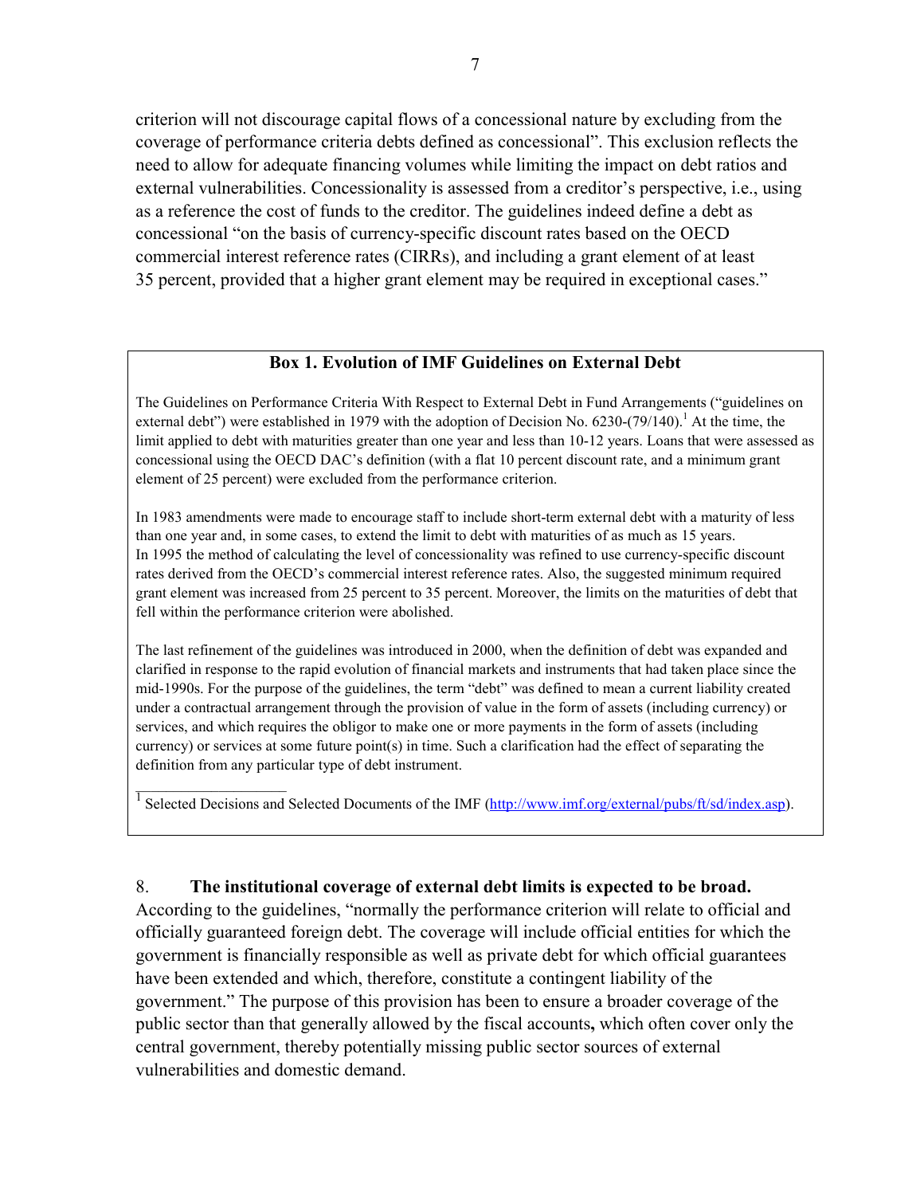criterion will not discourage capital flows of a concessional nature by excluding from the coverage of performance criteria debts defined as concessional". This exclusion reflects the need to allow for adequate financing volumes while limiting the impact on debt ratios and external vulnerabilities. Concessionality is assessed from a creditor's perspective, i.e., using as a reference the cost of funds to the creditor. The guidelines indeed define a debt as concessional "on the basis of currency-specific discount rates based on the OECD commercial interest reference rates (CIRRs), and including a grant element of at least 35 percent, provided that a higher grant element may be required in exceptional cases."

> **Box 1. Evolution of IMF Guidelines on External Debt**
>
> The Guidelines on Performance Criteria With Respect to External Debt in Fund Arrangements ("guidelines on external debt") were established in 1979 with the adoption of Decision No. 6230-(79/140).[1] At the time, the limit applied to debt with maturities greater than one year and less than 10-12 years. Loans that were assessed as concessional using the OECD DAC's definition (with a flat 10 percent discount rate, and a minimum grant element of 25 percent) were excluded from the performance criterion.
>
> In 1983 amendments were made to encourage staff to include short-term external debt with a maturity of less than one year and, in some cases, to extend the limit to debt with maturities of as much as 15 years. In 1995 the method of calculating the level of concessionality was refined to use currency-specific discount rates derived from the OECD's commercial interest reference rates. Also, the suggested minimum required grant element was increased from 25 percent to 35 percent. Moreover, the limits on the maturities of debt that fell within the performance criterion were abolished.
>
> The last refinement of the guidelines was introduced in 2000, when the definition of debt was expanded and clarified in response to the rapid evolution of financial markets and instruments that had taken place since the mid-1990s. For the purpose of the guidelines, the term "debt" was defined to mean a current liability created under a contractual arrangement through the provision of value in the form of assets (including currency) or services, and which requires the obligor to make one or more payments in the form of assets (including currency) or services at some future point(s) in time. Such a clarification had the effect of separating the definition from any particular type of debt instrument.
>
> [1] Selected Decisions and Selected Documents of the IMF (http://www.imf.org/external/pubs/ft/sd/index.asp).

8. **The institutional coverage of external debt limits is expected to be broad.** According to the guidelines, "normally the performance criterion will relate to official and officially guaranteed foreign debt. The coverage will include official entities for which the government is financially responsible as well as private debt for which official guarantees have been extended and which, therefore, constitute a contingent liability of the government." The purpose of this provision has been to ensure a broader coverage of the public sector than that generally allowed by the fiscal accounts**,** which often cover only the central government, thereby potentially missing public sector sources of external vulnerabilities and domestic demand.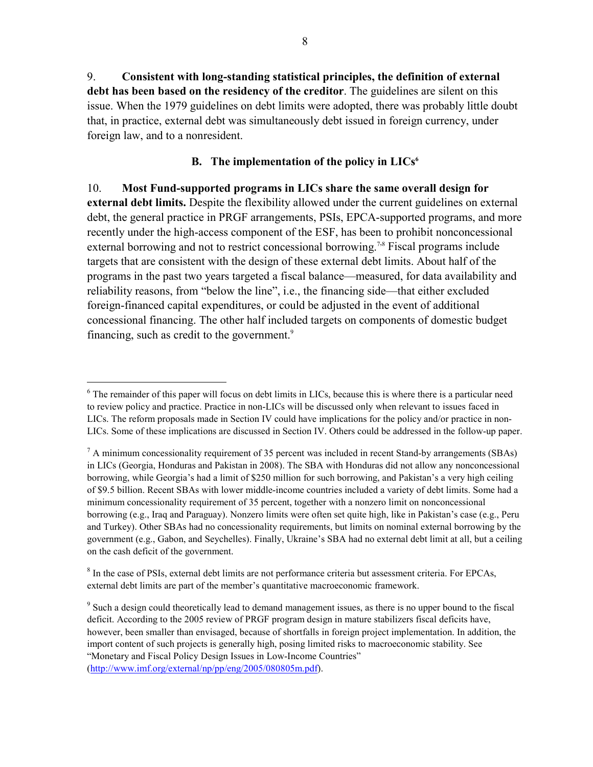9. **Consistent with long-standing statistical principles, the definition of external debt has been based on the residency of the creditor**. The guidelines are silent on this issue. When the 1979 guidelines on debt limits were adopted, there was probably little doubt that, in practice, external debt was simultaneously debt issued in foreign currency, under foreign law, and to a nonresident.

### B. The implementation of the policy in LICs[6]

10. **Most Fund-supported programs in LICs share the same overall design for external debt limits.** Despite the flexibility allowed under the current guidelines on external debt, the general practice in PRGF arrangements, PSIs, EPCA-supported programs, and more recently under the high-access component of the ESF, has been to prohibit nonconcessional external borrowing and not to restrict concessional borrowing.[7,8] Fiscal programs include targets that are consistent with the design of these external debt limits. About half of the programs in the past two years targeted a fiscal balance—measured, for data availability and reliability reasons, from "below the line", i.e., the financing side—that either excluded foreign-financed capital expenditures, or could be adjusted in the event of additional concessional financing. The other half included targets on components of domestic budget financing, such as credit to the government.[9]

---

[6] The remainder of this paper will focus on debt limits in LICs, because this is where there is a particular need to review policy and practice. Practice in non-LICs will be discussed only when relevant to issues faced in LICs. The reform proposals made in Section IV could have implications for the policy and/or practice in non-LICs. Some of these implications are discussed in Section IV. Others could be addressed in the follow-up paper.

[7] A minimum concessionality requirement of 35 percent was included in recent Stand-by arrangements (SBAs) in LICs (Georgia, Honduras and Pakistan in 2008). The SBA with Honduras did not allow any nonconcessional borrowing, while Georgia's had a limit of $250 million for such borrowing, and Pakistan's a very high ceiling of $9.5 billion. Recent SBAs with lower middle-income countries included a variety of debt limits. Some had a minimum concessionality requirement of 35 percent, together with a nonzero limit on nonconcessional borrowing (e.g., Iraq and Paraguay). Nonzero limits were often set quite high, like in Pakistan's case (e.g., Peru and Turkey). Other SBAs had no concessionality requirements, but limits on nominal external borrowing by the government (e.g., Gabon, and Seychelles). Finally, Ukraine's SBA had no external debt limit at all, but a ceiling on the cash deficit of the government.

[8] In the case of PSIs, external debt limits are not performance criteria but assessment criteria. For EPCAs, external debt limits are part of the member's quantitative macroeconomic framework.

[9] Such a design could theoretically lead to demand management issues, as there is no upper bound to the fiscal deficit. According to the 2005 review of PRGF program design in mature stabilizers fiscal deficits have, however, been smaller than envisaged, because of shortfalls in foreign project implementation. In addition, the import content of such projects is generally high, posing limited risks to macroeconomic stability. See "Monetary and Fiscal Policy Design Issues in Low-Income Countries" (http://www.imf.org/external/np/pp/eng/2005/080805m.pdf).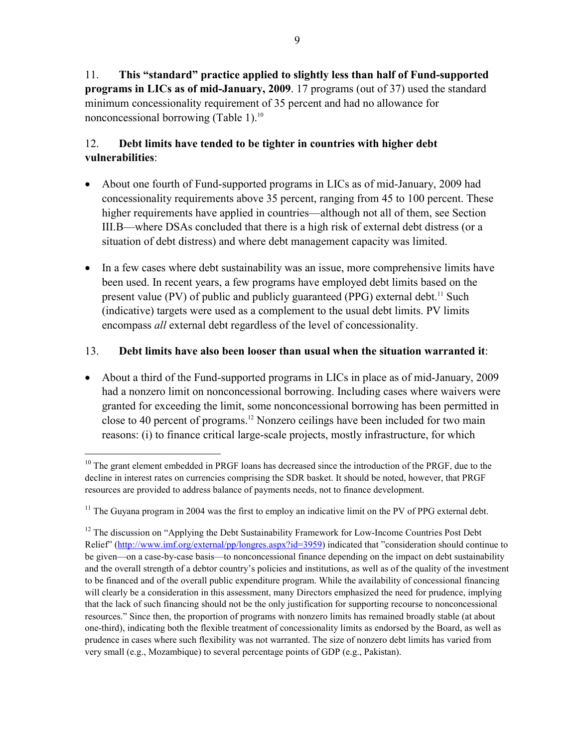11. **This "standard" practice applied to slightly less than half of Fund-supported programs in LICs as of mid-January, 2009**. 17 programs (out of 37) used the standard minimum concessionality requirement of 35 percent and had no allowance for nonconcessional borrowing (Table 1).[10]

12. **Debt limits have tended to be tighter in countries with higher debt vulnerabilities**:

- About one fourth of Fund-supported programs in LICs as of mid-January, 2009 had concessionality requirements above 35 percent, ranging from 45 to 100 percent. These higher requirements have applied in countries—although not all of them, see Section III.B—where DSAs concluded that there is a high risk of external debt distress (or a situation of debt distress) and where debt management capacity was limited.

- In a few cases where debt sustainability was an issue, more comprehensive limits have been used. In recent years, a few programs have employed debt limits based on the present value (PV) of public and publicly guaranteed (PPG) external debt.[11] Such (indicative) targets were used as a complement to the usual debt limits. PV limits encompass *all* external debt regardless of the level of concessionality.

13. **Debt limits have also been looser than usual when the situation warranted it**:

- About a third of the Fund-supported programs in LICs in place as of mid-January, 2009 had a nonzero limit on nonconcessional borrowing. Including cases where waivers were granted for exceeding the limit, some nonconcessional borrowing has been permitted in close to 40 percent of programs.[12] Nonzero ceilings have been included for two main reasons: (i) to finance critical large-scale projects, mostly infrastructure, for which

---

[10] The grant element embedded in PRGF loans has decreased since the introduction of the PRGF, due to the decline in interest rates on currencies comprising the SDR basket. It should be noted, however, that PRGF resources are provided to address balance of payments needs, not to finance development.

[11] The Guyana program in 2004 was the first to employ an indicative limit on the PV of PPG external debt.

[12] The discussion on "Applying the Debt Sustainability Framework for Low-Income Countries Post Debt Relief" (http://www.imf.org/external/pp/longres.aspx?id=3959) indicated that "consideration should continue to be given—on a case-by-case basis—to nonconcessional finance depending on the impact on debt sustainability and the overall strength of a debtor country's policies and institutions, as well as of the quality of the investment to be financed and of the overall public expenditure program. While the availability of concessional financing will clearly be a consideration in this assessment, many Directors emphasized the need for prudence, implying that the lack of such financing should not be the only justification for supporting recourse to nonconcessional resources." Since then, the proportion of programs with nonzero limits has remained broadly stable (at about one-third), indicating both the flexible treatment of concessionality limits as endorsed by the Board, as well as prudence in cases where such flexibility was not warranted. The size of nonzero debt limits has varied from very small (e.g., Mozambique) to several percentage points of GDP (e.g., Pakistan).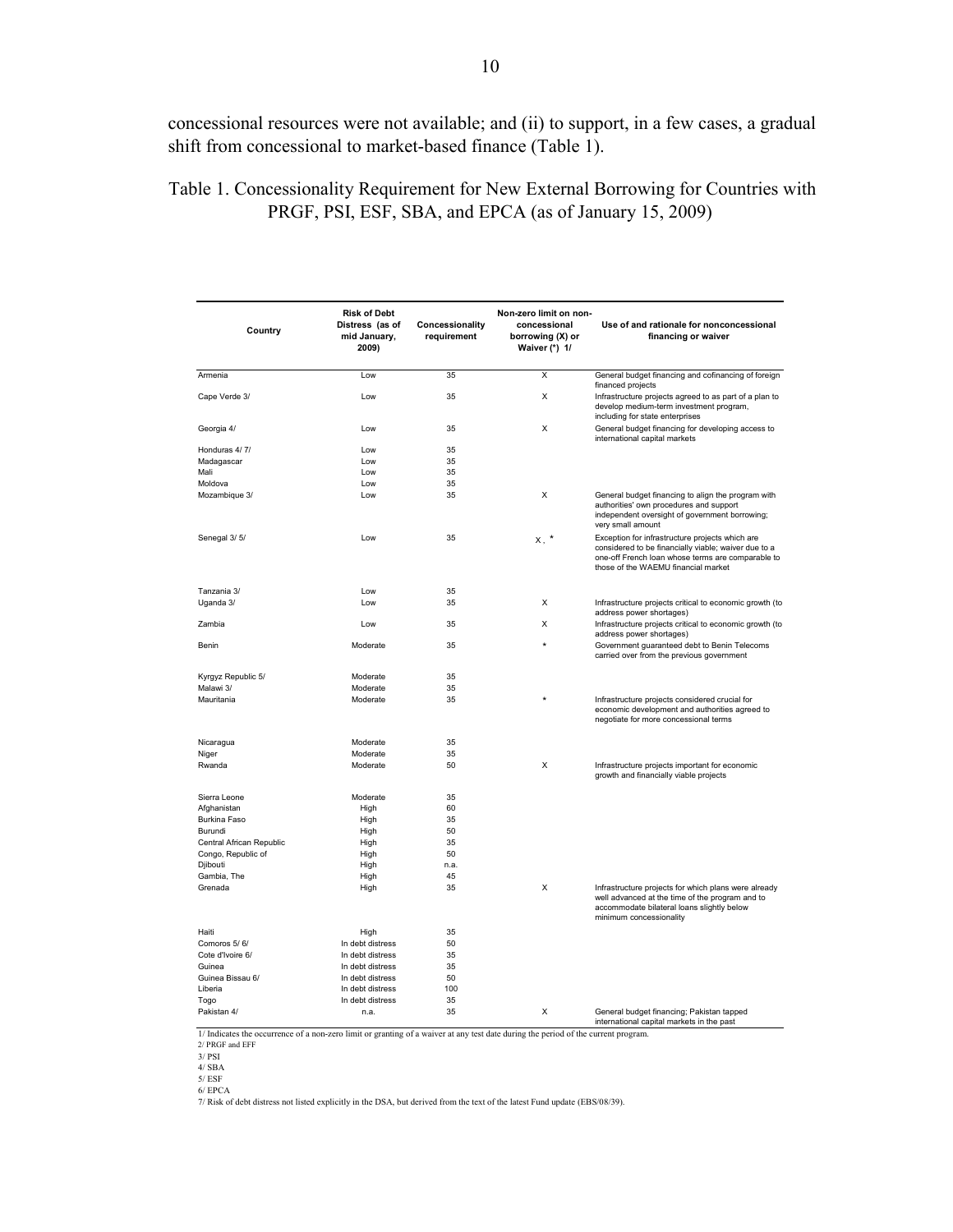concessional resources were not available; and (ii) to support, in a few cases, a gradual shift from concessional to market-based finance (Table 1).

Table 1. Concessionality Requirement for New External Borrowing for Countries with PRGF, PSI, ESF, SBA, and EPCA (as of January 15, 2009)

| Country | Risk of Debt Distress (as of mid January, 2009) | Concessionality requirement | Non-zero limit on non-concessional borrowing (X) or Waiver (*) 1/ | Use of and rationale for nonconcessional financing or waiver |
|---|---|---|---|---|
| Armenia | Low | 35 | X | General budget financing and cofinancing of foreign financed projects |
| Cape Verde 3/ | Low | 35 | X | Infrastructure projects agreed to as part of a plan to develop medium-term investment program, including for state enterprises |
| Georgia 4/ | Low | 35 | X | General budget financing for developing access to international capital markets |
| Honduras 4/ 7/ | Low | 35 | | |
| Madagascar | Low | 35 | | |
| Mali | Low | 35 | | |
| Moldova | Low | 35 | | |
| Mozambique 3/ | Low | 35 | X | General budget financing to align the program with authorities' own procedures and support independent oversight of government borrowing; very small amount |
| Senegal 3/ 5/ | Low | 35 | X , * | Exception for infrastructure projects which are considered to be financially viable; waiver due to a one-off French loan whose terms are comparable to those of the WAEMU financial market |
| Tanzania 3/ | Low | 35 | | |
| Uganda 3/ | Low | 35 | X | Infrastructure projects critical to economic growth (to address power shortages) |
| Zambia | Low | 35 | X | Infrastructure projects critical to economic growth (to address power shortages) |
| Benin | Moderate | 35 | * | Government guaranteed debt to Benin Telecoms carried over from the previous government |
| Kyrgyz Republic 5/ | Moderate | 35 | | |
| Malawi 3/ | Moderate | 35 | | |
| Mauritania | Moderate | 35 | * | Infrastructure projects considered crucial for economic development and authorities agreed to negotiate for more concessional terms |
| Nicaragua | Moderate | 35 | | |
| Niger | Moderate | 35 | | |
| Rwanda | Moderate | 50 | X | Infrastructure projects important for economic growth and financially viable projects |
| Sierra Leone | Moderate | 35 | | |
| Afghanistan | High | 60 | | |
| Burkina Faso | High | 35 | | |
| Burundi | High | 50 | | |
| Central African Republic | High | 35 | | |
| Congo, Republic of | High | 50 | | |
| Djibouti | High | n.a. | | |
| Gambia, The | High | 45 | | |
| Grenada | High | 35 | X | Infrastructure projects for which plans were already well advanced at the time of the program and to accommodate bilateral loans slightly below minimum concessionality |
| Haiti | High | 35 | | |
| Comoros 5/ 6/ | In debt distress | 50 | | |
| Cote d'Ivoire 6/ | In debt distress | 35 | | |
| Guinea | In debt distress | 35 | | |
| Guinea Bissau 6/ | In debt distress | 50 | | |
| Liberia | In debt distress | 100 | | |
| Togo | In debt distress | 35 | | |
| Pakistan 4/ | n.a. | 35 | X | General budget financing; Pakistan tapped international capital markets in the past |

1/ Indicates the occurrence of a non-zero limit or granting of a waiver at any test date during the period of the current program.
2/ PRGF and EFF
3/ PSI
4/ SBA
5/ ESF
6/ EPCA
7/ Risk of debt distress not listed explicitly in the DSA, but derived from the text of the latest Fund update (EBS/08/39).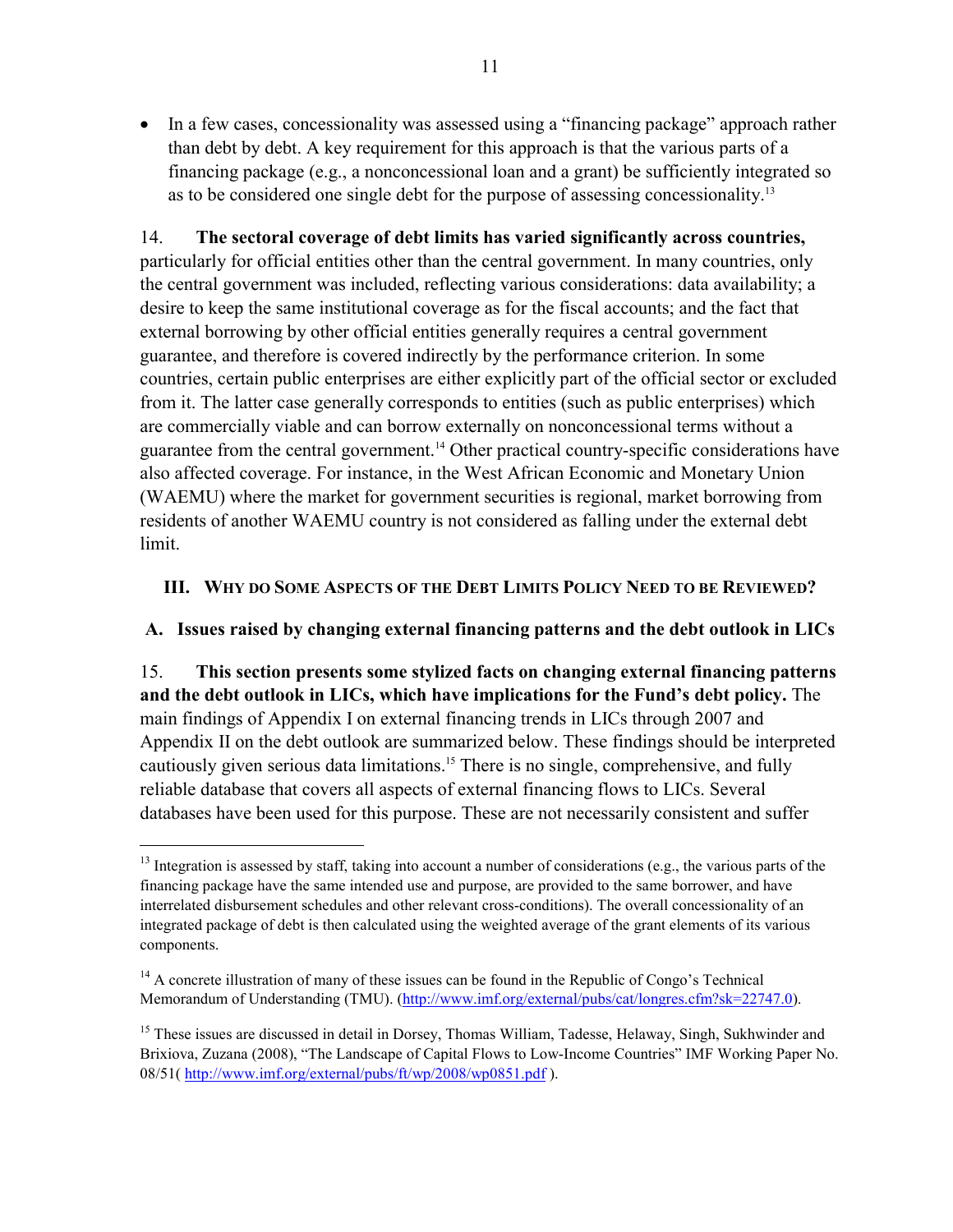- In a few cases, concessionality was assessed using a "financing package" approach rather than debt by debt. A key requirement for this approach is that the various parts of a financing package (e.g., a nonconcessional loan and a grant) be sufficiently integrated so as to be considered one single debt for the purpose of assessing concessionality.[13]

14. **The sectoral coverage of debt limits has varied significantly across countries,** particularly for official entities other than the central government. In many countries, only the central government was included, reflecting various considerations: data availability; a desire to keep the same institutional coverage as for the fiscal accounts; and the fact that external borrowing by other official entities generally requires a central government guarantee, and therefore is covered indirectly by the performance criterion. In some countries, certain public enterprises are either explicitly part of the official sector or excluded from it. The latter case generally corresponds to entities (such as public enterprises) which are commercially viable and can borrow externally on nonconcessional terms without a guarantee from the central government.[14] Other practical country-specific considerations have also affected coverage. For instance, in the West African Economic and Monetary Union (WAEMU) where the market for government securities is regional, market borrowing from residents of another WAEMU country is not considered as falling under the external debt limit.

## III. Why do Some Aspects of the Debt Limits Policy Need to be Reviewed?

### A. Issues raised by changing external financing patterns and the debt outlook in LICs

15. **This section presents some stylized facts on changing external financing patterns and the debt outlook in LICs, which have implications for the Fund's debt policy.** The main findings of Appendix I on external financing trends in LICs through 2007 and Appendix II on the debt outlook are summarized below. These findings should be interpreted cautiously given serious data limitations.[15] There is no single, comprehensive, and fully reliable database that covers all aspects of external financing flows to LICs. Several databases have been used for this purpose. These are not necessarily consistent and suffer

---

[13] Integration is assessed by staff, taking into account a number of considerations (e.g., the various parts of the financing package have the same intended use and purpose, are provided to the same borrower, and have interrelated disbursement schedules and other relevant cross-conditions). The overall concessionality of an integrated package of debt is then calculated using the weighted average of the grant elements of its various components.

[14] A concrete illustration of many of these issues can be found in the Republic of Congo's Technical Memorandum of Understanding (TMU). (http://www.imf.org/external/pubs/cat/longres.cfm?sk=22747.0).

[15] These issues are discussed in detail in Dorsey, Thomas William, Tadesse, Helaway, Singh, Sukhwinder and Brixiova, Zuzana (2008), "The Landscape of Capital Flows to Low-Income Countries" IMF Working Paper No. 08/51( http://www.imf.org/external/pubs/ft/wp/2008/wp0851.pdf ).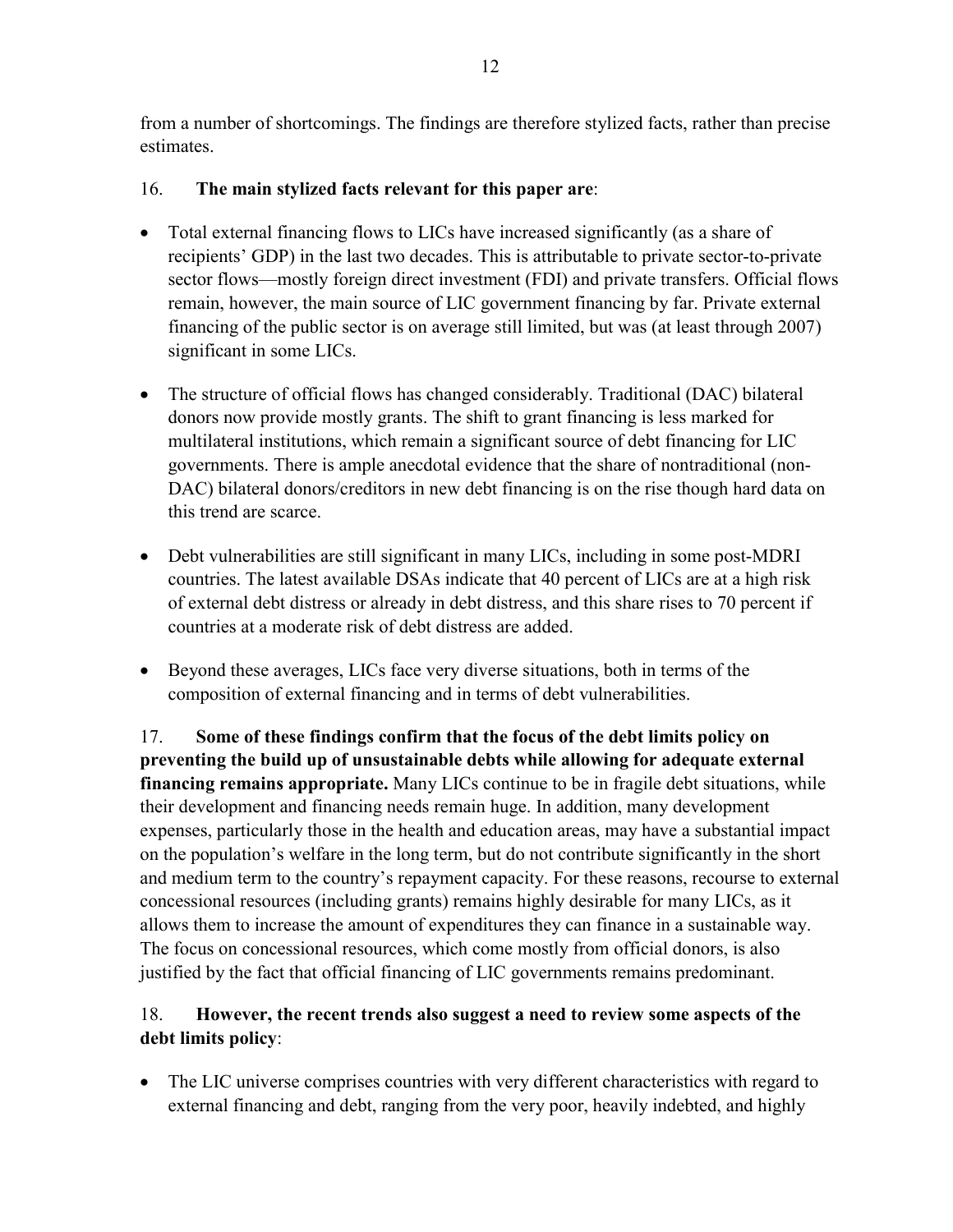from a number of shortcomings. The findings are therefore stylized facts, rather than precise estimates.

16. **The main stylized facts relevant for this paper are**:

- Total external financing flows to LICs have increased significantly (as a share of recipients' GDP) in the last two decades. This is attributable to private sector-to-private sector flows—mostly foreign direct investment (FDI) and private transfers. Official flows remain, however, the main source of LIC government financing by far. Private external financing of the public sector is on average still limited, but was (at least through 2007) significant in some LICs.

- The structure of official flows has changed considerably. Traditional (DAC) bilateral donors now provide mostly grants. The shift to grant financing is less marked for multilateral institutions, which remain a significant source of debt financing for LIC governments. There is ample anecdotal evidence that the share of nontraditional (non-DAC) bilateral donors/creditors in new debt financing is on the rise though hard data on this trend are scarce.

- Debt vulnerabilities are still significant in many LICs, including in some post-MDRI countries. The latest available DSAs indicate that 40 percent of LICs are at a high risk of external debt distress or already in debt distress, and this share rises to 70 percent if countries at a moderate risk of debt distress are added.

- Beyond these averages, LICs face very diverse situations, both in terms of the composition of external financing and in terms of debt vulnerabilities.

17. **Some of these findings confirm that the focus of the debt limits policy on preventing the build up of unsustainable debts while allowing for adequate external financing remains appropriate.** Many LICs continue to be in fragile debt situations, while their development and financing needs remain huge. In addition, many development expenses, particularly those in the health and education areas, may have a substantial impact on the population's welfare in the long term, but do not contribute significantly in the short and medium term to the country's repayment capacity. For these reasons, recourse to external concessional resources (including grants) remains highly desirable for many LICs, as it allows them to increase the amount of expenditures they can finance in a sustainable way. The focus on concessional resources, which come mostly from official donors, is also justified by the fact that official financing of LIC governments remains predominant.

18. **However, the recent trends also suggest a need to review some aspects of the debt limits policy**:

- The LIC universe comprises countries with very different characteristics with regard to external financing and debt, ranging from the very poor, heavily indebted, and highly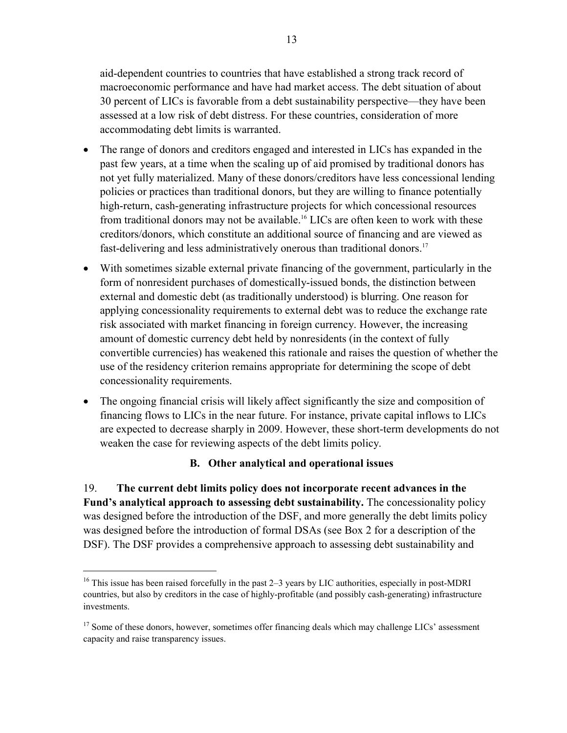aid-dependent countries to countries that have established a strong track record of macroeconomic performance and have had market access. The debt situation of about 30 percent of LICs is favorable from a debt sustainability perspective—they have been assessed at a low risk of debt distress. For these countries, consideration of more accommodating debt limits is warranted.

- The range of donors and creditors engaged and interested in LICs has expanded in the past few years, at a time when the scaling up of aid promised by traditional donors has not yet fully materialized. Many of these donors/creditors have less concessional lending policies or practices than traditional donors, but they are willing to finance potentially high-return, cash-generating infrastructure projects for which concessional resources from traditional donors may not be available.[16] LICs are often keen to work with these creditors/donors, which constitute an additional source of financing and are viewed as fast-delivering and less administratively onerous than traditional donors.[17]

- With sometimes sizable external private financing of the government, particularly in the form of nonresident purchases of domestically-issued bonds, the distinction between external and domestic debt (as traditionally understood) is blurring. One reason for applying concessionality requirements to external debt was to reduce the exchange rate risk associated with market financing in foreign currency. However, the increasing amount of domestic currency debt held by nonresidents (in the context of fully convertible currencies) has weakened this rationale and raises the question of whether the use of the residency criterion remains appropriate for determining the scope of debt concessionality requirements.

- The ongoing financial crisis will likely affect significantly the size and composition of financing flows to LICs in the near future. For instance, private capital inflows to LICs are expected to decrease sharply in 2009. However, these short-term developments do not weaken the case for reviewing aspects of the debt limits policy.

### B. Other analytical and operational issues

19. **The current debt limits policy does not incorporate recent advances in the Fund's analytical approach to assessing debt sustainability.** The concessionality policy was designed before the introduction of the DSF, and more generally the debt limits policy was designed before the introduction of formal DSAs (see Box 2 for a description of the DSF). The DSF provides a comprehensive approach to assessing debt sustainability and

---

[16] This issue has been raised forcefully in the past 2–3 years by LIC authorities, especially in post-MDRI countries, but also by creditors in the case of highly-profitable (and possibly cash-generating) infrastructure investments.

[17] Some of these donors, however, sometimes offer financing deals which may challenge LICs' assessment capacity and raise transparency issues.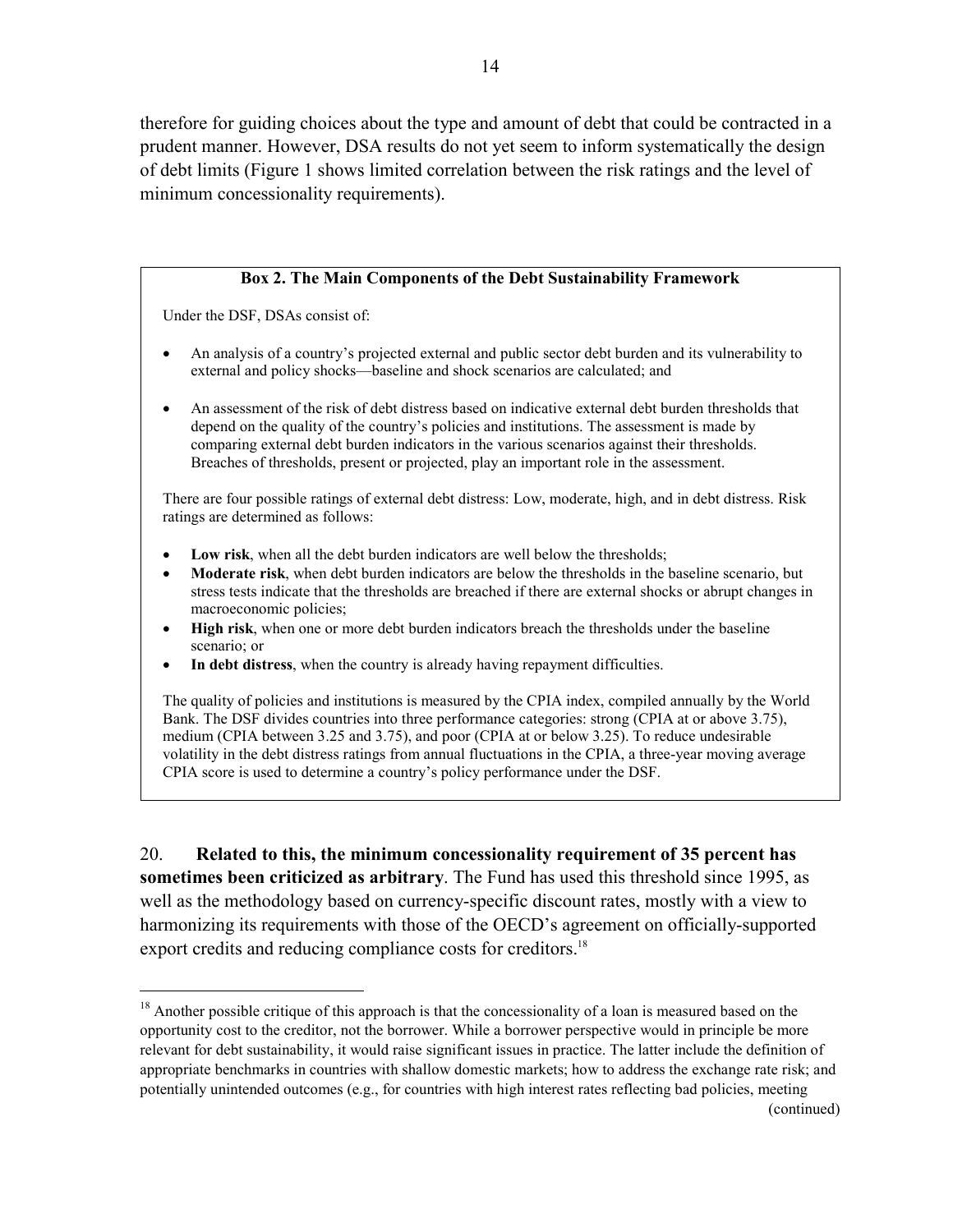therefore for guiding choices about the type and amount of debt that could be contracted in a prudent manner. However, DSA results do not yet seem to inform systematically the design of debt limits (Figure 1 shows limited correlation between the risk ratings and the level of minimum concessionality requirements).

**Box 2. The Main Components of the Debt Sustainability Framework**

Under the DSF, DSAs consist of:

- An analysis of a country's projected external and public sector debt burden and its vulnerability to external and policy shocks—baseline and shock scenarios are calculated; and
- An assessment of the risk of debt distress based on indicative external debt burden thresholds that depend on the quality of the country's policies and institutions. The assessment is made by comparing external debt burden indicators in the various scenarios against their thresholds. Breaches of thresholds, present or projected, play an important role in the assessment.

There are four possible ratings of external debt distress: Low, moderate, high, and in debt distress. Risk ratings are determined as follows:

- **Low risk**, when all the debt burden indicators are well below the thresholds;
- **Moderate risk**, when debt burden indicators are below the thresholds in the baseline scenario, but stress tests indicate that the thresholds are breached if there are external shocks or abrupt changes in macroeconomic policies;
- **High risk**, when one or more debt burden indicators breach the thresholds under the baseline scenario; or
- **In debt distress**, when the country is already having repayment difficulties.

The quality of policies and institutions is measured by the CPIA index, compiled annually by the World Bank. The DSF divides countries into three performance categories: strong (CPIA at or above 3.75), medium (CPIA between 3.25 and 3.75), and poor (CPIA at or below 3.25). To reduce undesirable volatility in the debt distress ratings from annual fluctuations in the CPIA, a three-year moving average CPIA score is used to determine a country's policy performance under the DSF.

20. **Related to this, the minimum concessionality requirement of 35 percent has sometimes been criticized as arbitrary**. The Fund has used this threshold since 1995, as well as the methodology based on currency-specific discount rates, mostly with a view to harmonizing its requirements with those of the OECD's agreement on officially-supported export credits and reducing compliance costs for creditors.[18]

[18] Another possible critique of this approach is that the concessionality of a loan is measured based on the opportunity cost to the creditor, not the borrower. While a borrower perspective would in principle be more relevant for debt sustainability, it would raise significant issues in practice. The latter include the definition of appropriate benchmarks in countries with shallow domestic markets; how to address the exchange rate risk; and potentially unintended outcomes (e.g., for countries with high interest rates reflecting bad policies, meeting

(continued)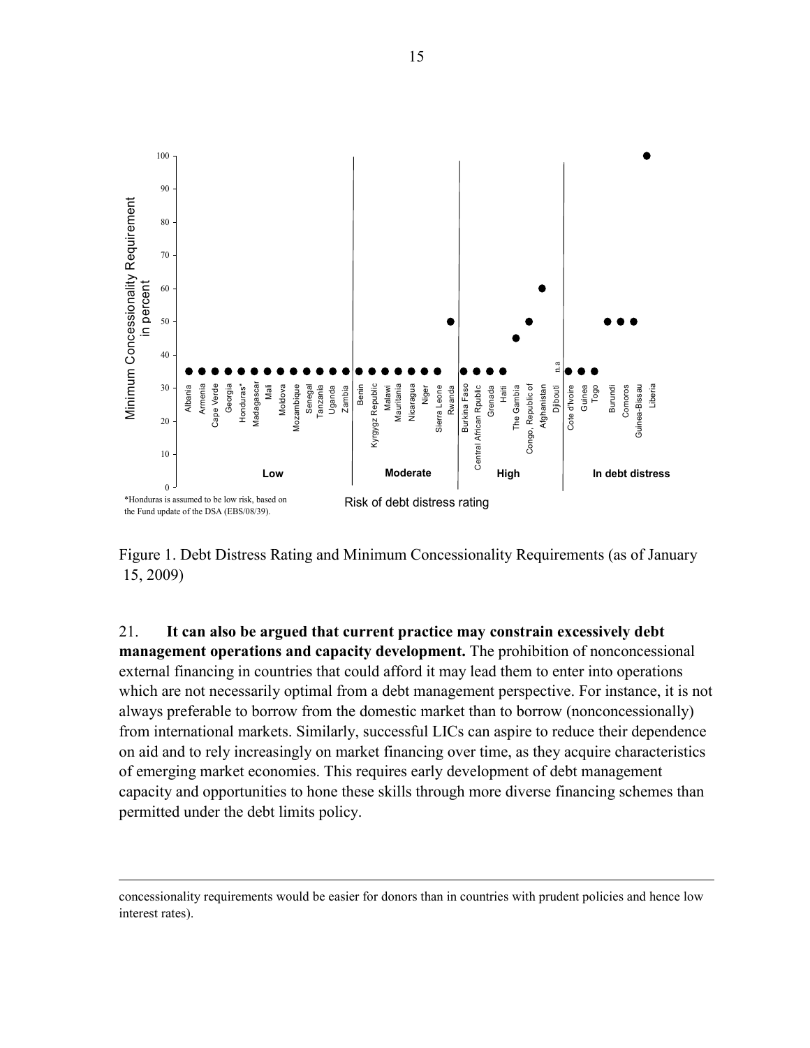Figure 1. Debt Distress Rating and Minimum Concessionality Requirements (as of January 15, 2009)

*Honduras is assumed to be low risk, based on the Fund update of the DSA (EBS/08/39).

21. **It can also be argued that current practice may constrain excessively debt management operations and capacity development.** The prohibition of nonconcessional external financing in countries that could afford it may lead them to enter into operations which are not necessarily optimal from a debt management perspective. For instance, it is not always preferable to borrow from the domestic market than to borrow (nonconcessionally) from international markets. Similarly, successful LICs can aspire to reduce their dependence on aid and to rely increasingly on market financing over time, as they acquire characteristics of emerging market economies. This requires early development of debt management capacity and opportunities to hone these skills through more diverse financing schemes than permitted under the debt limits policy.

---

concessionality requirements would be easier for donors than in countries with prudent policies and hence low interest rates).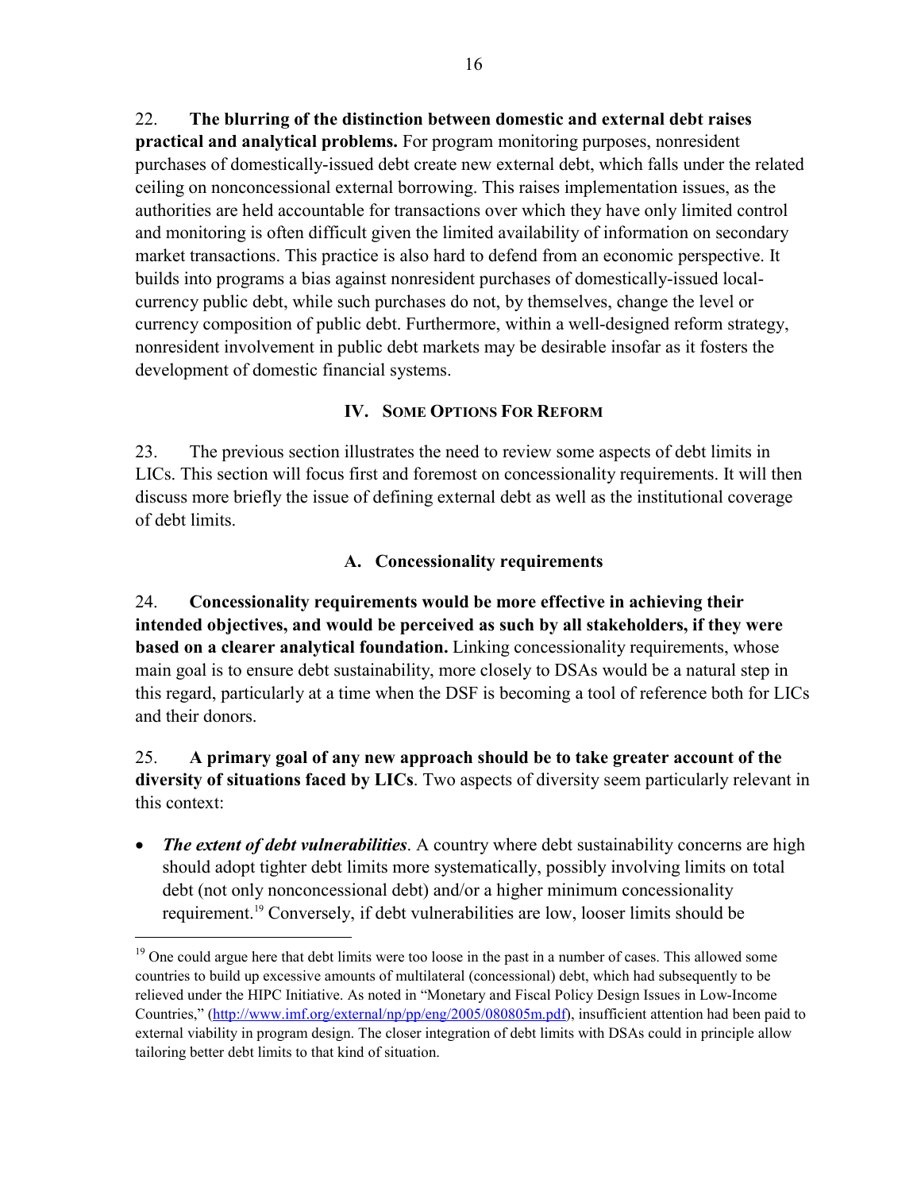22. **The blurring of the distinction between domestic and external debt raises practical and analytical problems.** For program monitoring purposes, nonresident purchases of domestically-issued debt create new external debt, which falls under the related ceiling on nonconcessional external borrowing. This raises implementation issues, as the authorities are held accountable for transactions over which they have only limited control and monitoring is often difficult given the limited availability of information on secondary market transactions. This practice is also hard to defend from an economic perspective. It builds into programs a bias against nonresident purchases of domestically-issued local-currency public debt, while such purchases do not, by themselves, change the level or currency composition of public debt. Furthermore, within a well-designed reform strategy, nonresident involvement in public debt markets may be desirable insofar as it fosters the development of domestic financial systems.

## IV. Some Options For Reform

23. The previous section illustrates the need to review some aspects of debt limits in LICs. This section will focus first and foremost on concessionality requirements. It will then discuss more briefly the issue of defining external debt as well as the institutional coverage of debt limits.

### A. Concessionality requirements

24. **Concessionality requirements would be more effective in achieving their intended objectives, and would be perceived as such by all stakeholders, if they were based on a clearer analytical foundation.** Linking concessionality requirements, whose main goal is to ensure debt sustainability, more closely to DSAs would be a natural step in this regard, particularly at a time when the DSF is becoming a tool of reference both for LICs and their donors.

25. **A primary goal of any new approach should be to take greater account of the diversity of situations faced by LICs**. Two aspects of diversity seem particularly relevant in this context:

- ***The extent of debt vulnerabilities***. A country where debt sustainability concerns are high should adopt tighter debt limits more systematically, possibly involving limits on total debt (not only nonconcessional debt) and/or a higher minimum concessionality requirement.[19] Conversely, if debt vulnerabilities are low, looser limits should be

[19] One could argue here that debt limits were too loose in the past in a number of cases. This allowed some countries to build up excessive amounts of multilateral (concessional) debt, which had subsequently to be relieved under the HIPC Initiative. As noted in "Monetary and Fiscal Policy Design Issues in Low-Income Countries," (http://www.imf.org/external/np/pp/eng/2005/080805m.pdf), insufficient attention had been paid to external viability in program design. The closer integration of debt limits with DSAs could in principle allow tailoring better debt limits to that kind of situation.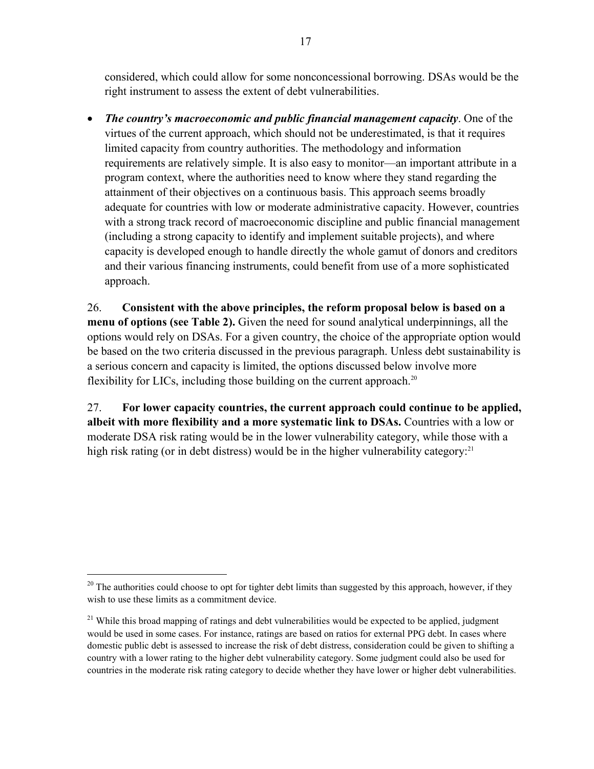considered, which could allow for some nonconcessional borrowing. DSAs would be the right instrument to assess the extent of debt vulnerabilities.

- ***The country's macroeconomic and public financial management capacity***. One of the virtues of the current approach, which should not be underestimated, is that it requires limited capacity from country authorities. The methodology and information requirements are relatively simple. It is also easy to monitor—an important attribute in a program context, where the authorities need to know where they stand regarding the attainment of their objectives on a continuous basis. This approach seems broadly adequate for countries with low or moderate administrative capacity. However, countries with a strong track record of macroeconomic discipline and public financial management (including a strong capacity to identify and implement suitable projects), and where capacity is developed enough to handle directly the whole gamut of donors and creditors and their various financing instruments, could benefit from use of a more sophisticated approach.

26. **Consistent with the above principles, the reform proposal below is based on a menu of options (see Table 2).** Given the need for sound analytical underpinnings, all the options would rely on DSAs. For a given country, the choice of the appropriate option would be based on the two criteria discussed in the previous paragraph. Unless debt sustainability is a serious concern and capacity is limited, the options discussed below involve more flexibility for LICs, including those building on the current approach.[20]

27. **For lower capacity countries, the current approach could continue to be applied, albeit with more flexibility and a more systematic link to DSAs.** Countries with a low or moderate DSA risk rating would be in the lower vulnerability category, while those with a high risk rating (or in debt distress) would be in the higher vulnerability category:[21]

---

[20] The authorities could choose to opt for tighter debt limits than suggested by this approach, however, if they wish to use these limits as a commitment device.

[21] While this broad mapping of ratings and debt vulnerabilities would be expected to be applied, judgment would be used in some cases. For instance, ratings are based on ratios for external PPG debt. In cases where domestic public debt is assessed to increase the risk of debt distress, consideration could be given to shifting a country with a lower rating to the higher debt vulnerability category. Some judgment could also be used for countries in the moderate risk rating category to decide whether they have lower or higher debt vulnerabilities.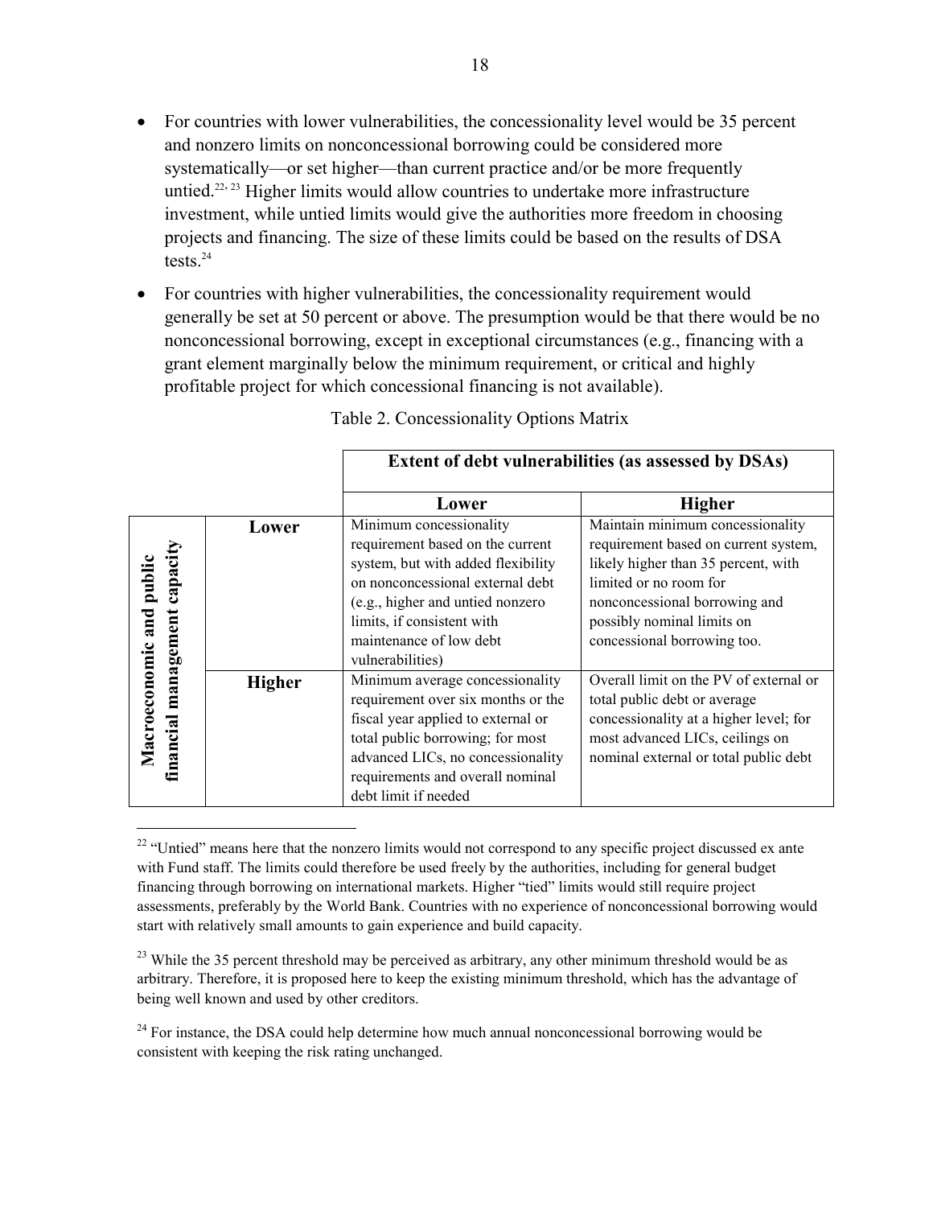- For countries with lower vulnerabilities, the concessionality level would be 35 percent and nonzero limits on nonconcessional borrowing could be considered more systematically—or set higher—than current practice and/or be more frequently untied.[22, 23] Higher limits would allow countries to undertake more infrastructure investment, while untied limits would give the authorities more freedom in choosing projects and financing. The size of these limits could be based on the results of DSA tests.[24]
- For countries with higher vulnerabilities, the concessionality requirement would generally be set at 50 percent or above. The presumption would be that there would be no nonconcessional borrowing, except in exceptional circumstances (e.g., financing with a grant element marginally below the minimum requirement, or critical and highly profitable project for which concessional financing is not available).

Table 2. Concessionality Options Matrix

| | | **Extent of debt vulnerabilities (as assessed by DSAs)** | |
|---|---|---|---|
| | | **Lower** | **Higher** |
| **Macroeconomic and public financial management capacity** | **Lower** | Minimum concessionality requirement based on the current system, but with added flexibility on nonconcessional external debt (e.g., higher and untied nonzero limits, if consistent with maintenance of low debt vulnerabilities) | Maintain minimum concessionality requirement based on current system, likely higher than 35 percent, with limited or no room for nonconcessional borrowing and possibly nominal limits on concessional borrowing too. |
| | **Higher** | Minimum average concessionality requirement over six months or the fiscal year applied to external or total public borrowing; for most advanced LICs, no concessionality requirements and overall nominal debt limit if needed | Overall limit on the PV of external or total public debt or average concessionality at a higher level; for most advanced LICs, ceilings on nominal external or total public debt |

[22] "Untied" means here that the nonzero limits would not correspond to any specific project discussed ex ante with Fund staff. The limits could therefore be used freely by the authorities, including for general budget financing through borrowing on international markets. Higher "tied" limits would still require project assessments, preferably by the World Bank. Countries with no experience of nonconcessional borrowing would start with relatively small amounts to gain experience and build capacity.

[23] While the 35 percent threshold may be perceived as arbitrary, any other minimum threshold would be as arbitrary. Therefore, it is proposed here to keep the existing minimum threshold, which has the advantage of being well known and used by other creditors.

[24] For instance, the DSA could help determine how much annual nonconcessional borrowing would be consistent with keeping the risk rating unchanged.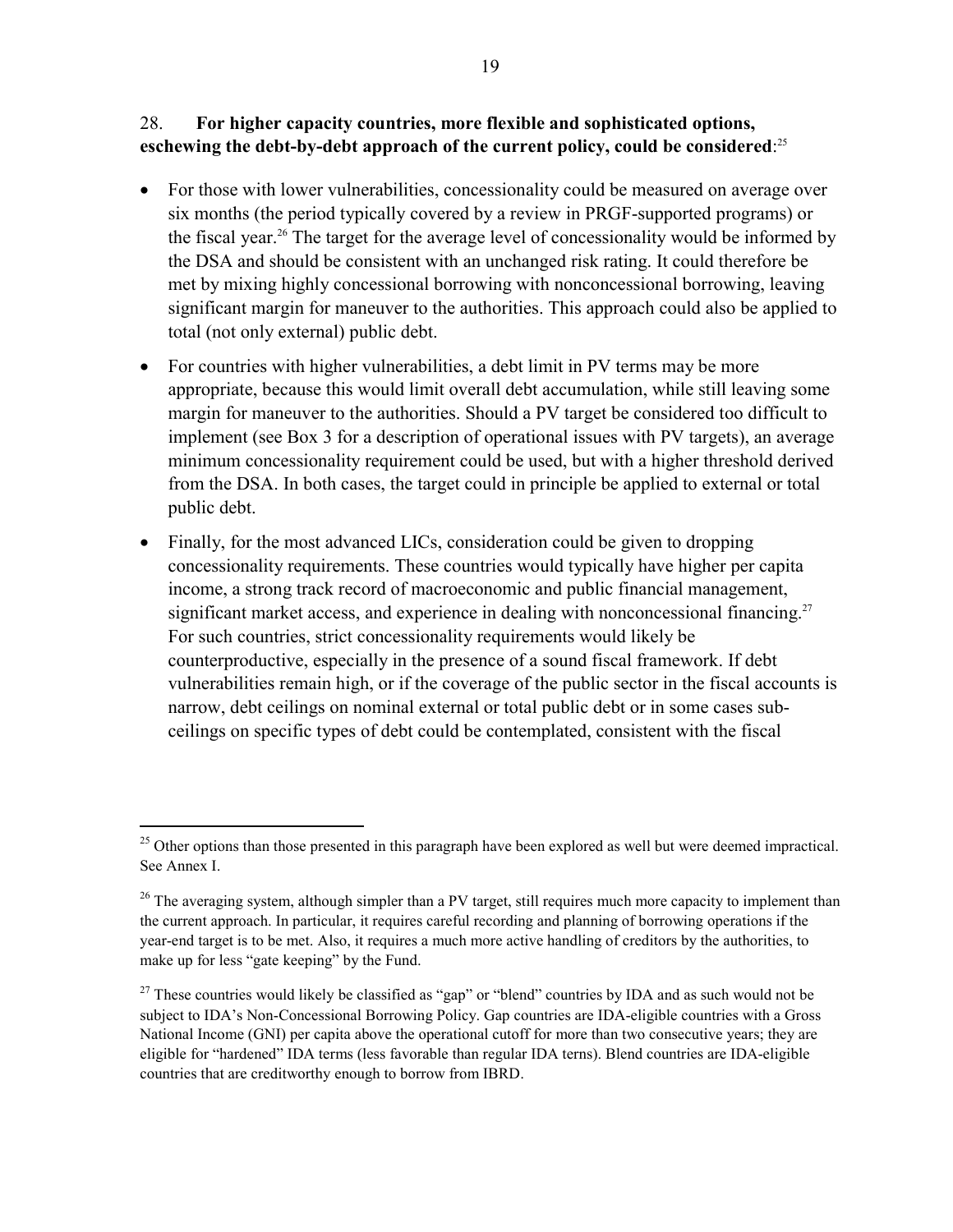28. **For higher capacity countries, more flexible and sophisticated options, eschewing the debt-by-debt approach of the current policy, could be considered**:[25]

- For those with lower vulnerabilities, concessionality could be measured on average over six months (the period typically covered by a review in PRGF-supported programs) or the fiscal year.[26] The target for the average level of concessionality would be informed by the DSA and should be consistent with an unchanged risk rating. It could therefore be met by mixing highly concessional borrowing with nonconcessional borrowing, leaving significant margin for maneuver to the authorities. This approach could also be applied to total (not only external) public debt.
- For countries with higher vulnerabilities, a debt limit in PV terms may be more appropriate, because this would limit overall debt accumulation, while still leaving some margin for maneuver to the authorities. Should a PV target be considered too difficult to implement (see Box 3 for a description of operational issues with PV targets), an average minimum concessionality requirement could be used, but with a higher threshold derived from the DSA. In both cases, the target could in principle be applied to external or total public debt.
- Finally, for the most advanced LICs, consideration could be given to dropping concessionality requirements. These countries would typically have higher per capita income, a strong track record of macroeconomic and public financial management, significant market access, and experience in dealing with nonconcessional financing.[27] For such countries, strict concessionality requirements would likely be counterproductive, especially in the presence of a sound fiscal framework. If debt vulnerabilities remain high, or if the coverage of the public sector in the fiscal accounts is narrow, debt ceilings on nominal external or total public debt or in some cases sub-ceilings on specific types of debt could be contemplated, consistent with the fiscal

---

[25] Other options than those presented in this paragraph have been explored as well but were deemed impractical. See Annex I.

[26] The averaging system, although simpler than a PV target, still requires much more capacity to implement than the current approach. In particular, it requires careful recording and planning of borrowing operations if the year-end target is to be met. Also, it requires a much more active handling of creditors by the authorities, to make up for less "gate keeping" by the Fund.

[27] These countries would likely be classified as "gap" or "blend" countries by IDA and as such would not be subject to IDA's Non-Concessional Borrowing Policy. Gap countries are IDA-eligible countries with a Gross National Income (GNI) per capita above the operational cutoff for more than two consecutive years; they are eligible for "hardened" IDA terms (less favorable than regular IDA terns). Blend countries are IDA-eligible countries that are creditworthy enough to borrow from IBRD.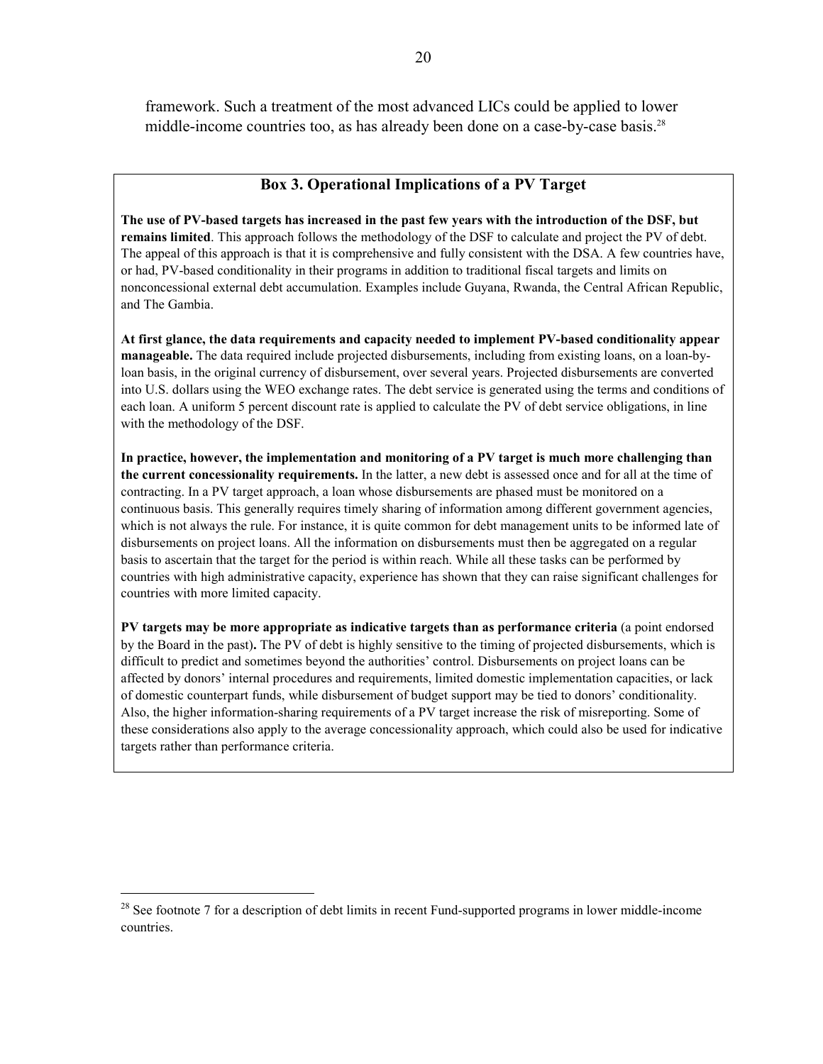framework. Such a treatment of the most advanced LICs could be applied to lower middle-income countries too, as has already been done on a case-by-case basis.[28]

### Box 3. Operational Implications of a PV Target

**The use of PV-based targets has increased in the past few years with the introduction of the DSF, but remains limited**. This approach follows the methodology of the DSF to calculate and project the PV of debt. The appeal of this approach is that it is comprehensive and fully consistent with the DSA. A few countries have, or had, PV-based conditionality in their programs in addition to traditional fiscal targets and limits on nonconcessional external debt accumulation. Examples include Guyana, Rwanda, the Central African Republic, and The Gambia.

**At first glance, the data requirements and capacity needed to implement PV-based conditionality appear manageable.** The data required include projected disbursements, including from existing loans, on a loan-by-loan basis, in the original currency of disbursement, over several years. Projected disbursements are converted into U.S. dollars using the WEO exchange rates. The debt service is generated using the terms and conditions of each loan. A uniform 5 percent discount rate is applied to calculate the PV of debt service obligations, in line with the methodology of the DSF.

**In practice, however, the implementation and monitoring of a PV target is much more challenging than the current concessionality requirements.** In the latter, a new debt is assessed once and for all at the time of contracting. In a PV target approach, a loan whose disbursements are phased must be monitored on a continuous basis. This generally requires timely sharing of information among different government agencies, which is not always the rule. For instance, it is quite common for debt management units to be informed late of disbursements on project loans. All the information on disbursements must then be aggregated on a regular basis to ascertain that the target for the period is within reach. While all these tasks can be performed by countries with high administrative capacity, experience has shown that they can raise significant challenges for countries with more limited capacity.

**PV targets may be more appropriate as indicative targets than as performance criteria** (a point endorsed by the Board in the past)**.** The PV of debt is highly sensitive to the timing of projected disbursements, which is difficult to predict and sometimes beyond the authorities' control. Disbursements on project loans can be affected by donors' internal procedures and requirements, limited domestic implementation capacities, or lack of domestic counterpart funds, while disbursement of budget support may be tied to donors' conditionality. Also, the higher information-sharing requirements of a PV target increase the risk of misreporting. Some of these considerations also apply to the average concessionality approach, which could also be used for indicative targets rather than performance criteria.

---

[28] See footnote 7 for a description of debt limits in recent Fund-supported programs in lower middle-income countries.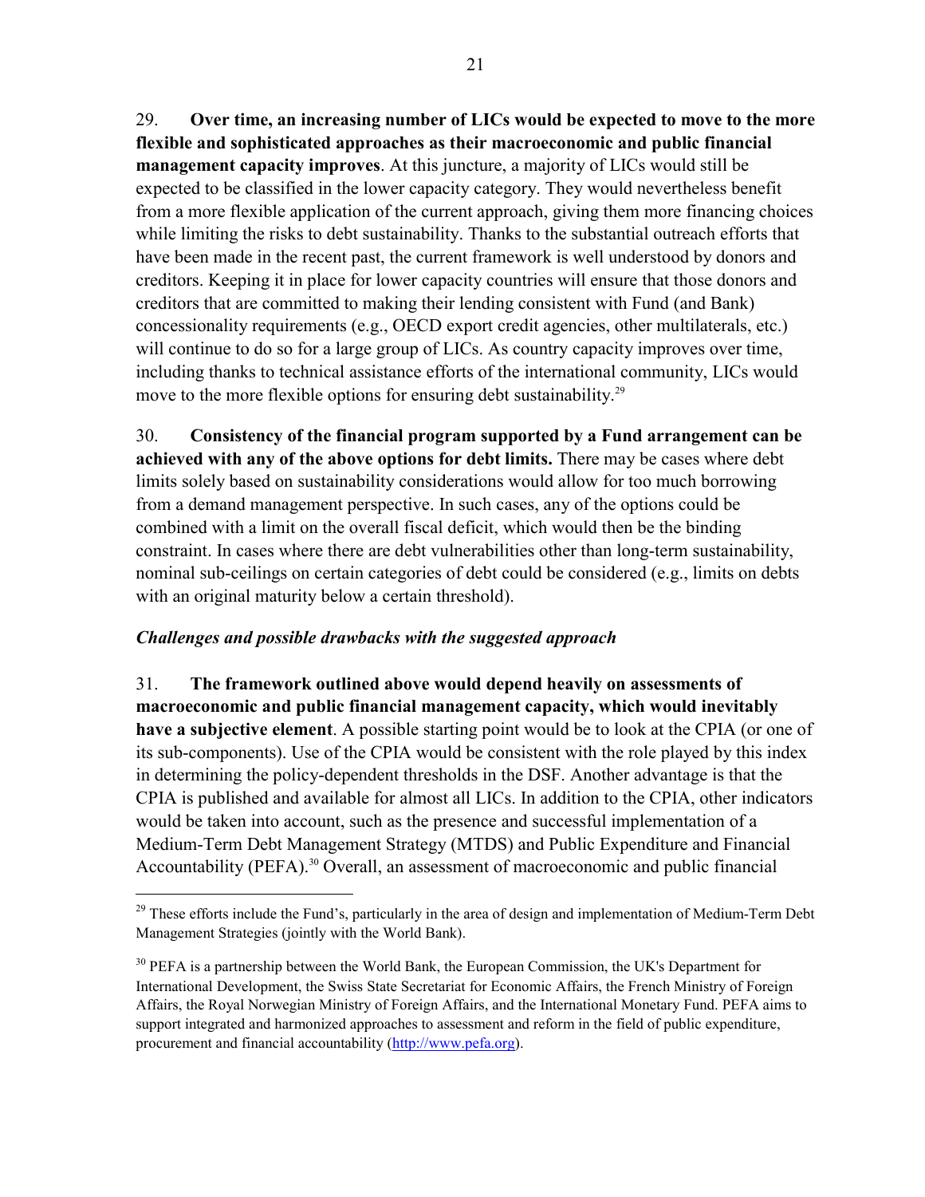29. **Over time, an increasing number of LICs would be expected to move to the more flexible and sophisticated approaches as their macroeconomic and public financial management capacity improves**. At this juncture, a majority of LICs would still be expected to be classified in the lower capacity category. They would nevertheless benefit from a more flexible application of the current approach, giving them more financing choices while limiting the risks to debt sustainability. Thanks to the substantial outreach efforts that have been made in the recent past, the current framework is well understood by donors and creditors. Keeping it in place for lower capacity countries will ensure that those donors and creditors that are committed to making their lending consistent with Fund (and Bank) concessionality requirements (e.g., OECD export credit agencies, other multilaterals, etc.) will continue to do so for a large group of LICs. As country capacity improves over time, including thanks to technical assistance efforts of the international community, LICs would move to the more flexible options for ensuring debt sustainability.[29]

30. **Consistency of the financial program supported by a Fund arrangement can be achieved with any of the above options for debt limits.** There may be cases where debt limits solely based on sustainability considerations would allow for too much borrowing from a demand management perspective. In such cases, any of the options could be combined with a limit on the overall fiscal deficit, which would then be the binding constraint. In cases where there are debt vulnerabilities other than long-term sustainability, nominal sub-ceilings on certain categories of debt could be considered (e.g., limits on debts with an original maturity below a certain threshold).

*Challenges and possible drawbacks with the suggested approach*

31. **The framework outlined above would depend heavily on assessments of macroeconomic and public financial management capacity, which would inevitably have a subjective element**. A possible starting point would be to look at the CPIA (or one of its sub-components). Use of the CPIA would be consistent with the role played by this index in determining the policy-dependent thresholds in the DSF. Another advantage is that the CPIA is published and available for almost all LICs. In addition to the CPIA, other indicators would be taken into account, such as the presence and successful implementation of a Medium-Term Debt Management Strategy (MTDS) and Public Expenditure and Financial Accountability (PEFA).[30] Overall, an assessment of macroeconomic and public financial

---

[29] These efforts include the Fund's, particularly in the area of design and implementation of Medium-Term Debt Management Strategies (jointly with the World Bank).

[30] PEFA is a partnership between the World Bank, the European Commission, the UK's Department for International Development, the Swiss State Secretariat for Economic Affairs, the French Ministry of Foreign Affairs, the Royal Norwegian Ministry of Foreign Affairs, and the International Monetary Fund. PEFA aims to support integrated and harmonized approaches to assessment and reform in the field of public expenditure, procurement and financial accountability (http://www.pefa.org).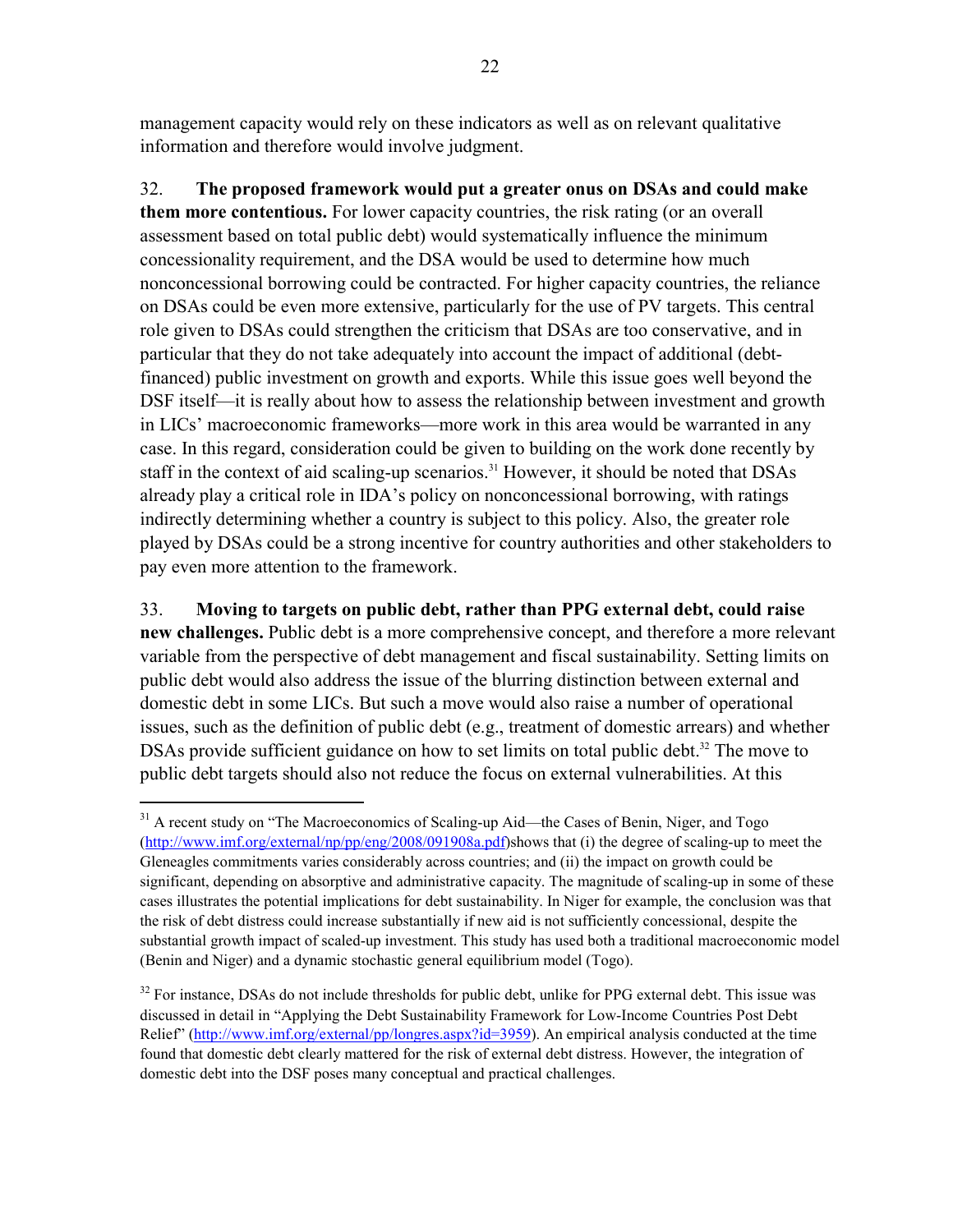management capacity would rely on these indicators as well as on relevant qualitative information and therefore would involve judgment.

32. **The proposed framework would put a greater onus on DSAs and could make them more contentious.** For lower capacity countries, the risk rating (or an overall assessment based on total public debt) would systematically influence the minimum concessionality requirement, and the DSA would be used to determine how much nonconcessional borrowing could be contracted. For higher capacity countries, the reliance on DSAs could be even more extensive, particularly for the use of PV targets. This central role given to DSAs could strengthen the criticism that DSAs are too conservative, and in particular that they do not take adequately into account the impact of additional (debt-financed) public investment on growth and exports. While this issue goes well beyond the DSF itself—it is really about how to assess the relationship between investment and growth in LICs' macroeconomic frameworks—more work in this area would be warranted in any case. In this regard, consideration could be given to building on the work done recently by staff in the context of aid scaling-up scenarios.[31] However, it should be noted that DSAs already play a critical role in IDA's policy on nonconcessional borrowing, with ratings indirectly determining whether a country is subject to this policy. Also, the greater role played by DSAs could be a strong incentive for country authorities and other stakeholders to pay even more attention to the framework.

33. **Moving to targets on public debt, rather than PPG external debt, could raise new challenges.** Public debt is a more comprehensive concept, and therefore a more relevant variable from the perspective of debt management and fiscal sustainability. Setting limits on public debt would also address the issue of the blurring distinction between external and domestic debt in some LICs. But such a move would also raise a number of operational issues, such as the definition of public debt (e.g., treatment of domestic arrears) and whether DSAs provide sufficient guidance on how to set limits on total public debt.[32] The move to public debt targets should also not reduce the focus on external vulnerabilities. At this

---

[31] A recent study on "The Macroeconomics of Scaling-up Aid—the Cases of Benin, Niger, and Togo (http://www.imf.org/external/np/pp/eng/2008/091908a.pdf)shows that (i) the degree of scaling-up to meet the Gleneagles commitments varies considerably across countries; and (ii) the impact on growth could be significant, depending on absorptive and administrative capacity. The magnitude of scaling-up in some of these cases illustrates the potential implications for debt sustainability. In Niger for example, the conclusion was that the risk of debt distress could increase substantially if new aid is not sufficiently concessional, despite the substantial growth impact of scaled-up investment. This study has used both a traditional macroeconomic model (Benin and Niger) and a dynamic stochastic general equilibrium model (Togo).

[32] For instance, DSAs do not include thresholds for public debt, unlike for PPG external debt. This issue was discussed in detail in "Applying the Debt Sustainability Framework for Low-Income Countries Post Debt Relief" (http://www.imf.org/external/pp/longres.aspx?id=3959). An empirical analysis conducted at the time found that domestic debt clearly mattered for the risk of external debt distress. However, the integration of domestic debt into the DSF poses many conceptual and practical challenges.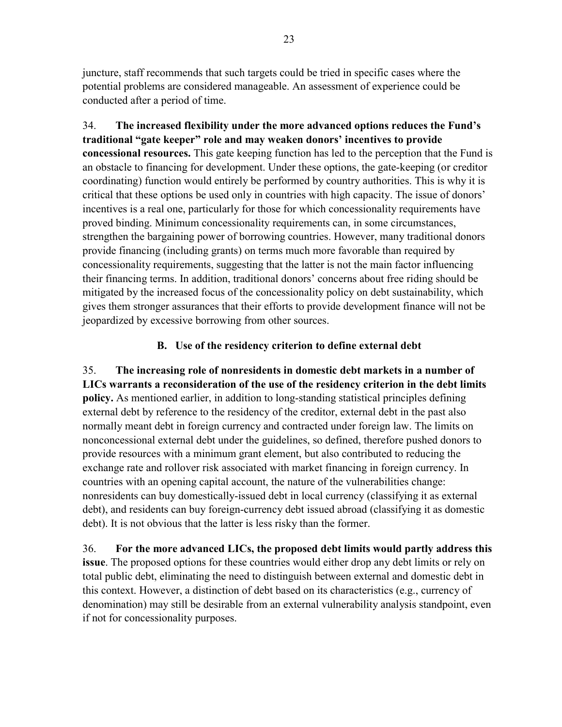juncture, staff recommends that such targets could be tried in specific cases where the potential problems are considered manageable. An assessment of experience could be conducted after a period of time.

34. **The increased flexibility under the more advanced options reduces the Fund's traditional "gate keeper" role and may weaken donors' incentives to provide concessional resources.** This gate keeping function has led to the perception that the Fund is an obstacle to financing for development. Under these options, the gate-keeping (or creditor coordinating) function would entirely be performed by country authorities. This is why it is critical that these options be used only in countries with high capacity. The issue of donors' incentives is a real one, particularly for those for which concessionality requirements have proved binding. Minimum concessionality requirements can, in some circumstances, strengthen the bargaining power of borrowing countries. However, many traditional donors provide financing (including grants) on terms much more favorable than required by concessionality requirements, suggesting that the latter is not the main factor influencing their financing terms. In addition, traditional donors' concerns about free riding should be mitigated by the increased focus of the concessionality policy on debt sustainability, which gives them stronger assurances that their efforts to provide development finance will not be jeopardized by excessive borrowing from other sources.

### B. Use of the residency criterion to define external debt

35. **The increasing role of nonresidents in domestic debt markets in a number of LICs warrants a reconsideration of the use of the residency criterion in the debt limits policy.** As mentioned earlier, in addition to long-standing statistical principles defining external debt by reference to the residency of the creditor, external debt in the past also normally meant debt in foreign currency and contracted under foreign law. The limits on nonconcessional external debt under the guidelines, so defined, therefore pushed donors to provide resources with a minimum grant element, but also contributed to reducing the exchange rate and rollover risk associated with market financing in foreign currency. In countries with an opening capital account, the nature of the vulnerabilities change: nonresidents can buy domestically-issued debt in local currency (classifying it as external debt), and residents can buy foreign-currency debt issued abroad (classifying it as domestic debt). It is not obvious that the latter is less risky than the former.

36. **For the more advanced LICs, the proposed debt limits would partly address this issue**. The proposed options for these countries would either drop any debt limits or rely on total public debt, eliminating the need to distinguish between external and domestic debt in this context. However, a distinction of debt based on its characteristics (e.g., currency of denomination) may still be desirable from an external vulnerability analysis standpoint, even if not for concessionality purposes.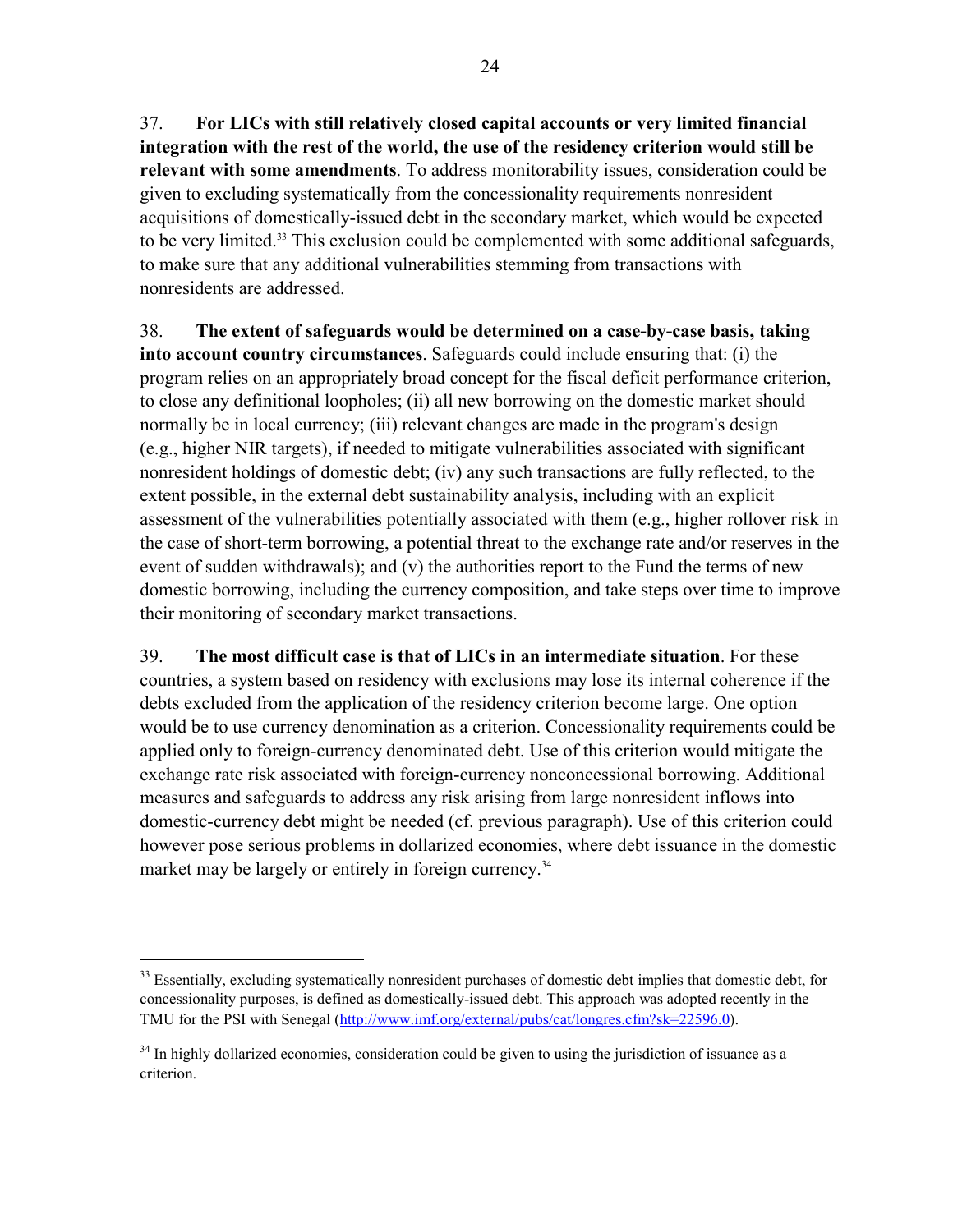37. **For LICs with still relatively closed capital accounts or very limited financial integration with the rest of the world, the use of the residency criterion would still be relevant with some amendments**. To address monitorability issues, consideration could be given to excluding systematically from the concessionality requirements nonresident acquisitions of domestically-issued debt in the secondary market, which would be expected to be very limited.[33] This exclusion could be complemented with some additional safeguards, to make sure that any additional vulnerabilities stemming from transactions with nonresidents are addressed.

38. **The extent of safeguards would be determined on a case-by-case basis, taking into account country circumstances**. Safeguards could include ensuring that: (i) the program relies on an appropriately broad concept for the fiscal deficit performance criterion, to close any definitional loopholes; (ii) all new borrowing on the domestic market should normally be in local currency; (iii) relevant changes are made in the program's design (e.g., higher NIR targets), if needed to mitigate vulnerabilities associated with significant nonresident holdings of domestic debt; (iv) any such transactions are fully reflected, to the extent possible, in the external debt sustainability analysis, including with an explicit assessment of the vulnerabilities potentially associated with them (e.g., higher rollover risk in the case of short-term borrowing, a potential threat to the exchange rate and/or reserves in the event of sudden withdrawals); and (v) the authorities report to the Fund the terms of new domestic borrowing, including the currency composition, and take steps over time to improve their monitoring of secondary market transactions.

39. **The most difficult case is that of LICs in an intermediate situation**. For these countries, a system based on residency with exclusions may lose its internal coherence if the debts excluded from the application of the residency criterion become large. One option would be to use currency denomination as a criterion. Concessionality requirements could be applied only to foreign-currency denominated debt. Use of this criterion would mitigate the exchange rate risk associated with foreign-currency nonconcessional borrowing. Additional measures and safeguards to address any risk arising from large nonresident inflows into domestic-currency debt might be needed (cf. previous paragraph). Use of this criterion could however pose serious problems in dollarized economies, where debt issuance in the domestic market may be largely or entirely in foreign currency.[34]

---

[33] Essentially, excluding systematically nonresident purchases of domestic debt implies that domestic debt, for concessionality purposes, is defined as domestically-issued debt. This approach was adopted recently in the TMU for the PSI with Senegal (http://www.imf.org/external/pubs/cat/longres.cfm?sk=22596.0).

[34] In highly dollarized economies, consideration could be given to using the jurisdiction of issuance as a criterion.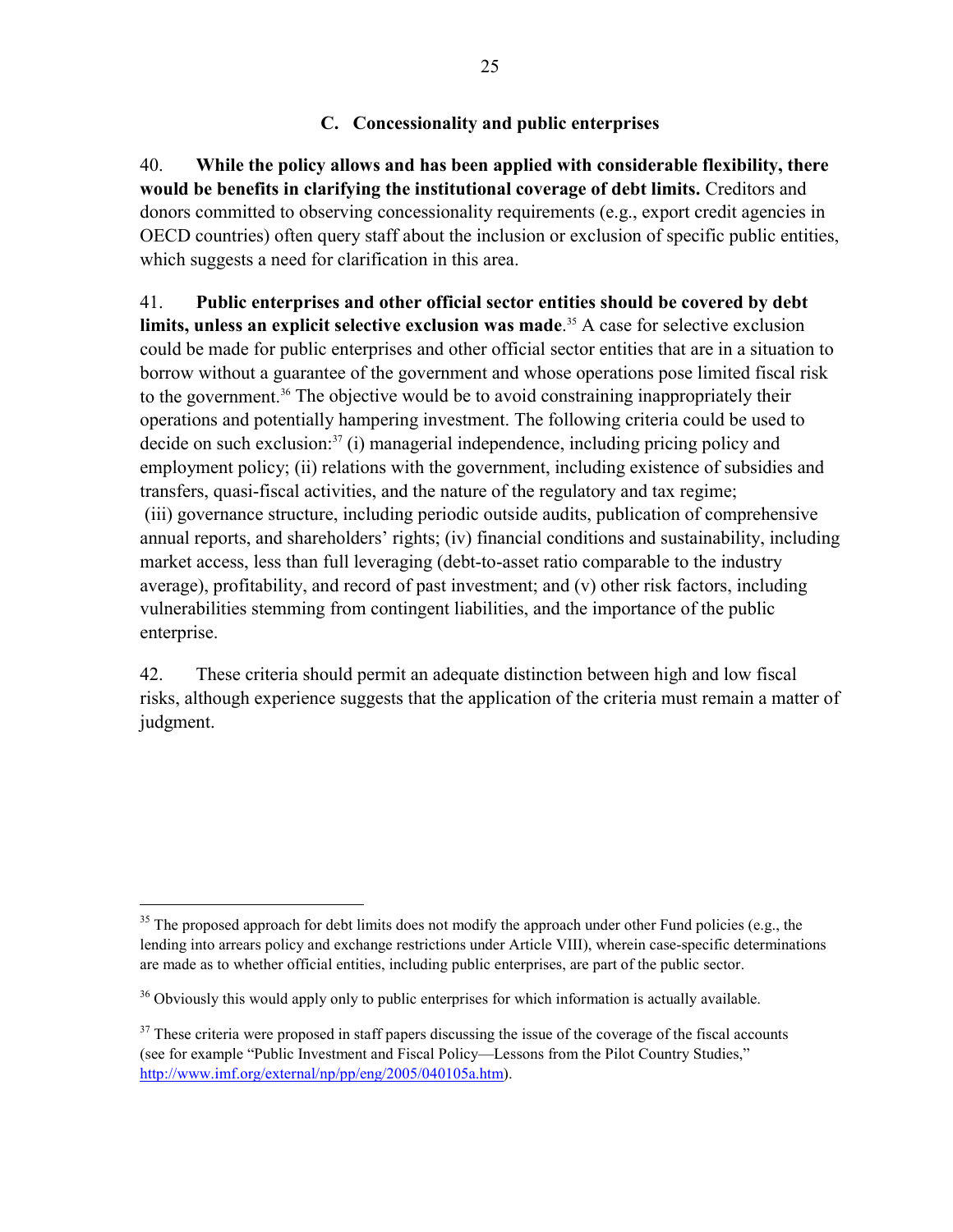### C. Concessionality and public enterprises

40. **While the policy allows and has been applied with considerable flexibility, there would be benefits in clarifying the institutional coverage of debt limits.** Creditors and donors committed to observing concessionality requirements (e.g., export credit agencies in OECD countries) often query staff about the inclusion or exclusion of specific public entities, which suggests a need for clarification in this area.

41. **Public enterprises and other official sector entities should be covered by debt limits, unless an explicit selective exclusion was made**.[35] A case for selective exclusion could be made for public enterprises and other official sector entities that are in a situation to borrow without a guarantee of the government and whose operations pose limited fiscal risk to the government.[36] The objective would be to avoid constraining inappropriately their operations and potentially hampering investment. The following criteria could be used to decide on such exclusion:[37] (i) managerial independence, including pricing policy and employment policy; (ii) relations with the government, including existence of subsidies and transfers, quasi-fiscal activities, and the nature of the regulatory and tax regime; (iii) governance structure, including periodic outside audits, publication of comprehensive annual reports, and shareholders' rights; (iv) financial conditions and sustainability, including market access, less than full leveraging (debt-to-asset ratio comparable to the industry average), profitability, and record of past investment; and (v) other risk factors, including vulnerabilities stemming from contingent liabilities, and the importance of the public enterprise.

42. These criteria should permit an adequate distinction between high and low fiscal risks, although experience suggests that the application of the criteria must remain a matter of judgment.

---

[35] The proposed approach for debt limits does not modify the approach under other Fund policies (e.g., the lending into arrears policy and exchange restrictions under Article VIII), wherein case-specific determinations are made as to whether official entities, including public enterprises, are part of the public sector.

[36] Obviously this would apply only to public enterprises for which information is actually available.

[37] These criteria were proposed in staff papers discussing the issue of the coverage of the fiscal accounts (see for example "Public Investment and Fiscal Policy—Lessons from the Pilot Country Studies," http://www.imf.org/external/np/pp/eng/2005/040105a.htm).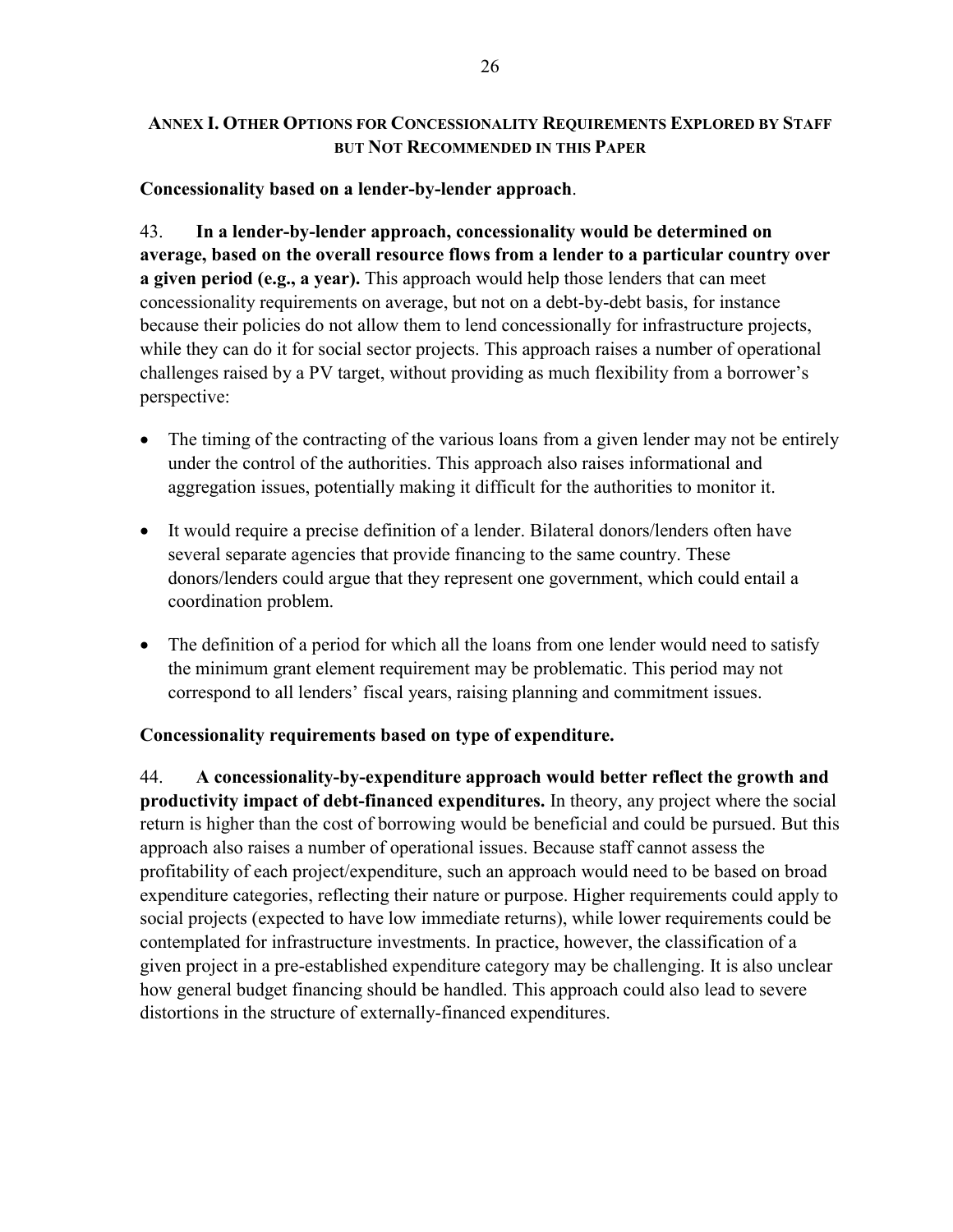## ANNEX I. OTHER OPTIONS FOR CONCESSIONALITY REQUIREMENTS EXPLORED BY STAFF BUT NOT RECOMMENDED IN THIS PAPER

**Concessionality based on a lender-by-lender approach**.

43. **In a lender-by-lender approach, concessionality would be determined on average, based on the overall resource flows from a lender to a particular country over a given period (e.g., a year).** This approach would help those lenders that can meet concessionality requirements on average, but not on a debt-by-debt basis, for instance because their policies do not allow them to lend concessionally for infrastructure projects, while they can do it for social sector projects. This approach raises a number of operational challenges raised by a PV target, without providing as much flexibility from a borrower's perspective:

- The timing of the contracting of the various loans from a given lender may not be entirely under the control of the authorities. This approach also raises informational and aggregation issues, potentially making it difficult for the authorities to monitor it.
- It would require a precise definition of a lender. Bilateral donors/lenders often have several separate agencies that provide financing to the same country. These donors/lenders could argue that they represent one government, which could entail a coordination problem.
- The definition of a period for which all the loans from one lender would need to satisfy the minimum grant element requirement may be problematic. This period may not correspond to all lenders' fiscal years, raising planning and commitment issues.

**Concessionality requirements based on type of expenditure.**

44. **A concessionality-by-expenditure approach would better reflect the growth and productivity impact of debt-financed expenditures.** In theory, any project where the social return is higher than the cost of borrowing would be beneficial and could be pursued. But this approach also raises a number of operational issues. Because staff cannot assess the profitability of each project/expenditure, such an approach would need to be based on broad expenditure categories, reflecting their nature or purpose. Higher requirements could apply to social projects (expected to have low immediate returns), while lower requirements could be contemplated for infrastructure investments. In practice, however, the classification of a given project in a pre-established expenditure category may be challenging. It is also unclear how general budget financing should be handled. This approach could also lead to severe distortions in the structure of externally-financed expenditures.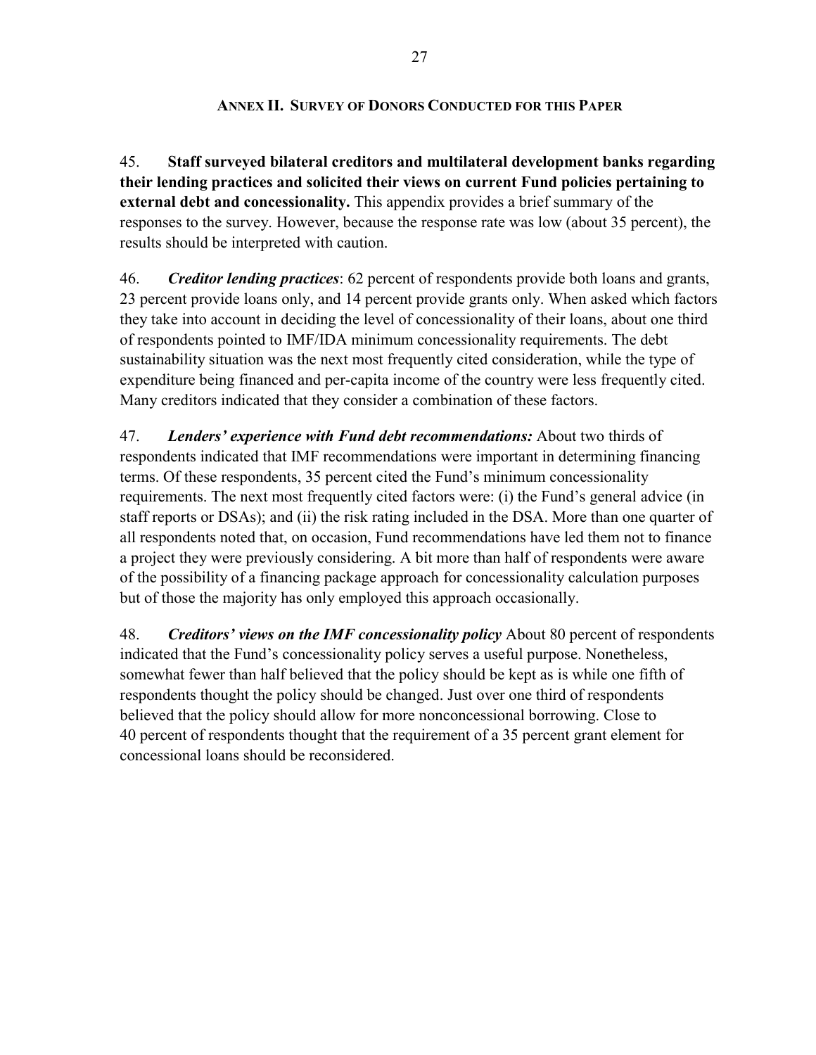## ANNEX II. SURVEY OF DONORS CONDUCTED FOR THIS PAPER

45. **Staff surveyed bilateral creditors and multilateral development banks regarding their lending practices and solicited their views on current Fund policies pertaining to external debt and concessionality.** This appendix provides a brief summary of the responses to the survey. However, because the response rate was low (about 35 percent), the results should be interpreted with caution.

46. ***Creditor lending practices***: 62 percent of respondents provide both loans and grants, 23 percent provide loans only, and 14 percent provide grants only. When asked which factors they take into account in deciding the level of concessionality of their loans, about one third of respondents pointed to IMF/IDA minimum concessionality requirements. The debt sustainability situation was the next most frequently cited consideration, while the type of expenditure being financed and per-capita income of the country were less frequently cited. Many creditors indicated that they consider a combination of these factors.

47. ***Lenders' experience with Fund debt recommendations:*** About two thirds of respondents indicated that IMF recommendations were important in determining financing terms. Of these respondents, 35 percent cited the Fund's minimum concessionality requirements. The next most frequently cited factors were: (i) the Fund's general advice (in staff reports or DSAs); and (ii) the risk rating included in the DSA. More than one quarter of all respondents noted that, on occasion, Fund recommendations have led them not to finance a project they were previously considering. A bit more than half of respondents were aware of the possibility of a financing package approach for concessionality calculation purposes but of those the majority has only employed this approach occasionally.

48. ***Creditors' views on the IMF concessionality policy*** About 80 percent of respondents indicated that the Fund's concessionality policy serves a useful purpose. Nonetheless, somewhat fewer than half believed that the policy should be kept as is while one fifth of respondents thought the policy should be changed. Just over one third of respondents believed that the policy should allow for more nonconcessional borrowing. Close to 40 percent of respondents thought that the requirement of a 35 percent grant element for concessional loans should be reconsidered.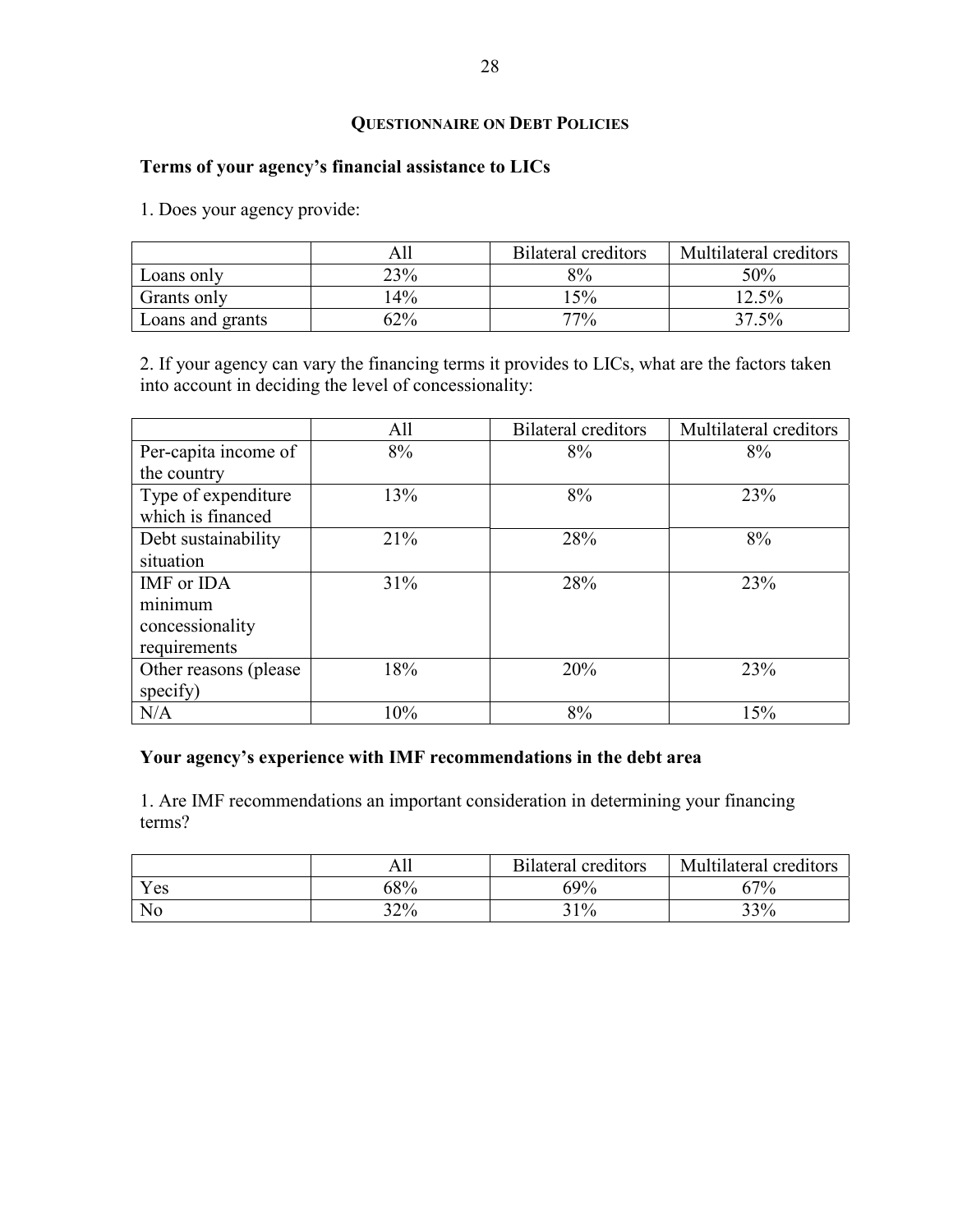## Questionnaire on Debt Policies

### Terms of your agency's financial assistance to LICs

1. Does your agency provide:

| | All | Bilateral creditors | Multilateral creditors |
|---|---|---|---|
| Loans only | 23% | 8% | 50% |
| Grants only | 14% | 15% | 12.5% |
| Loans and grants | 62% | 77% | 37.5% |

2. If your agency can vary the financing terms it provides to LICs, what are the factors taken into account in deciding the level of concessionality:

| | All | Bilateral creditors | Multilateral creditors |
|---|---|---|---|
| Per-capita income of the country | 8% | 8% | 8% |
| Type of expenditure which is financed | 13% | 8% | 23% |
| Debt sustainability situation | 21% | 28% | 8% |
| IMF or IDA minimum concessionality requirements | 31% | 28% | 23% |
| Other reasons (please specify) | 18% | 20% | 23% |
| N/A | 10% | 8% | 15% |

### Your agency's experience with IMF recommendations in the debt area

1. Are IMF recommendations an important consideration in determining your financing terms?

| | All | Bilateral creditors | Multilateral creditors |
|---|---|---|---|
| Yes | 68% | 69% | 67% |
| No | 32% | 31% | 33% |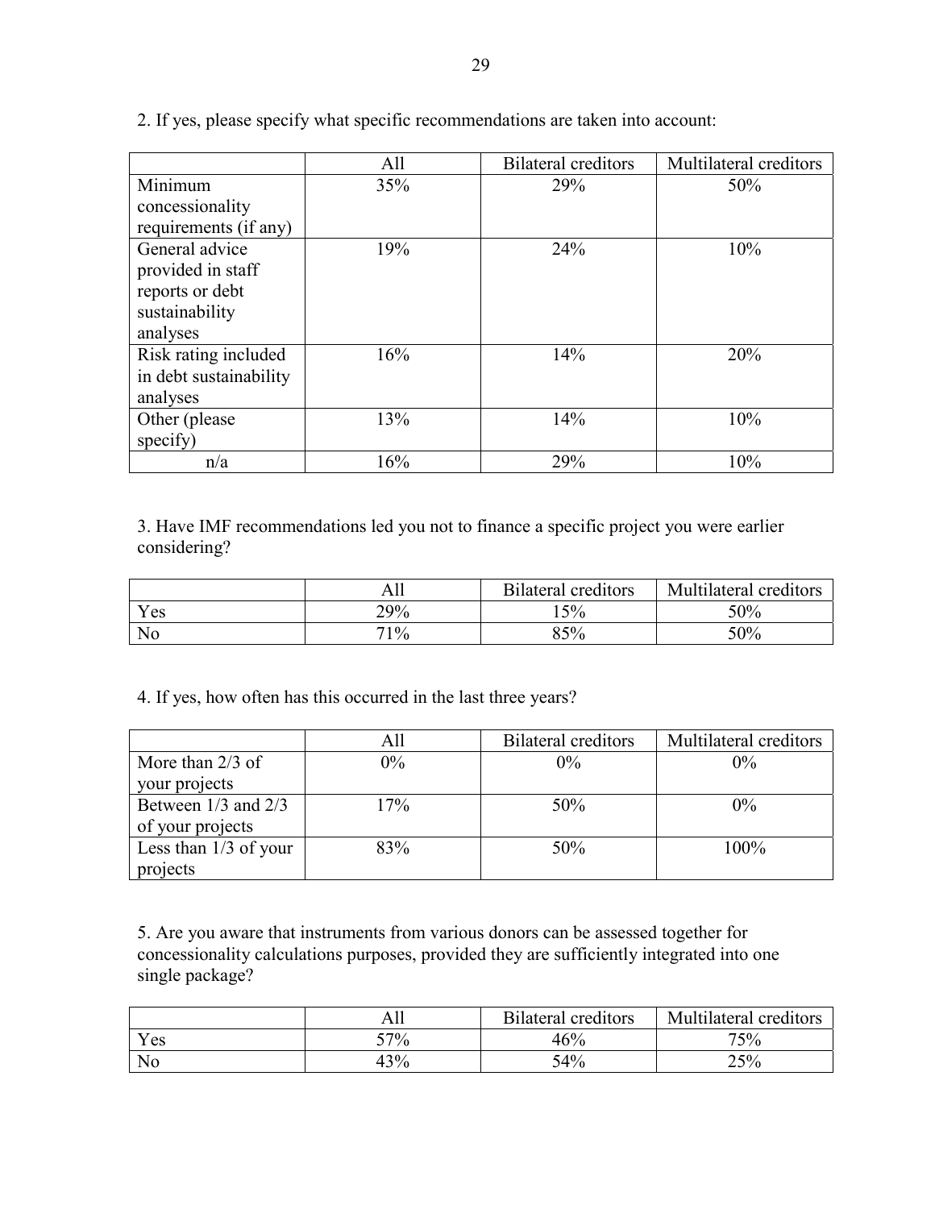2. If yes, please specify what specific recommendations are taken into account:

| | All | Bilateral creditors | Multilateral creditors |
|---|---|---|---|
| Minimum concessionality requirements (if any) | 35% | 29% | 50% |
| General advice provided in staff reports or debt sustainability analyses | 19% | 24% | 10% |
| Risk rating included in debt sustainability analyses | 16% | 14% | 20% |
| Other (please specify) | 13% | 14% | 10% |
| n/a | 16% | 29% | 10% |

3. Have IMF recommendations led you not to finance a specific project you were earlier considering?

| | All | Bilateral creditors | Multilateral creditors |
|---|---|---|---|
| Yes | 29% | 15% | 50% |
| No | 71% | 85% | 50% |

4. If yes, how often has this occurred in the last three years?

| | All | Bilateral creditors | Multilateral creditors |
|---|---|---|---|
| More than 2/3 of your projects | 0% | 0% | 0% |
| Between 1/3 and 2/3 of your projects | 17% | 50% | 0% |
| Less than 1/3 of your projects | 83% | 50% | 100% |

5. Are you aware that instruments from various donors can be assessed together for concessionality calculations purposes, provided they are sufficiently integrated into one single package?

| | All | Bilateral creditors | Multilateral creditors |
|---|---|---|---|
| Yes | 57% | 46% | 75% |
| No | 43% | 54% | 25% |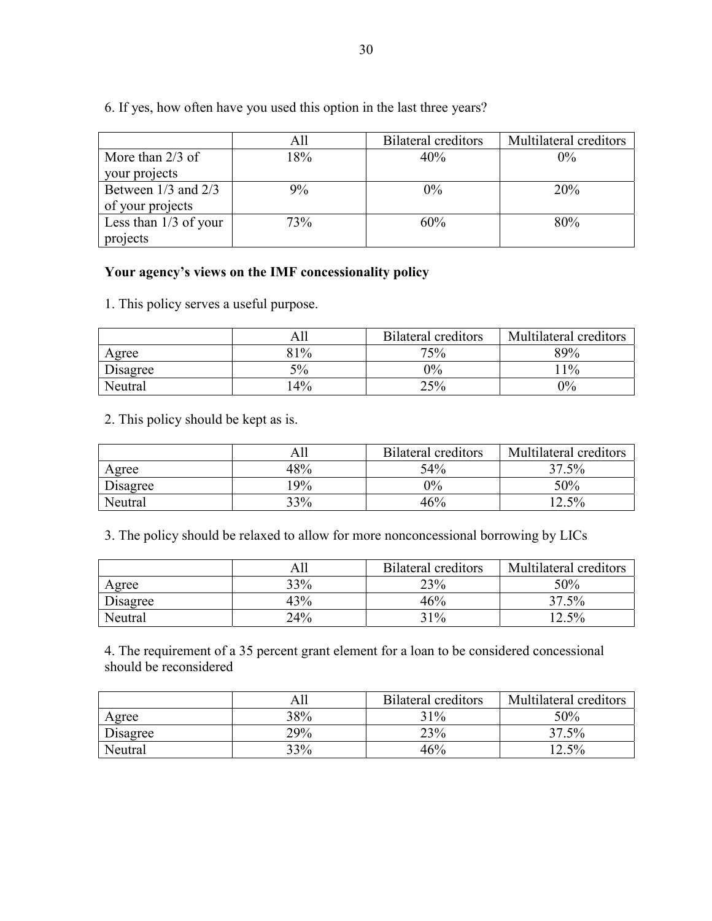6. If yes, how often have you used this option in the last three years?

| | All | Bilateral creditors | Multilateral creditors |
|---|---|---|---|
| More than 2/3 of your projects | 18% | 40% | 0% |
| Between 1/3 and 2/3 of your projects | 9% | 0% | 20% |
| Less than 1/3 of your projects | 73% | 60% | 80% |

**Your agency's views on the IMF concessionality policy**

1. This policy serves a useful purpose.

| | All | Bilateral creditors | Multilateral creditors |
|---|---|---|---|
| Agree | 81% | 75% | 89% |
| Disagree | 5% | 0% | 11% |
| Neutral | 14% | 25% | 0% |

2. This policy should be kept as is.

| | All | Bilateral creditors | Multilateral creditors |
|---|---|---|---|
| Agree | 48% | 54% | 37.5% |
| Disagree | 19% | 0% | 50% |
| Neutral | 33% | 46% | 12.5% |

3. The policy should be relaxed to allow for more nonconcessional borrowing by LICs

| | All | Bilateral creditors | Multilateral creditors |
|---|---|---|---|
| Agree | 33% | 23% | 50% |
| Disagree | 43% | 46% | 37.5% |
| Neutral | 24% | 31% | 12.5% |

4. The requirement of a 35 percent grant element for a loan to be considered concessional should be reconsidered

| | All | Bilateral creditors | Multilateral creditors |
|---|---|---|---|
| Agree | 38% | 31% | 50% |
| Disagree | 29% | 23% | 37.5% |
| Neutral | 33% | 46% | 12.5% |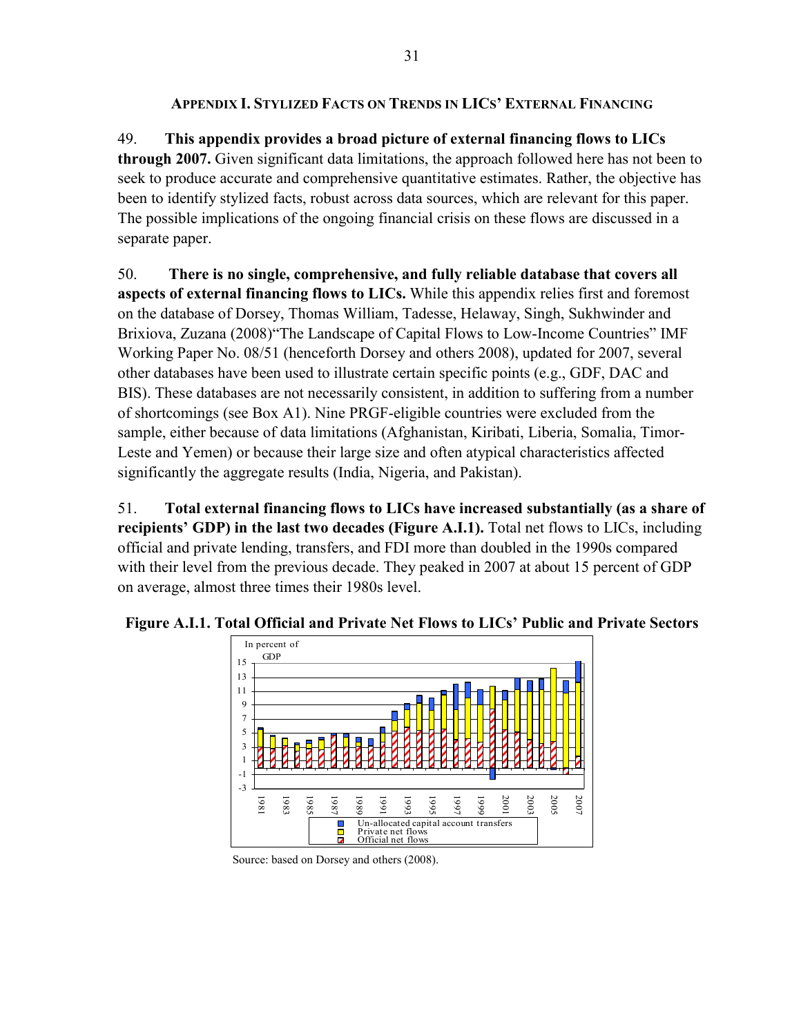## APPENDIX I. STYLIZED FACTS ON TRENDS IN LICS' EXTERNAL FINANCING

49. **This appendix provides a broad picture of external financing flows to LICs through 2007.** Given significant data limitations, the approach followed here has not been to seek to produce accurate and comprehensive quantitative estimates. Rather, the objective has been to identify stylized facts, robust across data sources, which are relevant for this paper. The possible implications of the ongoing financial crisis on these flows are discussed in a separate paper.

50. **There is no single, comprehensive, and fully reliable database that covers all aspects of external financing flows to LICs.** While this appendix relies first and foremost on the database of Dorsey, Thomas William, Tadesse, Helaway, Singh, Sukhwinder and Brixiova, Zuzana (2008)"The Landscape of Capital Flows to Low-Income Countries" IMF Working Paper No. 08/51 (henceforth Dorsey and others 2008), updated for 2007, several other databases have been used to illustrate certain specific points (e.g., GDF, DAC and BIS). These databases are not necessarily consistent, in addition to suffering from a number of shortcomings (see Box A1). Nine PRGF-eligible countries were excluded from the sample, either because of data limitations (Afghanistan, Kiribati, Liberia, Somalia, Timor-Leste and Yemen) or because their large size and often atypical characteristics affected significantly the aggregate results (India, Nigeria, and Pakistan).

51. **Total external financing flows to LICs have increased substantially (as a share of recipients' GDP) in the last two decades (Figure A.I.1).** Total net flows to LICs, including official and private lending, transfers, and FDI more than doubled in the 1990s compared with their level from the previous decade. They peaked in 2007 at about 15 percent of GDP on average, almost three times their 1980s level.

**Figure A.I.1. Total Official and Private Net Flows to LICs' Public and Private Sectors**

Source: based on Dorsey and others (2008).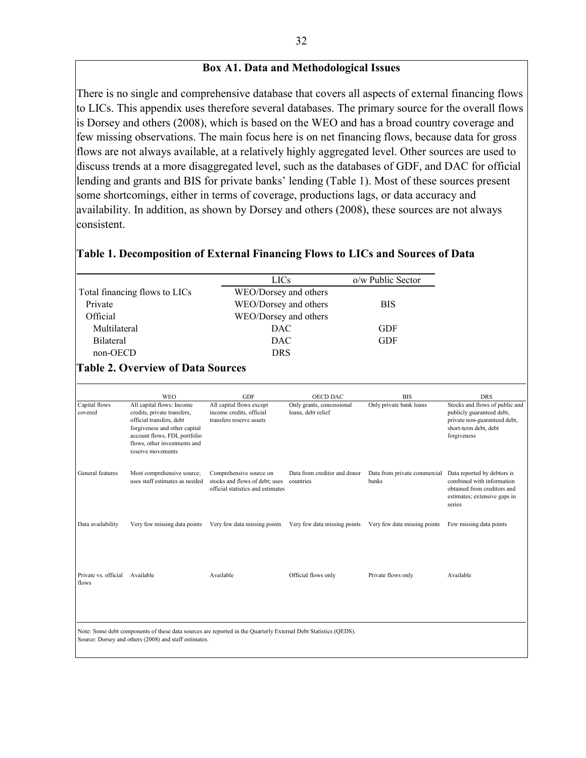## Box A1. Data and Methodological Issues

There is no single and comprehensive database that covers all aspects of external financing flows to LICs. This appendix uses therefore several databases. The primary source for the overall flows is Dorsey and others (2008), which is based on the WEO and has a broad country coverage and few missing observations. The main focus here is on net financing flows, because data for gross flows are not always available, at a relatively highly aggregated level. Other sources are used to discuss trends at a more disaggregated level, such as the databases of GDF, and DAC for official lending and grants and BIS for private banks' lending (Table 1). Most of these sources present some shortcomings, either in terms of coverage, productions lags, or data accuracy and availability. In addition, as shown by Dorsey and others (2008), these sources are not always consistent.

### Table 1. Decomposition of External Financing Flows to LICs and Sources of Data

| | LICs | o/w Public Sector |
|---|---|---|
| Total financing flows to LICs | WEO/Dorsey and others | |
| Private | WEO/Dorsey and others | BIS |
| Official | WEO/Dorsey and others | |
| Multilateral | DAC | GDF |
| Bilateral | DAC | GDF |
| non-OECD | DRS | |

### Table 2. Overview of Data Sources

| | WEO | GDF | OECD DAC | BIS | DRS |
|---|---|---|---|---|---|
| Capital flows covered | All capital flows: Income credits, private transfers, official transfers, debt forgiveness and other capital account flows, FDI, portfolio flows, other investments and reserve movements | All capital flows except income credits, official transfers reserve assets | Only grants, concessional loans, debt relief | Only private bank loans | Stocks and flows of public and publicly guaranteed debt, private non-guaranteed debt, short-term debt, debt forgiveness |
| General features | Most comprehensive source; uses staff estimates as needed | Comprehensive source on stocks and flows of debt; uses official statistics and estimates | Data from creditor and donor countries | Data from private commercial banks | Data reported by debtors is combined with information obtained from creditors and estimates; extensive gaps in series |
| Data availability | Very few missing data points | Very few data missing points | Very few data missing points | Very few data missing points | Few missing data points |
| Private vs. official flows | Available | Available | Official flows only | Private flows only | Available |

Note: Some debt components of these data sources are reported in the Quarterly External Debt Statistics (QEDS).
Source: Dorsey and others (2008) and staff estimates.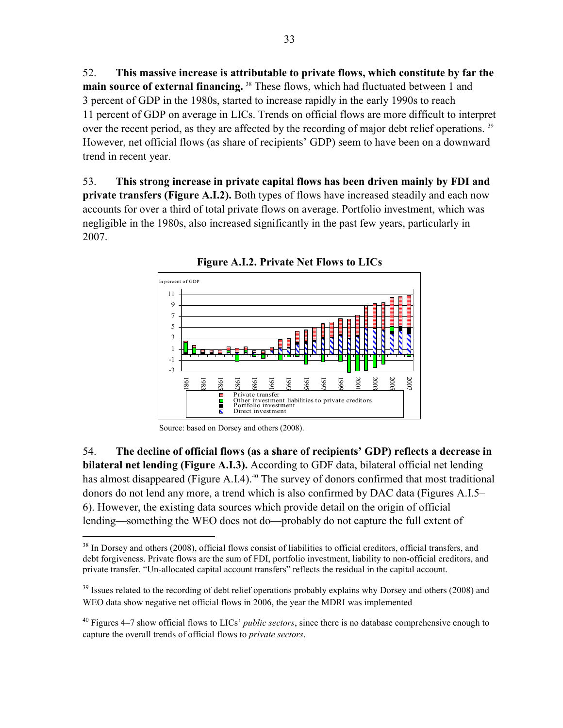52. **This massive increase is attributable to private flows, which constitute by far the main source of external financing.** [38] These flows, which had fluctuated between 1 and 3 percent of GDP in the 1980s, started to increase rapidly in the early 1990s to reach 11 percent of GDP on average in LICs. Trends on official flows are more difficult to interpret over the recent period, as they are affected by the recording of major debt relief operations. [39] However, net official flows (as share of recipients' GDP) seem to have been on a downward trend in recent year.

53. **This strong increase in private capital flows has been driven mainly by FDI and private transfers (Figure A.I.2).** Both types of flows have increased steadily and each now accounts for over a third of total private flows on average. Portfolio investment, which was negligible in the 1980s, also increased significantly in the past few years, particularly in 2007.

**Figure A.I.2. Private Net Flows to LICs**

In percent of GDP

Legend: Private transfer; Other investment liabilities to private creditors; Portfolio investment; Direct investment

Source: based on Dorsey and others (2008).

54. **The decline of official flows (as a share of recipients' GDP) reflects a decrease in bilateral net lending (Figure A.I.3).** According to GDF data, bilateral official net lending has almost disappeared (Figure A.I.4).[40] The survey of donors confirmed that most traditional donors do not lend any more, a trend which is also confirmed by DAC data (Figures A.I.5–6). However, the existing data sources which provide detail on the origin of official lending—something the WEO does not do—probably do not capture the full extent of

[38] In Dorsey and others (2008), official flows consist of liabilities to official creditors, official transfers, and debt forgiveness. Private flows are the sum of FDI, portfolio investment, liability to non-official creditors, and private transfer. "Un-allocated capital account transfers" reflects the residual in the capital account.

[39] Issues related to the recording of debt relief operations probably explains why Dorsey and others (2008) and WEO data show negative net official flows in 2006, the year the MDRI was implemented

[40] Figures 4–7 show official flows to LICs' *public sectors*, since there is no database comprehensive enough to capture the overall trends of official flows to *private sectors*.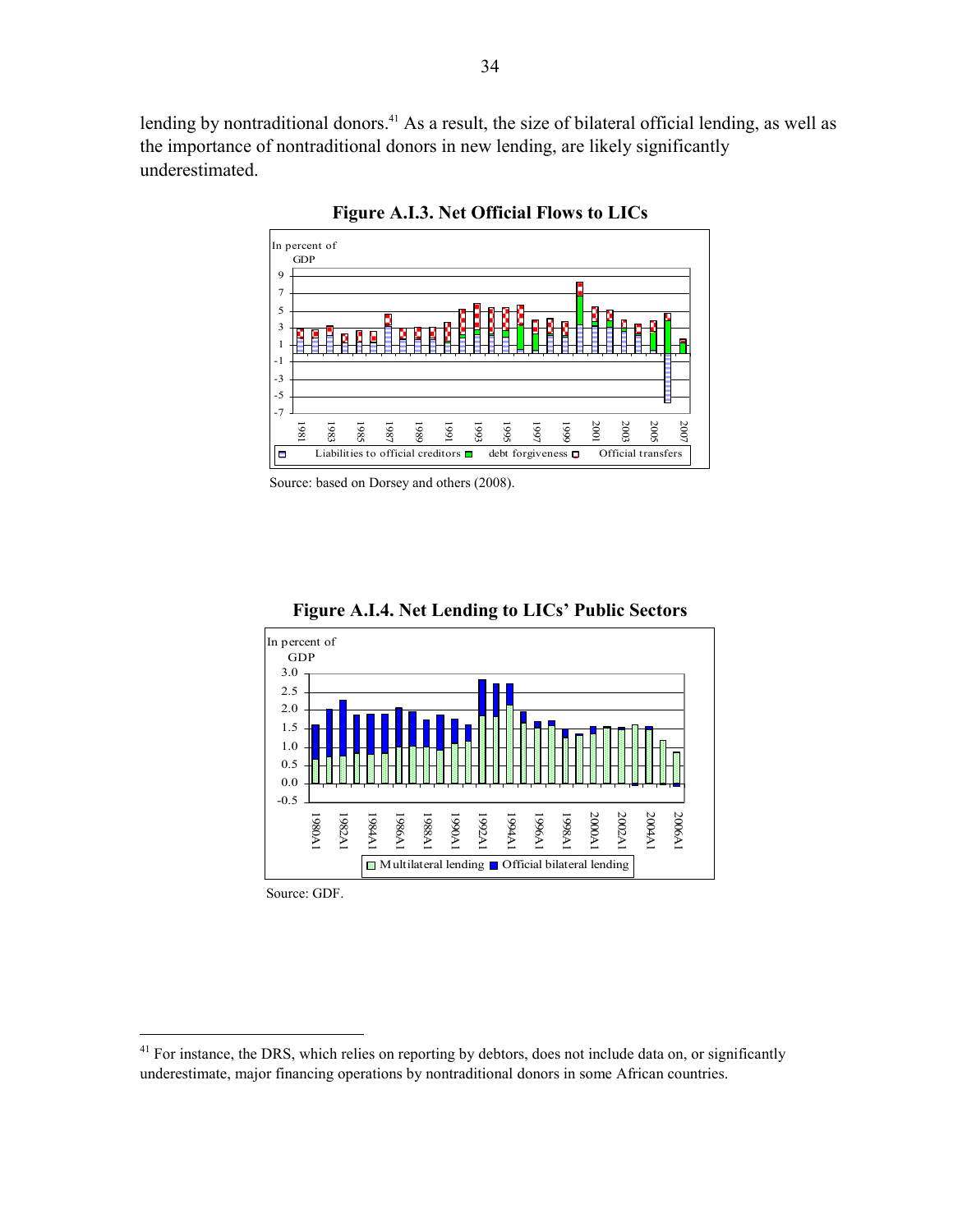lending by nontraditional donors.[41] As a result, the size of bilateral official lending, as well as the importance of nontraditional donors in new lending, are likely significantly underestimated.

**Figure A.I.3. Net Official Flows to LICs**

Source: based on Dorsey and others (2008).

**Figure A.I.4. Net Lending to LICs' Public Sectors**

Source: GDF.

---

[41] For instance, the DRS, which relies on reporting by debtors, does not include data on, or significantly underestimate, major financing operations by nontraditional donors in some African countries.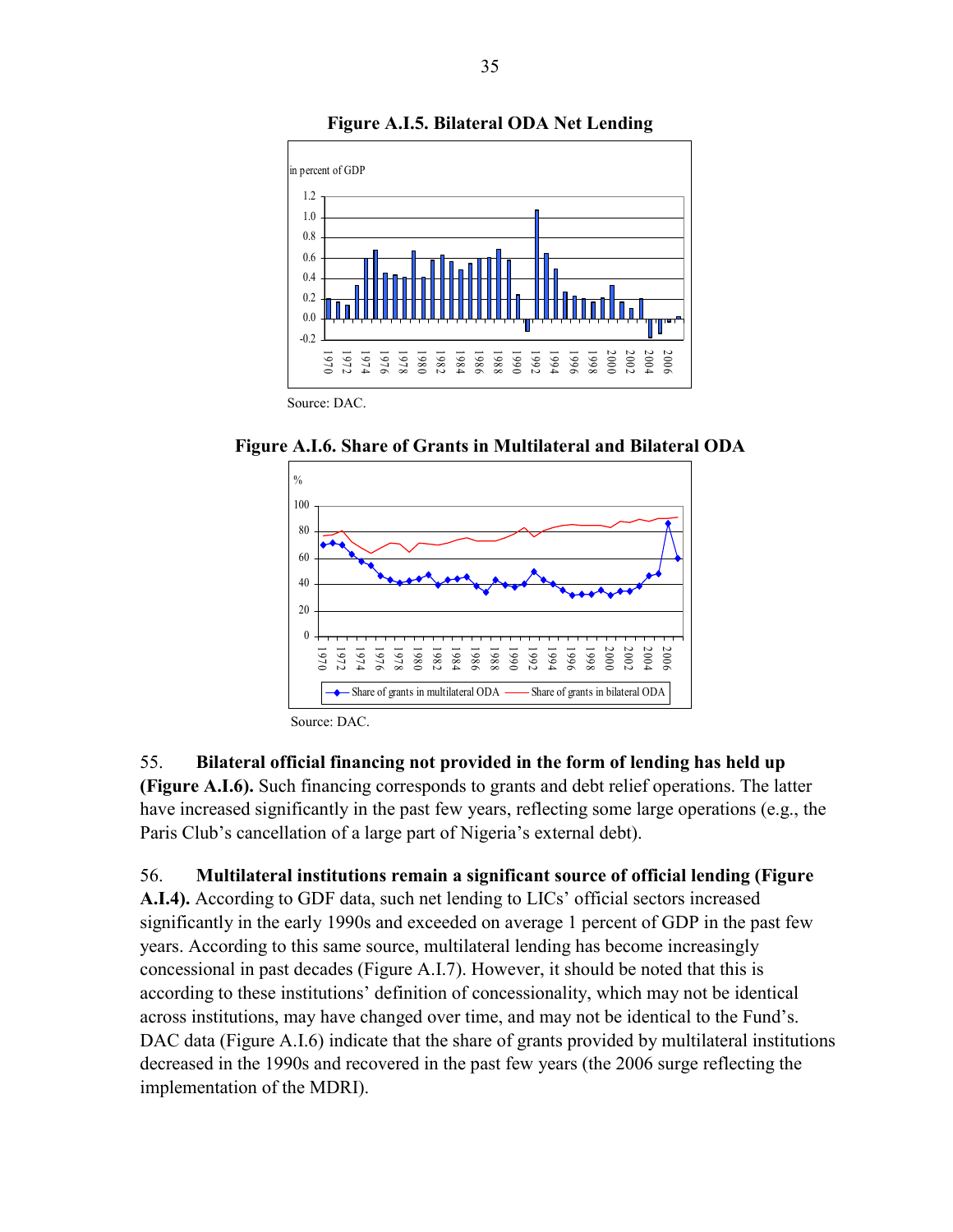**Figure A.I.5. Bilateral ODA Net Lending**

Source: DAC.

**Figure A.I.6. Share of Grants in Multilateral and Bilateral ODA**

Source: DAC.

55. **Bilateral official financing not provided in the form of lending has held up (Figure A.I.6).** Such financing corresponds to grants and debt relief operations. The latter have increased significantly in the past few years, reflecting some large operations (e.g., the Paris Club's cancellation of a large part of Nigeria's external debt).

56. **Multilateral institutions remain a significant source of official lending (Figure A.I.4).** According to GDF data, such net lending to LICs' official sectors increased significantly in the early 1990s and exceeded on average 1 percent of GDP in the past few years. According to this same source, multilateral lending has become increasingly concessional in past decades (Figure A.I.7). However, it should be noted that this is according to these institutions' definition of concessionality, which may not be identical across institutions, may have changed over time, and may not be identical to the Fund's. DAC data (Figure A.I.6) indicate that the share of grants provided by multilateral institutions decreased in the 1990s and recovered in the past few years (the 2006 surge reflecting the implementation of the MDRI).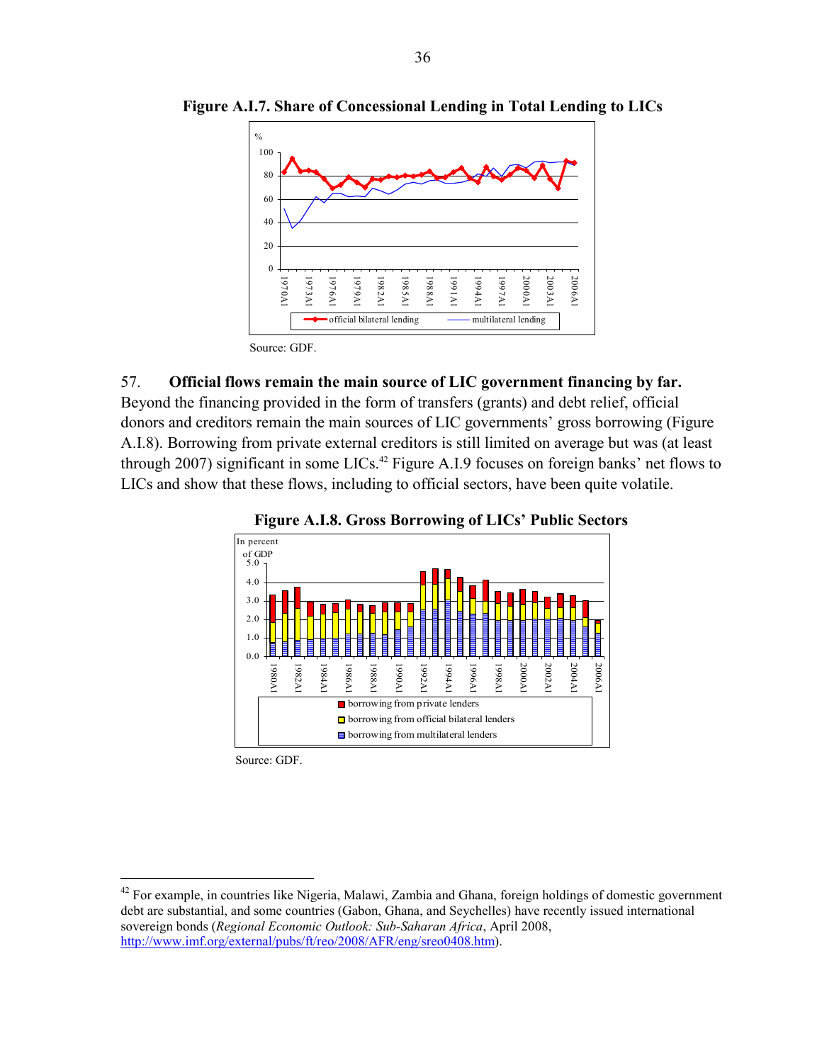**Figure A.I.7. Share of Concessional Lending in Total Lending to LICs**

Source: GDF.

57. **Official flows remain the main source of LIC government financing by far.** Beyond the financing provided in the form of transfers (grants) and debt relief, official donors and creditors remain the main sources of LIC governments' gross borrowing (Figure A.I.8). Borrowing from private external creditors is still limited on average but was (at least through 2007) significant in some LICs.[42] Figure A.I.9 focuses on foreign banks' net flows to LICs and show that these flows, including to official sectors, have been quite volatile.

**Figure A.I.8. Gross Borrowing of LICs' Public Sectors**

Source: GDF.

---

[42] For example, in countries like Nigeria, Malawi, Zambia and Ghana, foreign holdings of domestic government debt are substantial, and some countries (Gabon, Ghana, and Seychelles) have recently issued international sovereign bonds (*Regional Economic Outlook: Sub-Saharan Africa*, April 2008, http://www.imf.org/external/pubs/ft/reo/2008/AFR/eng/sreo0408.htm).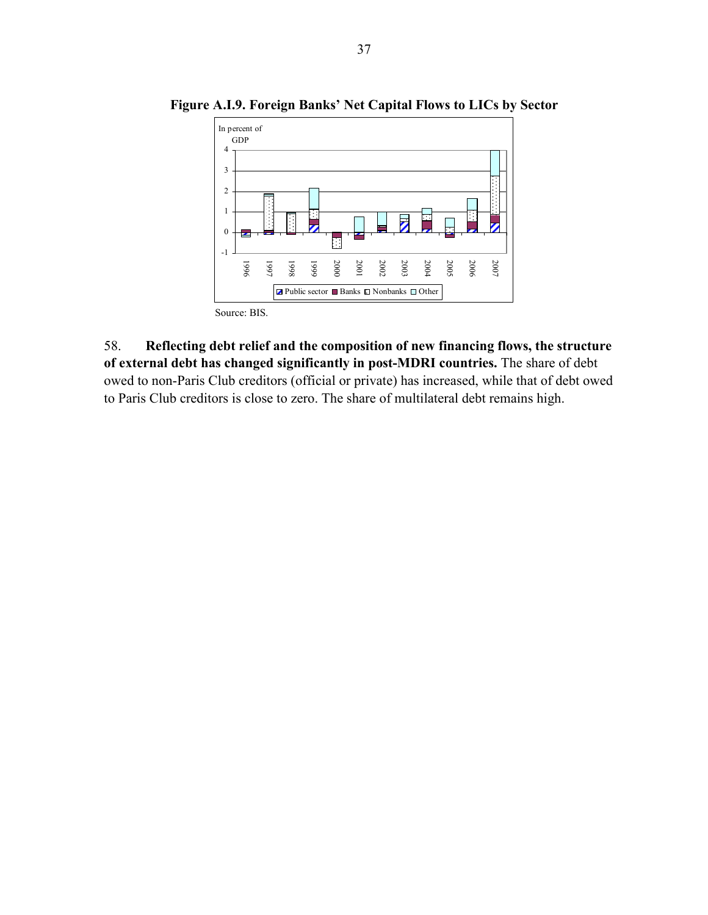**Figure A.I.9. Foreign Banks' Net Capital Flows to LICs by Sector**

Source: BIS.

58. **Reflecting debt relief and the composition of new financing flows, the structure of external debt has changed significantly in post-MDRI countries.** The share of debt owed to non-Paris Club creditors (official or private) has increased, while that of debt owed to Paris Club creditors is close to zero. The share of multilateral debt remains high.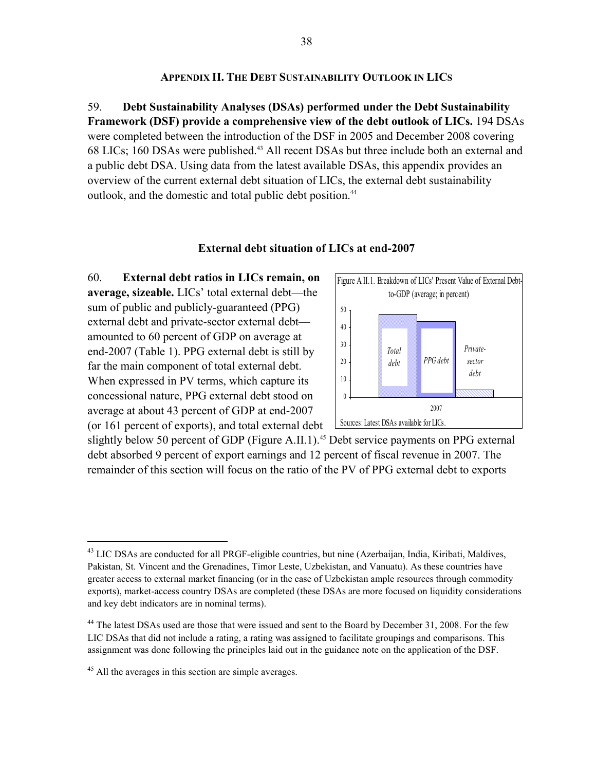## Appendix II. The Debt Sustainability Outlook in LICs

59. **Debt Sustainability Analyses (DSAs) performed under the Debt Sustainability Framework (DSF) provide a comprehensive view of the debt outlook of LICs.** 194 DSAs were completed between the introduction of the DSF in 2005 and December 2008 covering 68 LICs; 160 DSAs were published.[43] All recent DSAs but three include both an external and a public debt DSA. Using data from the latest available DSAs, this appendix provides an overview of the current external debt situation of LICs, the external debt sustainability outlook, and the domestic and total public debt position.[44]

### External debt situation of LICs at end-2007

60. **External debt ratios in LICs remain, on average, sizeable.** LICs' total external debt—the sum of public and publicly-guaranteed (PPG) external debt and private-sector external debt—amounted to 60 percent of GDP on average at end-2007 (Table 1). PPG external debt is still by far the main component of total external debt. When expressed in PV terms, which capture its concessional nature, PPG external debt stood on average at about 43 percent of GDP at end-2007 (or 161 percent of exports), and total external debt slightly below 50 percent of GDP (Figure A.II.1).[45] Debt service payments on PPG external debt absorbed 9 percent of export earnings and 12 percent of fiscal revenue in 2007. The remainder of this section will focus on the ratio of the PV of PPG external debt to exports

Figure A.II.1. Breakdown of LICs' Present Value of External Debt-to-GDP (average; in percent)

| 2007 | Value (approx.) |
|---|---|
| Total debt | 47 |
| PPG debt | 43 |
| Private-sector debt | 4 |

Sources: Latest DSAs available for LICs.

---

[43] LIC DSAs are conducted for all PRGF-eligible countries, but nine (Azerbaijan, India, Kiribati, Maldives, Pakistan, St. Vincent and the Grenadines, Timor Leste, Uzbekistan, and Vanuatu). As these countries have greater access to external market financing (or in the case of Uzbekistan ample resources through commodity exports), market-access country DSAs are completed (these DSAs are more focused on liquidity considerations and key debt indicators are in nominal terms).

[44] The latest DSAs used are those that were issued and sent to the Board by December 31, 2008. For the few LIC DSAs that did not include a rating, a rating was assigned to facilitate groupings and comparisons. This assignment was done following the principles laid out in the guidance note on the application of the DSF.

[45] All the averages in this section are simple averages.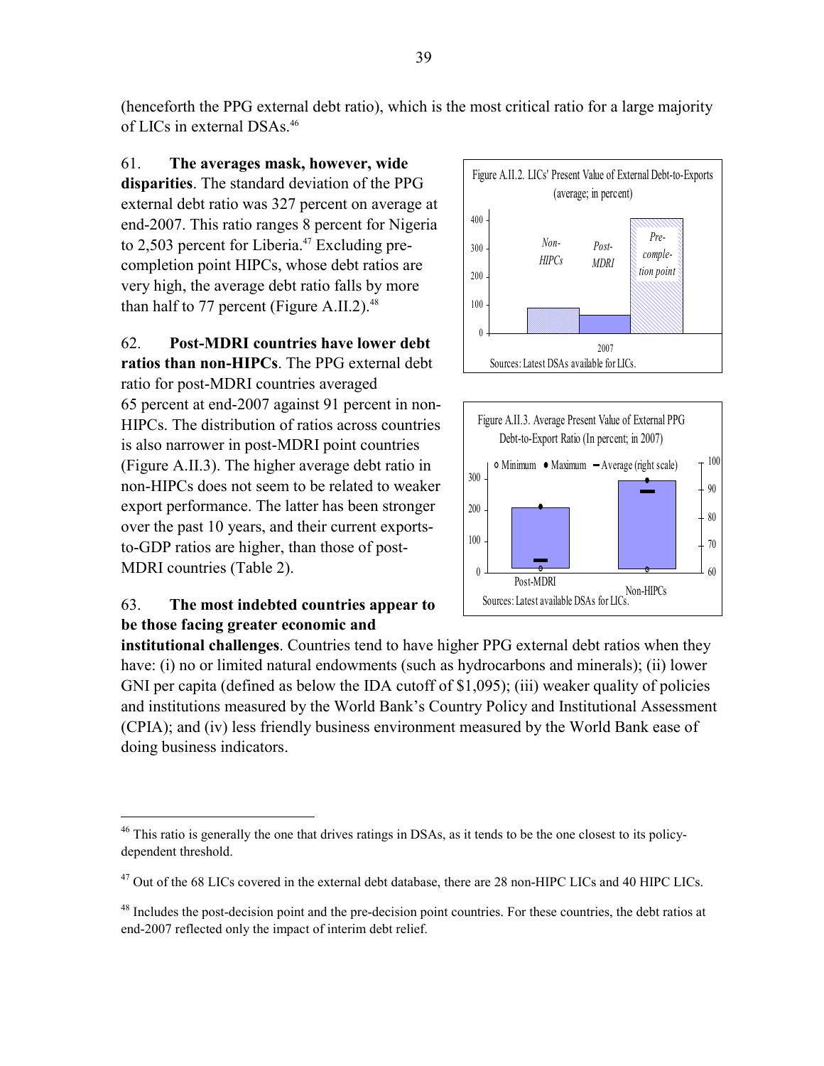(henceforth the PPG external debt ratio), which is the most critical ratio for a large majority of LICs in external DSAs.[46]

61. **The averages mask, however, wide disparities**. The standard deviation of the PPG external debt ratio was 327 percent on average at end-2007. This ratio ranges 8 percent for Nigeria to 2,503 percent for Liberia.[47] Excluding pre-completion point HIPCs, whose debt ratios are very high, the average debt ratio falls by more than half to 77 percent (Figure A.II.2).[48]

Figure A.II.2. LICs' Present Value of External Debt-to-Exports (average; in percent)

Sources: Latest DSAs available for LICs.

62. **Post-MDRI countries have lower debt ratios than non-HIPCs**. The PPG external debt ratio for post-MDRI countries averaged 65 percent at end-2007 against 91 percent in non-HIPCs. The distribution of ratios across countries is also narrower in post-MDRI point countries (Figure A.II.3). The higher average debt ratio in non-HIPCs does not seem to be related to weaker export performance. The latter has been stronger over the past 10 years, and their current exports-to-GDP ratios are higher, than those of post-MDRI countries (Table 2).

Figure A.II.3. Average Present Value of External PPG Debt-to-Export Ratio (In percent; in 2007)

Sources: Latest available DSAs for LICs.

63. **The most indebted countries appear to be those facing greater economic and institutional challenges**. Countries tend to have higher PPG external debt ratios when they have: (i) no or limited natural endowments (such as hydrocarbons and minerals); (ii) lower GNI per capita (defined as below the IDA cutoff of $1,095); (iii) weaker quality of policies and institutions measured by the World Bank's Country Policy and Institutional Assessment (CPIA); and (iv) less friendly business environment measured by the World Bank ease of doing business indicators.

---

[46] This ratio is generally the one that drives ratings in DSAs, as it tends to be the one closest to its policy-dependent threshold.

[47] Out of the 68 LICs covered in the external debt database, there are 28 non-HIPC LICs and 40 HIPC LICs.

[48] Includes the post-decision point and the pre-decision point countries. For these countries, the debt ratios at end-2007 reflected only the impact of interim debt relief.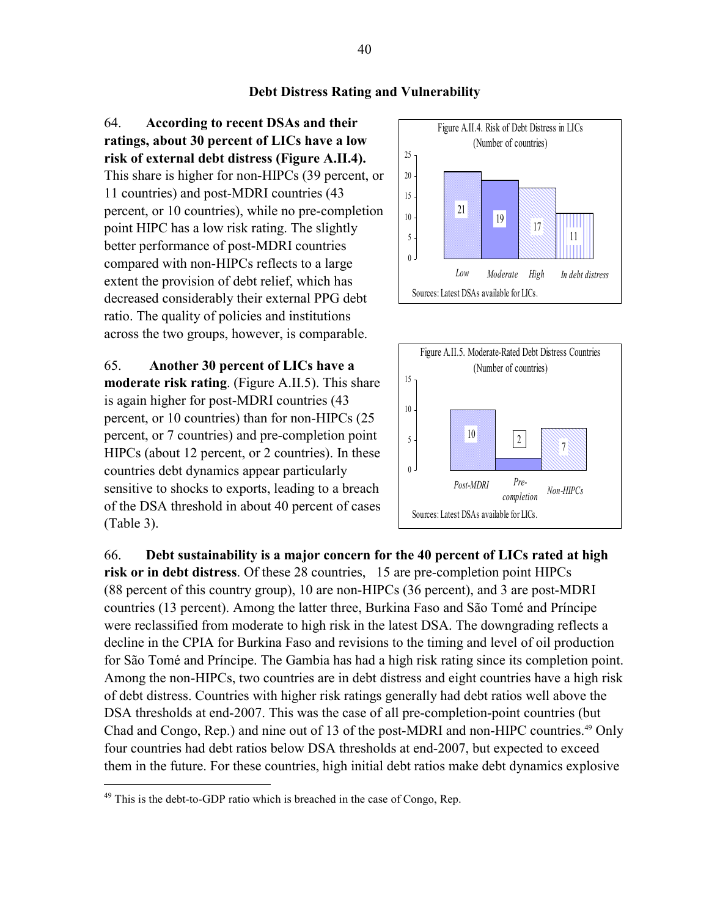### Debt Distress Rating and Vulnerability

64. **According to recent DSAs and their ratings, about 30 percent of LICs have a low risk of external debt distress (Figure A.II.4).** This share is higher for non-HIPCs (39 percent, or 11 countries) and post-MDRI countries (43 percent, or 10 countries), while no pre-completion point HIPC has a low risk rating. The slightly better performance of post-MDRI countries compared with non-HIPCs reflects to a large extent the provision of debt relief, which has decreased considerably their external PPG debt ratio. The quality of policies and institutions across the two groups, however, is comparable.

Figure A.II.4. Risk of Debt Distress in LICs (Number of countries)

| Low | Moderate | High | In debt distress |
|---|---|---|---|
| 21 | 19 | 17 | 11 |

Sources: Latest DSAs available for LICs.

65. **Another 30 percent of LICs have a moderate risk rating**. (Figure A.II.5). This share is again higher for post-MDRI countries (43 percent, or 10 countries) than for non-HIPCs (25 percent, or 7 countries) and pre-completion point HIPCs (about 12 percent, or 2 countries). In these countries debt dynamics appear particularly sensitive to shocks to exports, leading to a breach of the DSA threshold in about 40 percent of cases (Table 3).

Figure A.II.5. Moderate-Rated Debt Distress Countries (Number of countries)

| Post-MDRI | Pre-completion | Non-HIPCs |
|---|---|---|
| 10 | 2 | 7 |

Sources: Latest DSAs available for LICs.

66. **Debt sustainability is a major concern for the 40 percent of LICs rated at high risk or in debt distress**. Of these 28 countries, 15 are pre-completion point HIPCs (88 percent of this country group), 10 are non-HIPCs (36 percent), and 3 are post-MDRI countries (13 percent). Among the latter three, Burkina Faso and São Tomé and Príncipe were reclassified from moderate to high risk in the latest DSA. The downgrading reflects a decline in the CPIA for Burkina Faso and revisions to the timing and level of oil production for São Tomé and Príncipe. The Gambia has had a high risk rating since its completion point. Among the non-HIPCs, two countries are in debt distress and eight countries have a high risk of debt distress. Countries with higher risk ratings generally had debt ratios well above the DSA thresholds at end-2007. This was the case of all pre-completion-point countries (but Chad and Congo, Rep.) and nine out of 13 of the post-MDRI and non-HIPC countries.[49] Only four countries had debt ratios below DSA thresholds at end-2007, but expected to exceed them in the future. For these countries, high initial debt ratios make debt dynamics explosive

[49] This is the debt-to-GDP ratio which is breached in the case of Congo, Rep.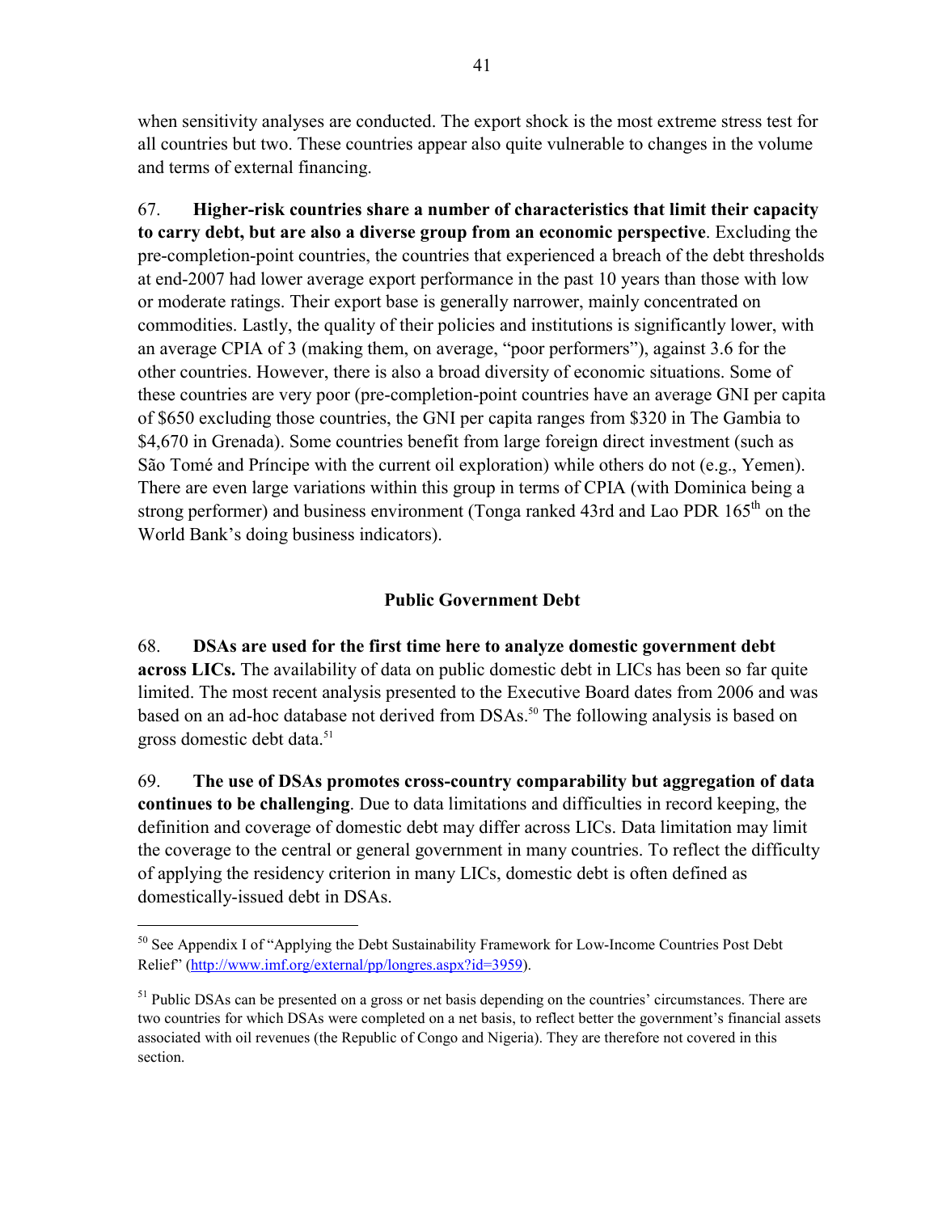when sensitivity analyses are conducted. The export shock is the most extreme stress test for all countries but two. These countries appear also quite vulnerable to changes in the volume and terms of external financing.

67. **Higher-risk countries share a number of characteristics that limit their capacity to carry debt, but are also a diverse group from an economic perspective**. Excluding the pre-completion-point countries, the countries that experienced a breach of the debt thresholds at end-2007 had lower average export performance in the past 10 years than those with low or moderate ratings. Their export base is generally narrower, mainly concentrated on commodities. Lastly, the quality of their policies and institutions is significantly lower, with an average CPIA of 3 (making them, on average, "poor performers"), against 3.6 for the other countries. However, there is also a broad diversity of economic situations. Some of these countries are very poor (pre-completion-point countries have an average GNI per capita of $650 excluding those countries, the GNI per capita ranges from $320 in The Gambia to $4,670 in Grenada). Some countries benefit from large foreign direct investment (such as São Tomé and Príncipe with the current oil exploration) while others do not (e.g., Yemen). There are even large variations within this group in terms of CPIA (with Dominica being a strong performer) and business environment (Tonga ranked 43rd and Lao PDR 165th on the World Bank's doing business indicators).

## Public Government Debt

68. **DSAs are used for the first time here to analyze domestic government debt across LICs.** The availability of data on public domestic debt in LICs has been so far quite limited. The most recent analysis presented to the Executive Board dates from 2006 and was based on an ad-hoc database not derived from DSAs.[50] The following analysis is based on gross domestic debt data.[51]

69. **The use of DSAs promotes cross-country comparability but aggregation of data continues to be challenging**. Due to data limitations and difficulties in record keeping, the definition and coverage of domestic debt may differ across LICs. Data limitation may limit the coverage to the central or general government in many countries. To reflect the difficulty of applying the residency criterion in many LICs, domestic debt is often defined as domestically-issued debt in DSAs.

---

[50] See Appendix I of "Applying the Debt Sustainability Framework for Low-Income Countries Post Debt Relief" (http://www.imf.org/external/pp/longres.aspx?id=3959).

[51] Public DSAs can be presented on a gross or net basis depending on the countries' circumstances. There are two countries for which DSAs were completed on a net basis, to reflect better the government's financial assets associated with oil revenues (the Republic of Congo and Nigeria). They are therefore not covered in this section.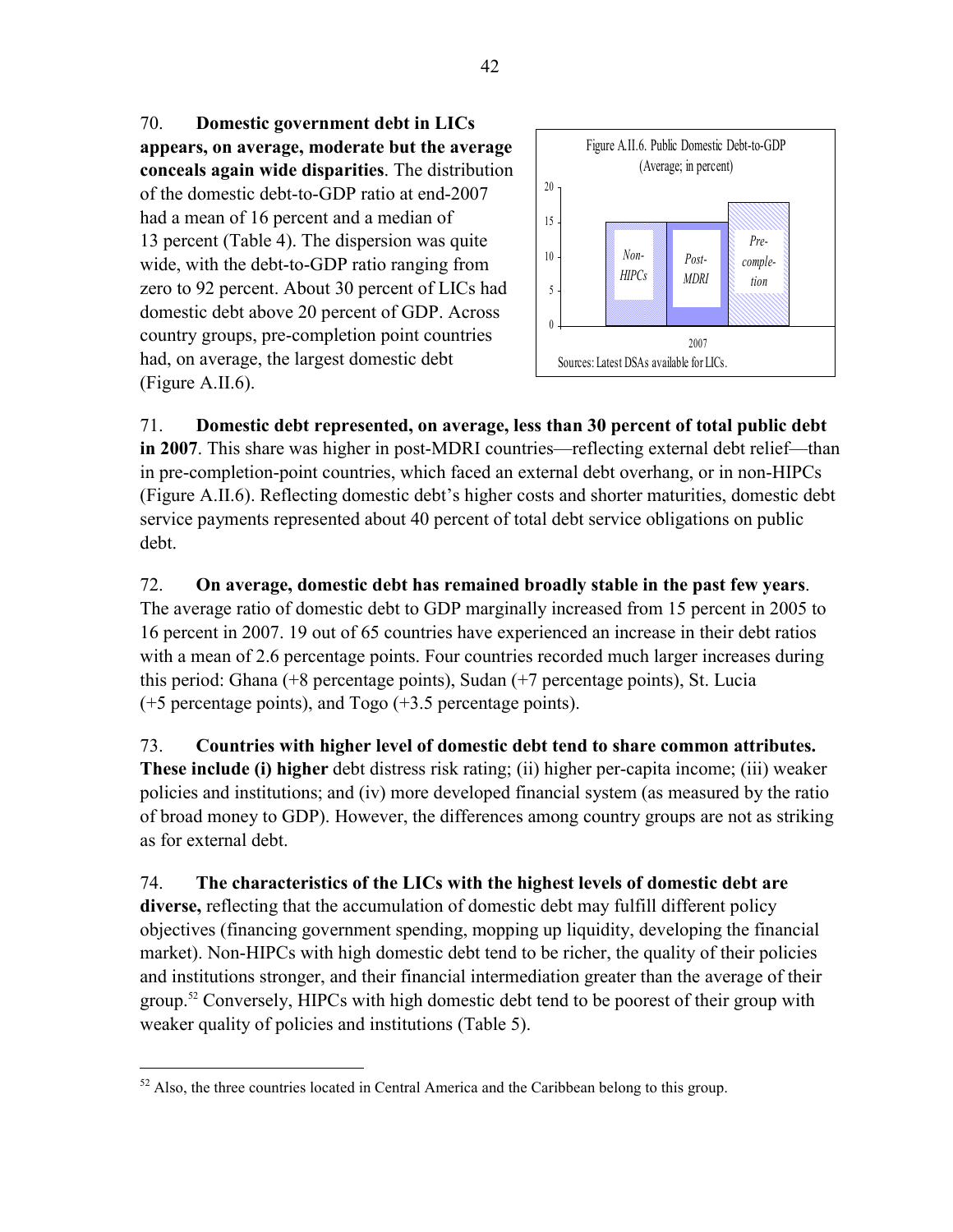70. **Domestic government debt in LICs appears, on average, moderate but the average conceals again wide disparities**. The distribution of the domestic debt-to-GDP ratio at end-2007 had a mean of 16 percent and a median of 13 percent (Table 4). The dispersion was quite wide, with the debt-to-GDP ratio ranging from zero to 92 percent. About 30 percent of LICs had domestic debt above 20 percent of GDP. Across country groups, pre-completion point countries had, on average, the largest domestic debt (Figure A.II.6).

Figure A.II.6. Public Domestic Debt-to-GDP (Average; in percent)

Sources: Latest DSAs available for LICs.

71. **Domestic debt represented, on average, less than 30 percent of total public debt in 2007**. This share was higher in post-MDRI countries—reflecting external debt relief—than in pre-completion-point countries, which faced an external debt overhang, or in non-HIPCs (Figure A.II.6). Reflecting domestic debt's higher costs and shorter maturities, domestic debt service payments represented about 40 percent of total debt service obligations on public debt.

72. **On average, domestic debt has remained broadly stable in the past few years**. The average ratio of domestic debt to GDP marginally increased from 15 percent in 2005 to 16 percent in 2007. 19 out of 65 countries have experienced an increase in their debt ratios with a mean of 2.6 percentage points. Four countries recorded much larger increases during this period: Ghana (+8 percentage points), Sudan (+7 percentage points), St. Lucia (+5 percentage points), and Togo (+3.5 percentage points).

73. **Countries with higher level of domestic debt tend to share common attributes. These include (i) higher** debt distress risk rating; (ii) higher per-capita income; (iii) weaker policies and institutions; and (iv) more developed financial system (as measured by the ratio of broad money to GDP). However, the differences among country groups are not as striking as for external debt.

74. **The characteristics of the LICs with the highest levels of domestic debt are diverse,** reflecting that the accumulation of domestic debt may fulfill different policy objectives (financing government spending, mopping up liquidity, developing the financial market). Non-HIPCs with high domestic debt tend to be richer, the quality of their policies and institutions stronger, and their financial intermediation greater than the average of their group.[52] Conversely, HIPCs with high domestic debt tend to be poorest of their group with weaker quality of policies and institutions (Table 5).

[52] Also, the three countries located in Central America and the Caribbean belong to this group.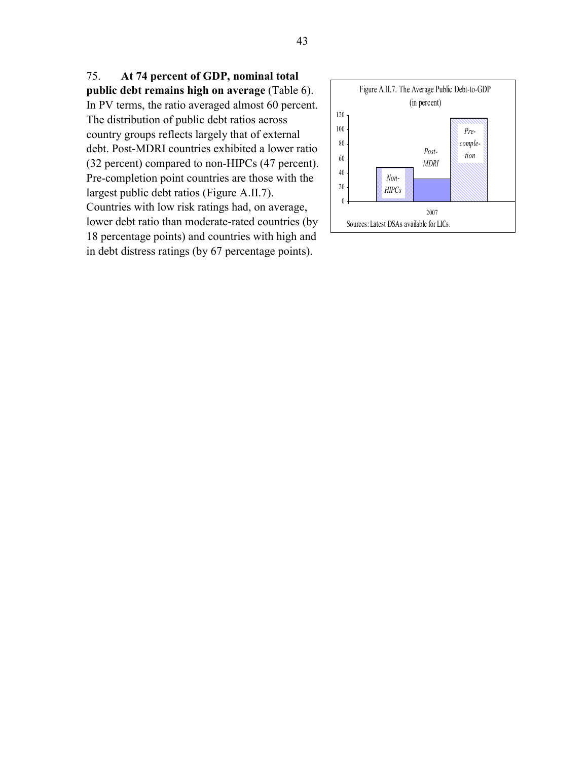75. **At 74 percent of GDP, nominal total public debt remains high on average** (Table 6). In PV terms, the ratio averaged almost 60 percent. The distribution of public debt ratios across country groups reflects largely that of external debt. Post-MDRI countries exhibited a lower ratio (32 percent) compared to non-HIPCs (47 percent). Pre-completion point countries are those with the largest public debt ratios (Figure A.II.7). Countries with low risk ratings had, on average, lower debt ratio than moderate-rated countries (by 18 percentage points) and countries with high and in debt distress ratings (by 67 percentage points).

Figure A.II.7. The Average Public Debt-to-GDP (in percent)

| 2007 | Non-HIPCs | Post-MDRI | Pre-completion |
|---|---|---|---|
| Public debt-to-GDP (approx.) | 47 | 32 | 115 |

Sources: Latest DSAs available for LICs.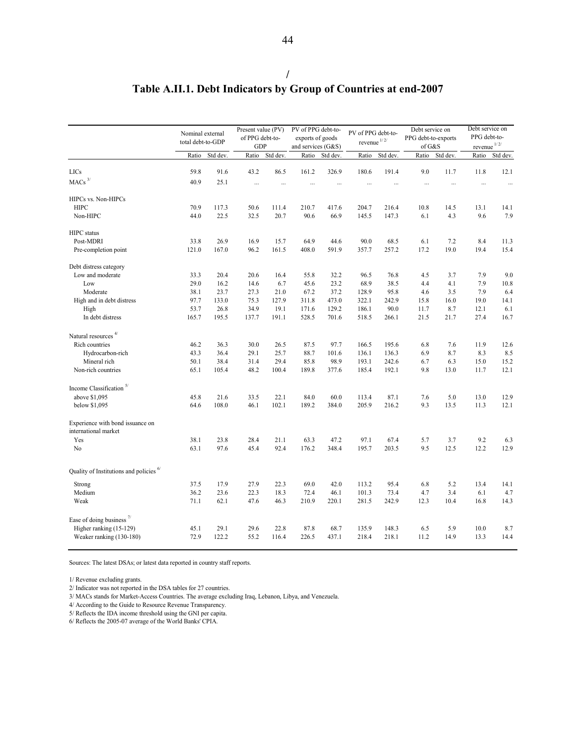/

# Table A.II.1. Debt Indicators by Group of Countries at end-2007

| | Nominal external total debt-to-GDP | | Present value (PV) of PPG debt-to-GDP | | PV of PPG debt-to-exports of goods and services (G&S) | | PV of PPG debt-to-revenue [1/2/] | | Debt service on PPG debt-to-exports of G&S | | Debt service on PPG debt-to-revenue [1/2/] | |
|---|---|---|---|---|---|---|---|---|---|---|---|---|
| | Ratio | Std dev. | Ratio | Std dev. | Ratio | Std dev. | Ratio | Std dev. | Ratio | Std dev. | Ratio | Std dev. |
| LICs | 59.8 | 91.6 | 43.2 | 86.5 | 161.2 | 326.9 | 180.6 | 191.4 | 9.0 | 11.7 | 11.8 | 12.1 |
| MACs [3/] | 40.9 | 25.1 | ... | ... | ... | ... | ... | ... | ... | ... | ... | ... |
| HIPCs vs. Non-HIPCs | | | | | | | | | | | | |
| HIPC | 70.9 | 117.3 | 50.6 | 111.4 | 210.7 | 417.6 | 204.7 | 216.4 | 10.8 | 14.5 | 13.1 | 14.1 |
| Non-HIPC | 44.0 | 22.5 | 32.5 | 20.7 | 90.6 | 66.9 | 145.5 | 147.3 | 6.1 | 4.3 | 9.6 | 7.9 |
| HIPC status | | | | | | | | | | | | |
| Post-MDRI | 33.8 | 26.9 | 16.9 | 15.7 | 64.9 | 44.6 | 90.0 | 68.5 | 6.1 | 7.2 | 8.4 | 11.3 |
| Pre-completion point | 121.0 | 167.0 | 96.2 | 161.5 | 408.0 | 591.9 | 357.7 | 257.2 | 17.2 | 19.0 | 19.4 | 15.4 |
| Debt distress category | | | | | | | | | | | | |
| Low and moderate | 33.3 | 20.4 | 20.6 | 16.4 | 55.8 | 32.2 | 96.5 | 76.8 | 4.5 | 3.7 | 7.9 | 9.0 |
| Low | 29.0 | 16.2 | 14.6 | 6.7 | 45.6 | 23.2 | 68.9 | 38.5 | 4.4 | 4.1 | 7.9 | 10.8 |
| Moderate | 38.1 | 23.7 | 27.3 | 21.0 | 67.2 | 37.2 | 128.9 | 95.8 | 4.6 | 3.5 | 7.9 | 6.4 |
| High and in debt distress | 97.7 | 133.0 | 75.3 | 127.9 | 311.8 | 473.0 | 322.1 | 242.9 | 15.8 | 16.0 | 19.0 | 14.1 |
| High | 53.7 | 26.8 | 34.9 | 19.1 | 171.6 | 129.2 | 186.1 | 90.0 | 11.7 | 8.7 | 12.1 | 6.1 |
| In debt distress | 165.7 | 195.5 | 137.7 | 191.1 | 528.5 | 701.6 | 518.5 | 266.1 | 21.5 | 21.7 | 27.4 | 16.7 |
| Natural resources [4/] | | | | | | | | | | | | |
| Rich countries | 46.2 | 36.3 | 30.0 | 26.5 | 87.5 | 97.7 | 166.5 | 195.6 | 6.8 | 7.6 | 11.9 | 12.6 |
| Hydrocarbon-rich | 43.3 | 36.4 | 29.1 | 25.7 | 88.7 | 101.6 | 136.1 | 136.3 | 6.9 | 8.7 | 8.3 | 8.5 |
| Mineral rich | 50.1 | 38.4 | 31.4 | 29.4 | 85.8 | 98.9 | 193.1 | 242.6 | 6.7 | 6.3 | 15.0 | 15.2 |
| Non-rich countries | 65.1 | 105.4 | 48.2 | 100.4 | 189.8 | 377.6 | 185.4 | 192.1 | 9.8 | 13.0 | 11.7 | 12.1 |
| Income Classification [5/] | | | | | | | | | | | | |
| above $1,095 | 45.8 | 21.6 | 33.5 | 22.1 | 84.0 | 60.0 | 113.4 | 87.1 | 7.6 | 5.0 | 13.0 | 12.9 |
| below $1,095 | 64.6 | 108.0 | 46.1 | 102.1 | 189.2 | 384.0 | 205.9 | 216.2 | 9.3 | 13.5 | 11.3 | 12.1 |
| Experience with bond issuance on international market | | | | | | | | | | | | |
| Yes | 38.1 | 23.8 | 28.4 | 21.1 | 63.3 | 47.2 | 97.1 | 67.4 | 5.7 | 3.7 | 9.2 | 6.3 |
| No | 63.1 | 97.6 | 45.4 | 92.4 | 176.2 | 348.4 | 195.7 | 203.5 | 9.5 | 12.5 | 12.2 | 12.9 |
| Quality of Institutions and policies [6/] | | | | | | | | | | | | |
| Strong | 37.5 | 17.9 | 27.9 | 22.3 | 69.0 | 42.0 | 113.2 | 95.4 | 6.8 | 5.2 | 13.4 | 14.1 |
| Medium | 36.2 | 23.6 | 22.3 | 18.3 | 72.4 | 46.1 | 101.3 | 73.4 | 4.7 | 3.4 | 6.1 | 4.7 |
| Weak | 71.1 | 62.1 | 47.6 | 46.3 | 210.9 | 220.1 | 281.5 | 242.9 | 12.3 | 10.4 | 16.8 | 14.3 |
| Ease of doing business [7/] | | | | | | | | | | | | |
| Higher ranking (15-129) | 45.1 | 29.1 | 29.6 | 22.8 | 87.8 | 68.7 | 135.9 | 148.3 | 6.5 | 5.9 | 10.0 | 8.7 |
| Weaker ranking (130-180) | 72.9 | 122.2 | 55.2 | 116.4 | 226.5 | 437.1 | 218.4 | 218.1 | 11.2 | 14.9 | 13.3 | 14.4 |

Sources: The latest DSAs; or latest data reported in country staff reports.

1/ Revenue excluding grants.

2/ Indicator was not reported in the DSA tables for 27 countries.

3/ MACs stands for Market-Access Countries. The average excluding Iraq, Lebanon, Libya, and Venezuela.

4/ According to the Guide to Resource Revenue Transparency.

5/ Reflects the IDA income threshold using the GNI per capita.

6/ Reflects the 2005-07 average of the World Banks' CPIA.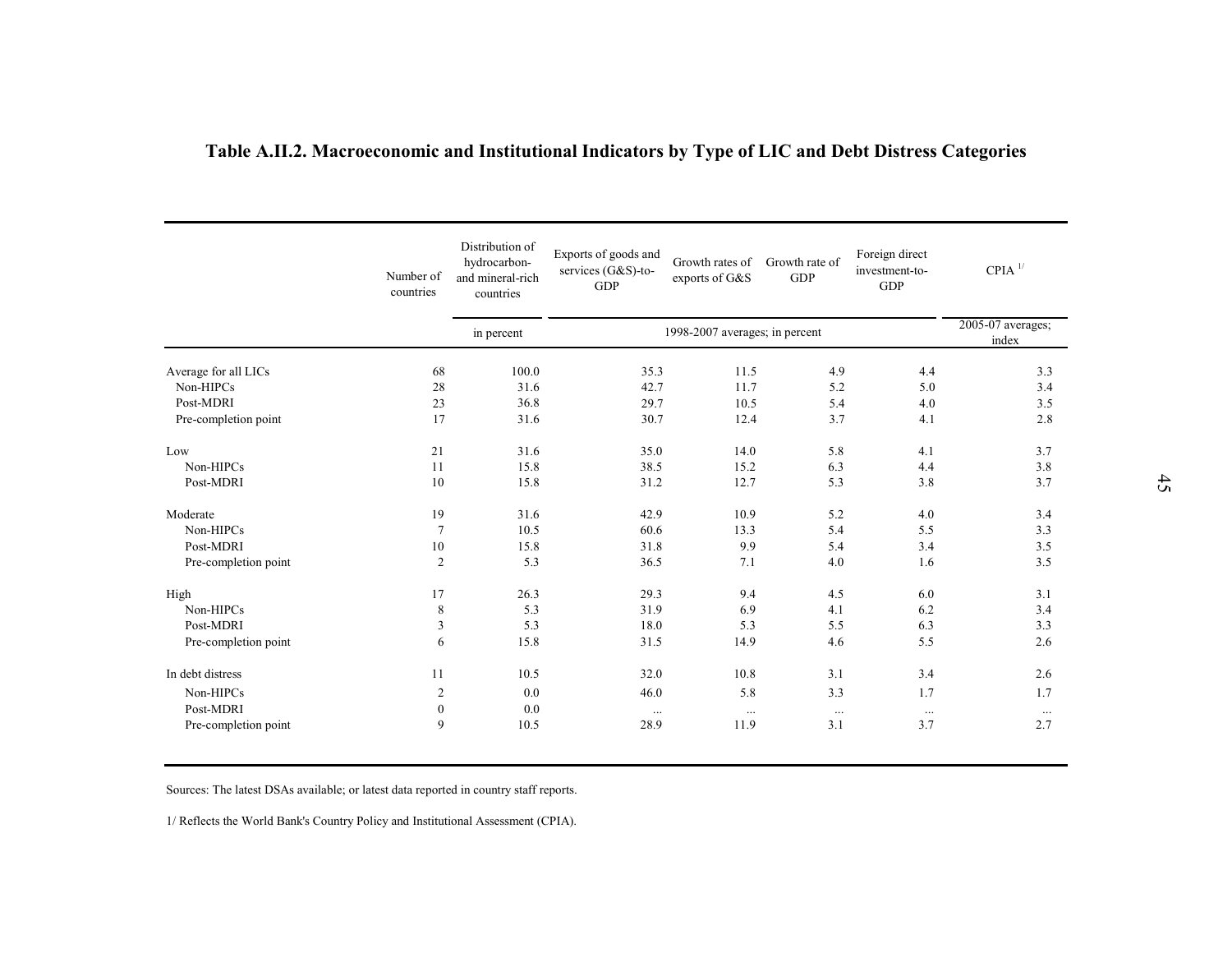## Table A.II.2. Macroeconomic and Institutional Indicators by Type of LIC and Debt Distress Categories

| | Number of countries | Distribution of hydrocarbon- and mineral-rich countries | Exports of goods and services (G&S)-to-GDP | Growth rates of exports of G&S | Growth rate of GDP | Foreign direct investment-to-GDP | CPIA 1/ |
|---|---|---|---|---|---|---|---|
| | | in percent | 1998-2007 averages; in percent | | | | 2005-07 averages; index |
| Average for all LICs | 68 | 100.0 | 35.3 | 11.5 | 4.9 | 4.4 | 3.3 |
| Non-HIPCs | 28 | 31.6 | 42.7 | 11.7 | 5.2 | 5.0 | 3.4 |
| Post-MDRI | 23 | 36.8 | 29.7 | 10.5 | 5.4 | 4.0 | 3.5 |
| Pre-completion point | 17 | 31.6 | 30.7 | 12.4 | 3.7 | 4.1 | 2.8 |
| Low | 21 | 31.6 | 35.0 | 14.0 | 5.8 | 4.1 | 3.7 |
| Non-HIPCs | 11 | 15.8 | 38.5 | 15.2 | 6.3 | 4.4 | 3.8 |
| Post-MDRI | 10 | 15.8 | 31.2 | 12.7 | 5.3 | 3.8 | 3.7 |
| Moderate | 19 | 31.6 | 42.9 | 10.9 | 5.2 | 4.0 | 3.4 |
| Non-HIPCs | 7 | 10.5 | 60.6 | 13.3 | 5.4 | 5.5 | 3.3 |
| Post-MDRI | 10 | 15.8 | 31.8 | 9.9 | 5.4 | 3.4 | 3.5 |
| Pre-completion point | 2 | 5.3 | 36.5 | 7.1 | 4.0 | 1.6 | 3.5 |
| High | 17 | 26.3 | 29.3 | 9.4 | 4.5 | 6.0 | 3.1 |
| Non-HIPCs | 8 | 5.3 | 31.9 | 6.9 | 4.1 | 6.2 | 3.4 |
| Post-MDRI | 3 | 5.3 | 18.0 | 5.3 | 5.5 | 6.3 | 3.3 |
| Pre-completion point | 6 | 15.8 | 31.5 | 14.9 | 4.6 | 5.5 | 2.6 |
| In debt distress | 11 | 10.5 | 32.0 | 10.8 | 3.1 | 3.4 | 2.6 |
| Non-HIPCs | 2 | 0.0 | 46.0 | 5.8 | 3.3 | 1.7 | 1.7 |
| Post-MDRI | 0 | 0.0 | ... | ... | ... | ... | ... |
| Pre-completion point | 9 | 10.5 | 28.9 | 11.9 | 3.1 | 3.7 | 2.7 |

Sources: The latest DSAs available; or latest data reported in country staff reports.

1/ Reflects the World Bank's Country Policy and Institutional Assessment (CPIA).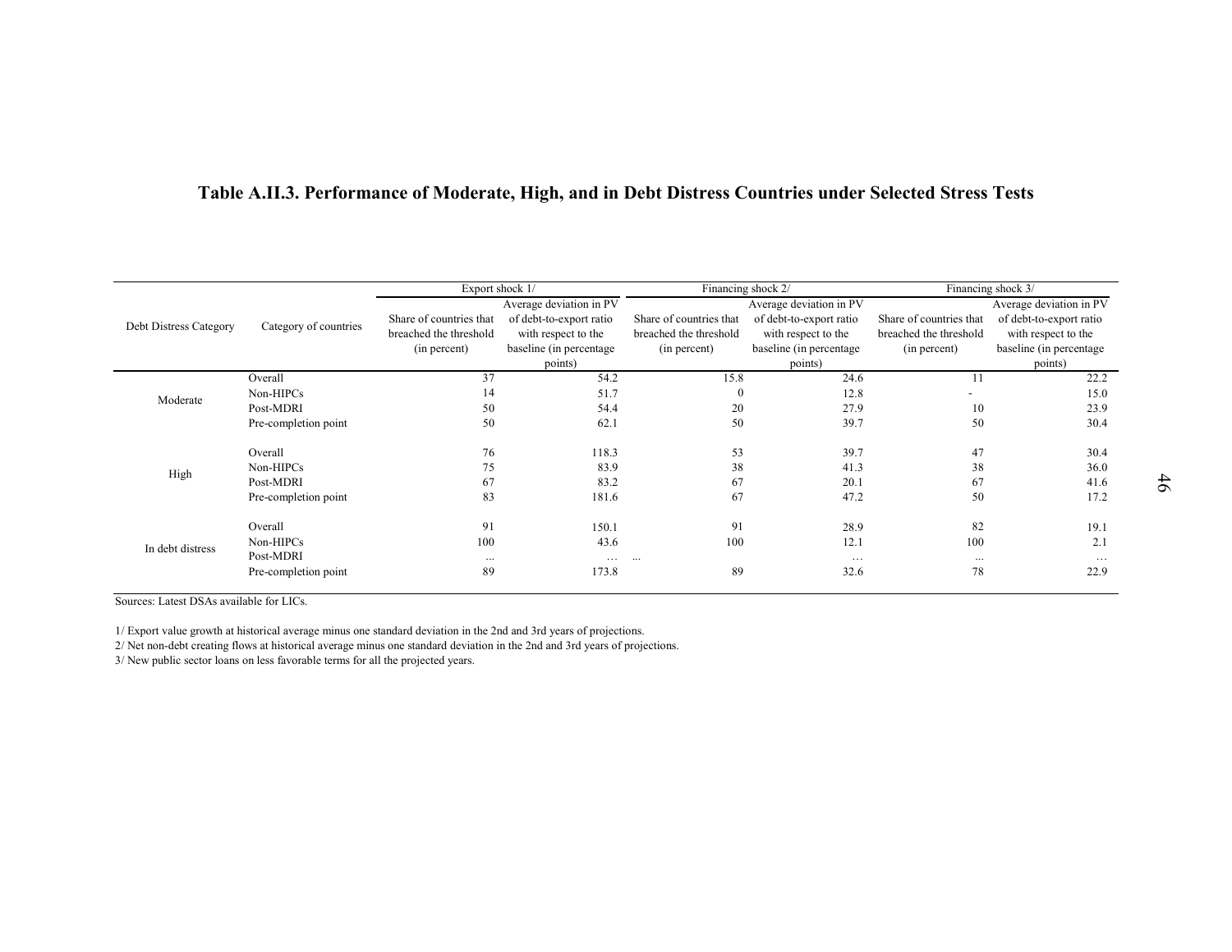**Table A.II.3. Performance of Moderate, High, and in Debt Distress Countries under Selected Stress Tests**

| Debt Distress Category | Category of countries | Export shock 1/ | | Financing shock 2/ | | Financing shock 3/ | |
|---|---|---|---|---|---|---|---|
| | | Share of countries that breached the threshold (in percent) | Average deviation in PV of debt-to-export ratio with respect to the baseline (in percentage points) | Share of countries that breached the threshold (in percent) | Average deviation in PV of debt-to-export ratio with respect to the baseline (in percentage points) | Share of countries that breached the threshold (in percent) | Average deviation in PV of debt-to-export ratio with respect to the baseline (in percentage points) |
| Moderate | Overall | 37 | 54.2 | 15.8 | 24.6 | 11 | 22.2 |
| | Non-HIPCs | 14 | 51.7 | 0 | 12.8 | - | 15.0 |
| | Post-MDRI | 50 | 54.4 | 20 | 27.9 | 10 | 23.9 |
| | Pre-completion point | 50 | 62.1 | 50 | 39.7 | 50 | 30.4 |
| High | Overall | 76 | 118.3 | 53 | 39.7 | 47 | 30.4 |
| | Non-HIPCs | 75 | 83.9 | 38 | 41.3 | 38 | 36.0 |
| | Post-MDRI | 67 | 83.2 | 67 | 20.1 | 67 | 41.6 |
| | Pre-completion point | 83 | 181.6 | 67 | 47.2 | 50 | 17.2 |
| In debt distress | Overall | 91 | 150.1 | 91 | 28.9 | 82 | 19.1 |
| | Non-HIPCs | 100 | 43.6 | 100 | 12.1 | 100 | 2.1 |
| | Post-MDRI | ... | ... | ... | ... | ... | ... |
| | Pre-completion point | 89 | 173.8 | 89 | 32.6 | 78 | 22.9 |

Sources: Latest DSAs available for LICs.

1/ Export value growth at historical average minus one standard deviation in the 2nd and 3rd years of projections.
2/ Net non-debt creating flows at historical average minus one standard deviation in the 2nd and 3rd years of projections.
3/ New public sector loans on less favorable terms for all the projected years.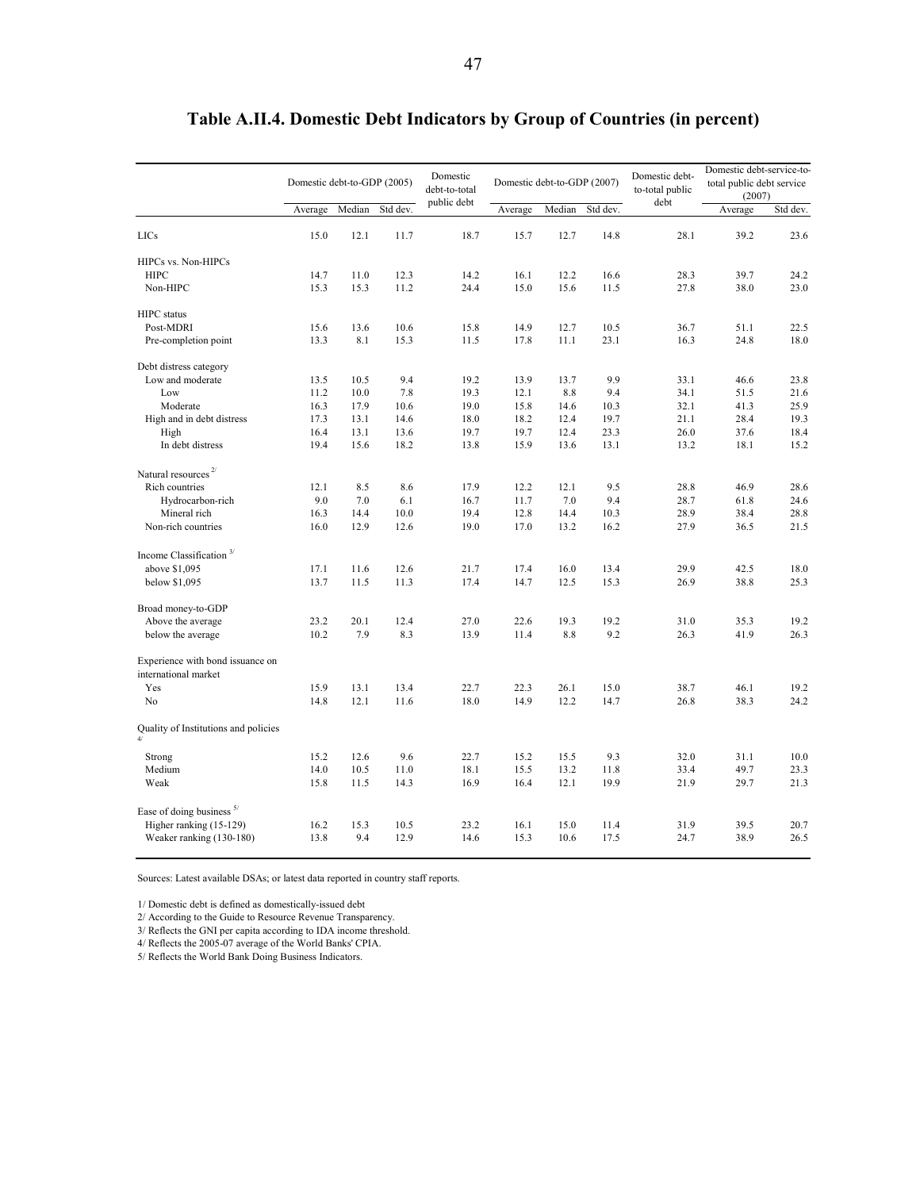# Table A.II.4. Domestic Debt Indicators by Group of Countries (in percent)

| | Domestic debt-to-GDP (2005) | | | Domestic debt-to-total public debt | Domestic debt-to-GDP (2007) | | | Domestic debt-to-total public debt | Domestic debt-service-to-total public debt service (2007) | |
|---|---|---|---|---|---|---|---|---|---|---|
| | Average | Median | Std dev. | | Average | Median | Std dev. | | Average | Std dev. |
| LICs | 15.0 | 12.1 | 11.7 | 18.7 | 15.7 | 12.7 | 14.8 | 28.1 | 39.2 | 23.6 |
| HIPCs vs. Non-HIPCs | | | | | | | | | | |
| HIPC | 14.7 | 11.0 | 12.3 | 14.2 | 16.1 | 12.2 | 16.6 | 28.3 | 39.7 | 24.2 |
| Non-HIPC | 15.3 | 15.3 | 11.2 | 24.4 | 15.0 | 15.6 | 11.5 | 27.8 | 38.0 | 23.0 |
| HIPC status | | | | | | | | | | |
| Post-MDRI | 15.6 | 13.6 | 10.6 | 15.8 | 14.9 | 12.7 | 10.5 | 36.7 | 51.1 | 22.5 |
| Pre-completion point | 13.3 | 8.1 | 15.3 | 11.5 | 17.8 | 11.1 | 23.1 | 16.3 | 24.8 | 18.0 |
| Debt distress category | | | | | | | | | | |
| Low and moderate | 13.5 | 10.5 | 9.4 | 19.2 | 13.9 | 13.7 | 9.9 | 33.1 | 46.6 | 23.8 |
| Low | 11.2 | 10.0 | 7.8 | 19.3 | 12.1 | 8.8 | 9.4 | 34.1 | 51.5 | 21.6 |
| Moderate | 16.3 | 17.9 | 10.6 | 19.0 | 15.8 | 14.6 | 10.3 | 32.1 | 41.3 | 25.9 |
| High and in debt distress | 17.3 | 13.1 | 14.6 | 18.0 | 18.2 | 12.4 | 19.7 | 21.1 | 28.4 | 19.3 |
| High | 16.4 | 13.1 | 13.6 | 19.7 | 19.7 | 12.4 | 23.3 | 26.0 | 37.6 | 18.4 |
| In debt distress | 19.4 | 15.6 | 18.2 | 13.8 | 15.9 | 13.6 | 13.1 | 13.2 | 18.1 | 15.2 |
| Natural resources 2/ | | | | | | | | | | |
| Rich countries | 12.1 | 8.5 | 8.6 | 17.9 | 12.2 | 12.1 | 9.5 | 28.8 | 46.9 | 28.6 |
| Hydrocarbon-rich | 9.0 | 7.0 | 6.1 | 16.7 | 11.7 | 7.0 | 9.4 | 28.7 | 61.8 | 24.6 |
| Mineral rich | 16.3 | 14.4 | 10.0 | 19.4 | 12.8 | 14.4 | 10.3 | 28.9 | 38.4 | 28.8 |
| Non-rich countries | 16.0 | 12.9 | 12.6 | 19.0 | 17.0 | 13.2 | 16.2 | 27.9 | 36.5 | 21.5 |
| Income Classification 3/ | | | | | | | | | | |
| above $1,095 | 17.1 | 11.6 | 12.6 | 21.7 | 17.4 | 16.0 | 13.4 | 29.9 | 42.5 | 18.0 |
| below $1,095 | 13.7 | 11.5 | 11.3 | 17.4 | 14.7 | 12.5 | 15.3 | 26.9 | 38.8 | 25.3 |
| Broad money-to-GDP | | | | | | | | | | |
| Above the average | 23.2 | 20.1 | 12.4 | 27.0 | 22.6 | 19.3 | 19.2 | 31.0 | 35.3 | 19.2 |
| below the average | 10.2 | 7.9 | 8.3 | 13.9 | 11.4 | 8.8 | 9.2 | 26.3 | 41.9 | 26.3 |
| Experience with bond issuance on international market | | | | | | | | | | |
| Yes | 15.9 | 13.1 | 13.4 | 22.7 | 22.3 | 26.1 | 15.0 | 38.7 | 46.1 | 19.2 |
| No | 14.8 | 12.1 | 11.6 | 18.0 | 14.9 | 12.2 | 14.7 | 26.8 | 38.3 | 24.2 |
| Quality of Institutions and policies 4/ | | | | | | | | | | |
| Strong | 15.2 | 12.6 | 9.6 | 22.7 | 15.2 | 15.5 | 9.3 | 32.0 | 31.1 | 10.0 |
| Medium | 14.0 | 10.5 | 11.0 | 18.1 | 15.5 | 13.2 | 11.8 | 33.4 | 49.7 | 23.3 |
| Weak | 15.8 | 11.5 | 14.3 | 16.9 | 16.4 | 12.1 | 19.9 | 21.9 | 29.7 | 21.3 |
| Ease of doing business 5/ | | | | | | | | | | |
| Higher ranking (15-129) | 16.2 | 15.3 | 10.5 | 23.2 | 16.1 | 15.0 | 11.4 | 31.9 | 39.5 | 20.7 |
| Weaker ranking (130-180) | 13.8 | 9.4 | 12.9 | 14.6 | 15.3 | 10.6 | 17.5 | 24.7 | 38.9 | 26.5 |

Sources: Latest available DSAs; or latest data reported in country staff reports.

1/ Domestic debt is defined as domestically-issued debt

2/ According to the Guide to Resource Revenue Transparency.

3/ Reflects the GNI per capita according to IDA income threshold.

4/ Reflects the 2005-07 average of the World Banks' CPIA.

5/ Reflects the World Bank Doing Business Indicators.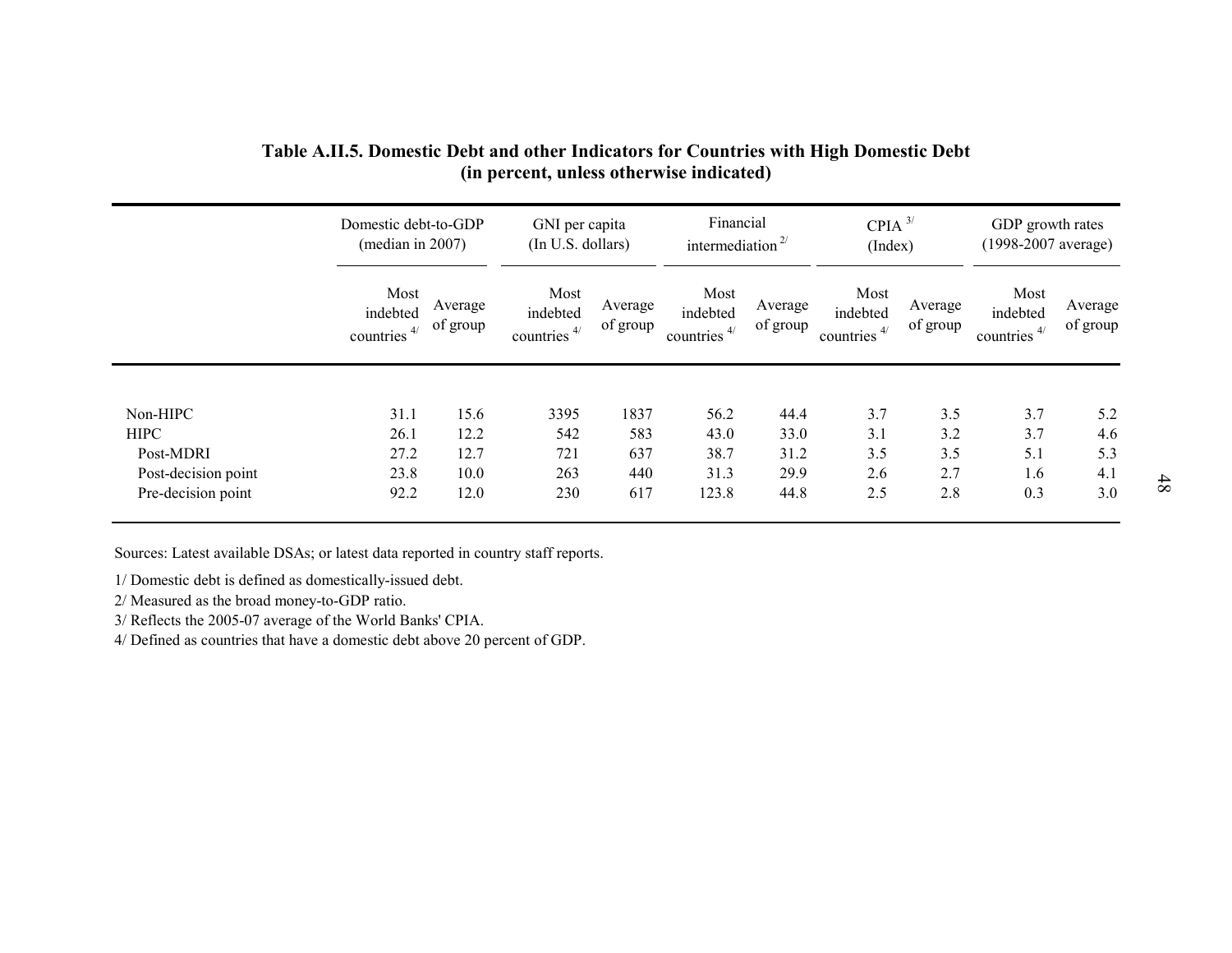**Table A.II.5. Domestic Debt and other Indicators for Countries with High Domestic Debt (in percent, unless otherwise indicated)**

| | Domestic debt-to-GDP (median in 2007) | | GNI per capita (In U.S. dollars) | | Financial intermediation [2/] | | CPIA [3/] (Index) | | GDP growth rates (1998-2007 average) | |
|---|---|---|---|---|---|---|---|---|---|---|
| | Most indebted countries [4/] | Average of group | Most indebted countries [4/] | Average of group | Most indebted countries [4/] | Average of group | Most indebted countries [4/] | Average of group | Most indebted countries [4/] | Average of group |
| Non-HIPC | 31.1 | 15.6 | 3395 | 1837 | 56.2 | 44.4 | 3.7 | 3.5 | 3.7 | 5.2 |
| HIPC | 26.1 | 12.2 | 542 | 583 | 43.0 | 33.0 | 3.1 | 3.2 | 3.7 | 4.6 |
| Post-MDRI | 27.2 | 12.7 | 721 | 637 | 38.7 | 31.2 | 3.5 | 3.5 | 5.1 | 5.3 |
| Post-decision point | 23.8 | 10.0 | 263 | 440 | 31.3 | 29.9 | 2.6 | 2.7 | 1.6 | 4.1 |
| Pre-decision point | 92.2 | 12.0 | 230 | 617 | 123.8 | 44.8 | 2.5 | 2.8 | 0.3 | 3.0 |

Sources: Latest available DSAs; or latest data reported in country staff reports.

1/ Domestic debt is defined as domestically-issued debt.

2/ Measured as the broad money-to-GDP ratio.

3/ Reflects the 2005-07 average of the World Banks' CPIA.

4/ Defined as countries that have a domestic debt above 20 percent of GDP.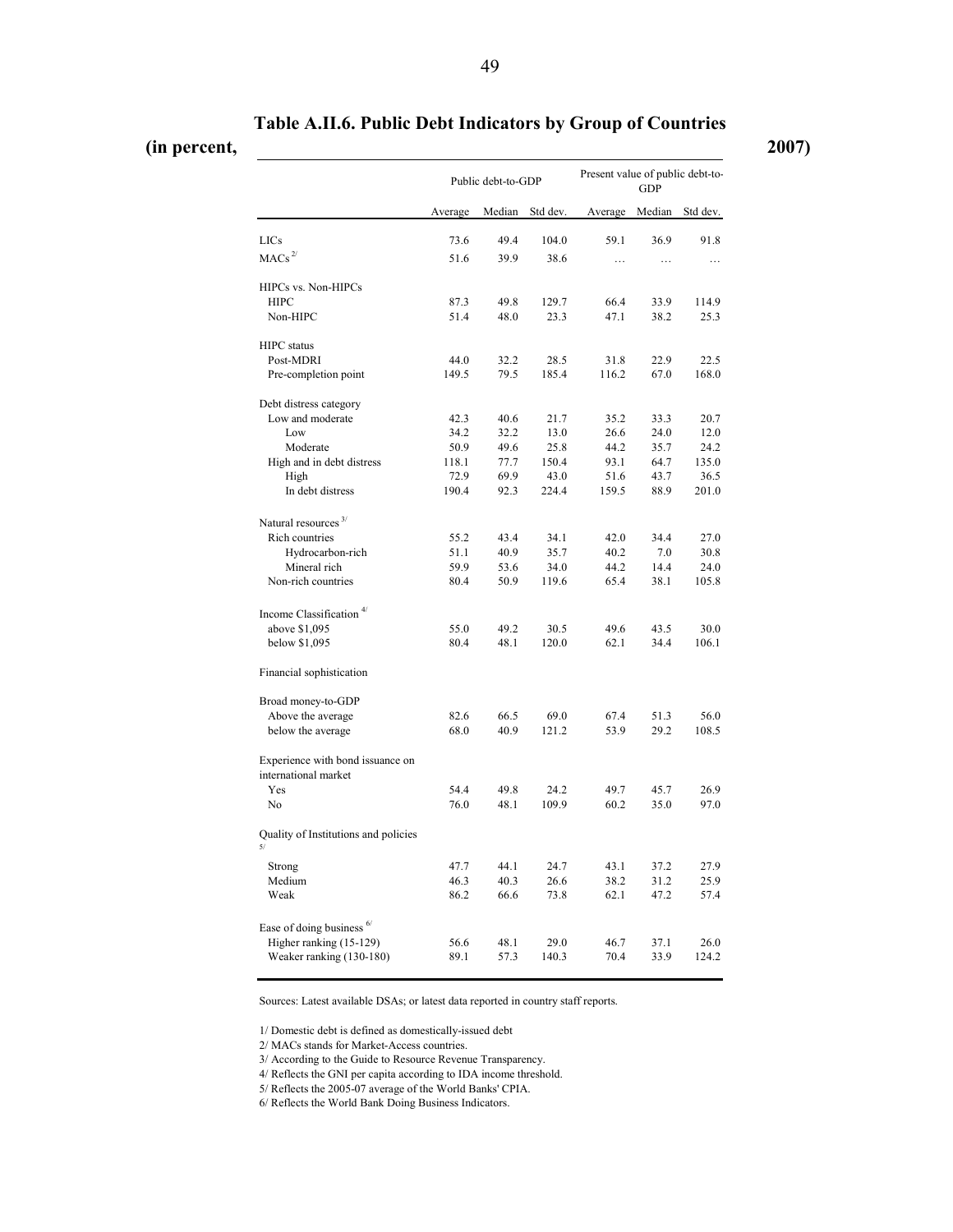# Table A.II.6. Public Debt Indicators by Group of Countries

**(in percent, 2007)**

| | Public debt-to-GDP | | | Present value of public debt-to-GDP | | |
|---|---|---|---|---|---|---|
| | Average | Median | Std dev. | Average | Median | Std dev. |
| LICs | 73.6 | 49.4 | 104.0 | 59.1 | 36.9 | 91.8 |
| MACs [2/] | 51.6 | 39.9 | 38.6 | … | … | … |
| HIPCs vs. Non-HIPCs | | | | | | |
| HIPC | 87.3 | 49.8 | 129.7 | 66.4 | 33.9 | 114.9 |
| Non-HIPC | 51.4 | 48.0 | 23.3 | 47.1 | 38.2 | 25.3 |
| HIPC status | | | | | | |
| Post-MDRI | 44.0 | 32.2 | 28.5 | 31.8 | 22.9 | 22.5 |
| Pre-completion point | 149.5 | 79.5 | 185.4 | 116.2 | 67.0 | 168.0 |
| Debt distress category | | | | | | |
| Low and moderate | 42.3 | 40.6 | 21.7 | 35.2 | 33.3 | 20.7 |
| Low | 34.2 | 32.2 | 13.0 | 26.6 | 24.0 | 12.0 |
| Moderate | 50.9 | 49.6 | 25.8 | 44.2 | 35.7 | 24.2 |
| High and in debt distress | 118.1 | 77.7 | 150.4 | 93.1 | 64.7 | 135.0 |
| High | 72.9 | 69.9 | 43.0 | 51.6 | 43.7 | 36.5 |
| In debt distress | 190.4 | 92.3 | 224.4 | 159.5 | 88.9 | 201.0 |
| Natural resources [3/] | | | | | | |
| Rich countries | 55.2 | 43.4 | 34.1 | 42.0 | 34.4 | 27.0 |
| Hydrocarbon-rich | 51.1 | 40.9 | 35.7 | 40.2 | 7.0 | 30.8 |
| Mineral rich | 59.9 | 53.6 | 34.0 | 44.2 | 14.4 | 24.0 |
| Non-rich countries | 80.4 | 50.9 | 119.6 | 65.4 | 38.1 | 105.8 |
| Income Classification [4/] | | | | | | |
| above $1,095 | 55.0 | 49.2 | 30.5 | 49.6 | 43.5 | 30.0 |
| below $1,095 | 80.4 | 48.1 | 120.0 | 62.1 | 34.4 | 106.1 |
| Financial sophistication | | | | | | |
| Broad money-to-GDP | | | | | | |
| Above the average | 82.6 | 66.5 | 69.0 | 67.4 | 51.3 | 56.0 |
| below the average | 68.0 | 40.9 | 121.2 | 53.9 | 29.2 | 108.5 |
| Experience with bond issuance on international market | | | | | | |
| Yes | 54.4 | 49.8 | 24.2 | 49.7 | 45.7 | 26.9 |
| No | 76.0 | 48.1 | 109.9 | 60.2 | 35.0 | 97.0 |
| Quality of Institutions and policies [5/] | | | | | | |
| Strong | 47.7 | 44.1 | 24.7 | 43.1 | 37.2 | 27.9 |
| Medium | 46.3 | 40.3 | 26.6 | 38.2 | 31.2 | 25.9 |
| Weak | 86.2 | 66.6 | 73.8 | 62.1 | 47.2 | 57.4 |
| Ease of doing business [6/] | | | | | | |
| Higher ranking (15-129) | 56.6 | 48.1 | 29.0 | 46.7 | 37.1 | 26.0 |
| Weaker ranking (130-180) | 89.1 | 57.3 | 140.3 | 70.4 | 33.9 | 124.2 |

Sources: Latest available DSAs; or latest data reported in country staff reports.

1/ Domestic debt is defined as domestically-issued debt

2/ MACs stands for Market-Access countries.

3/ According to the Guide to Resource Revenue Transparency.

4/ Reflects the GNI per capita according to IDA income threshold.

5/ Reflects the 2005-07 average of the World Banks' CPIA.

6/ Reflects the World Bank Doing Business Indicators.